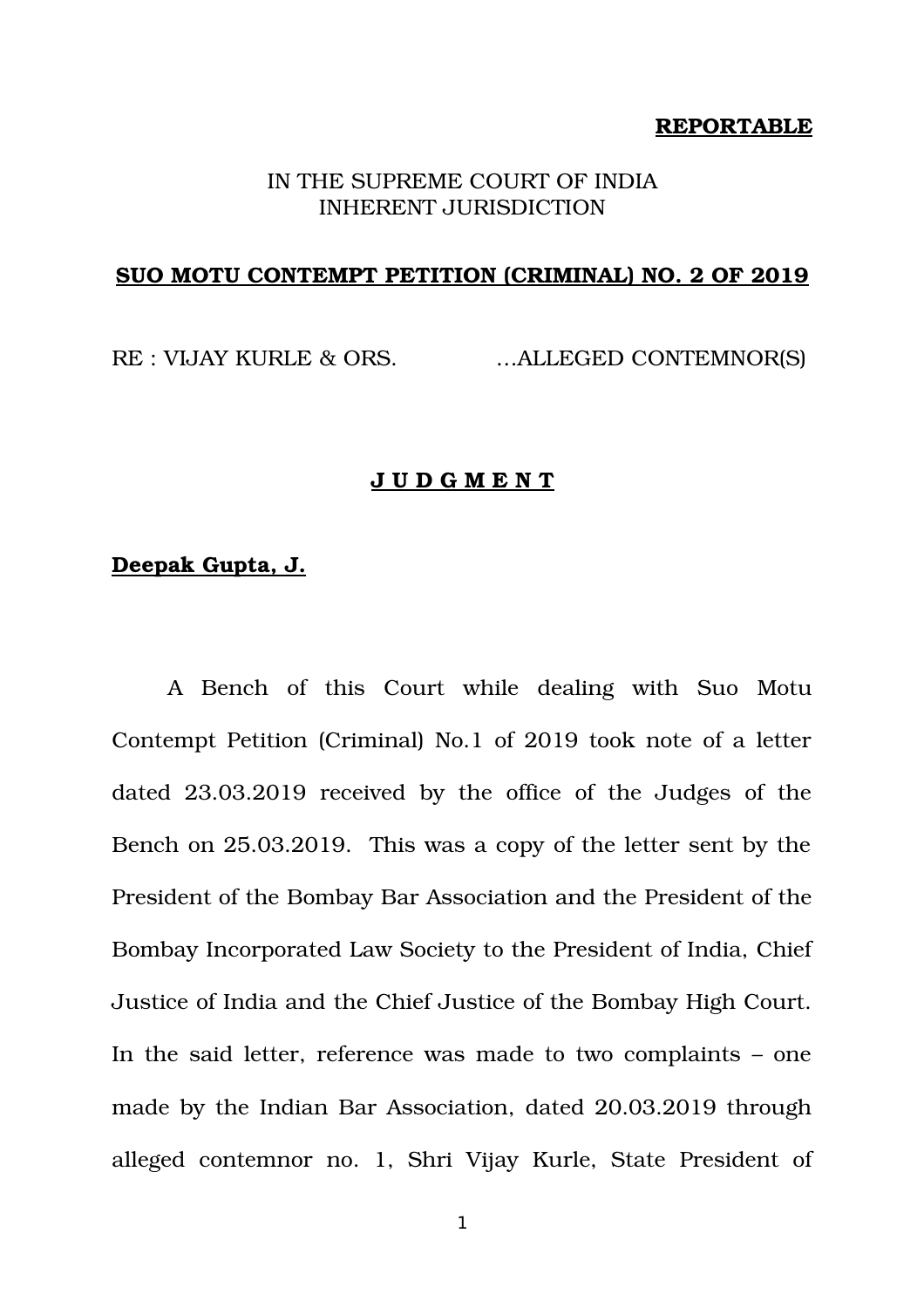**REPORTABLE**

IN THE SUPREME COURT OF INDIA
INHERENT JURISDICTION

**SUO MOTU CONTEMPT PETITION (CRIMINAL) NO. 2 OF 2019**

RE : VIJAY KURLE & ORS. …ALLEGED CONTEMNOR(S)

**J U D G M E N T**

**Deepak Gupta, J.**

A Bench of this Court while dealing with Suo Motu Contempt Petition (Criminal) No.1 of 2019 took note of a letter dated 23.03.2019 received by the office of the Judges of the Bench on 25.03.2019. This was a copy of the letter sent by the President of the Bombay Bar Association and the President of the Bombay Incorporated Law Society to the President of India, Chief Justice of India and the Chief Justice of the Bombay High Court. In the said letter, reference was made to two complaints – one made by the Indian Bar Association, dated 20.03.2019 through alleged contemnor no. 1, Shri Vijay Kurle, State President of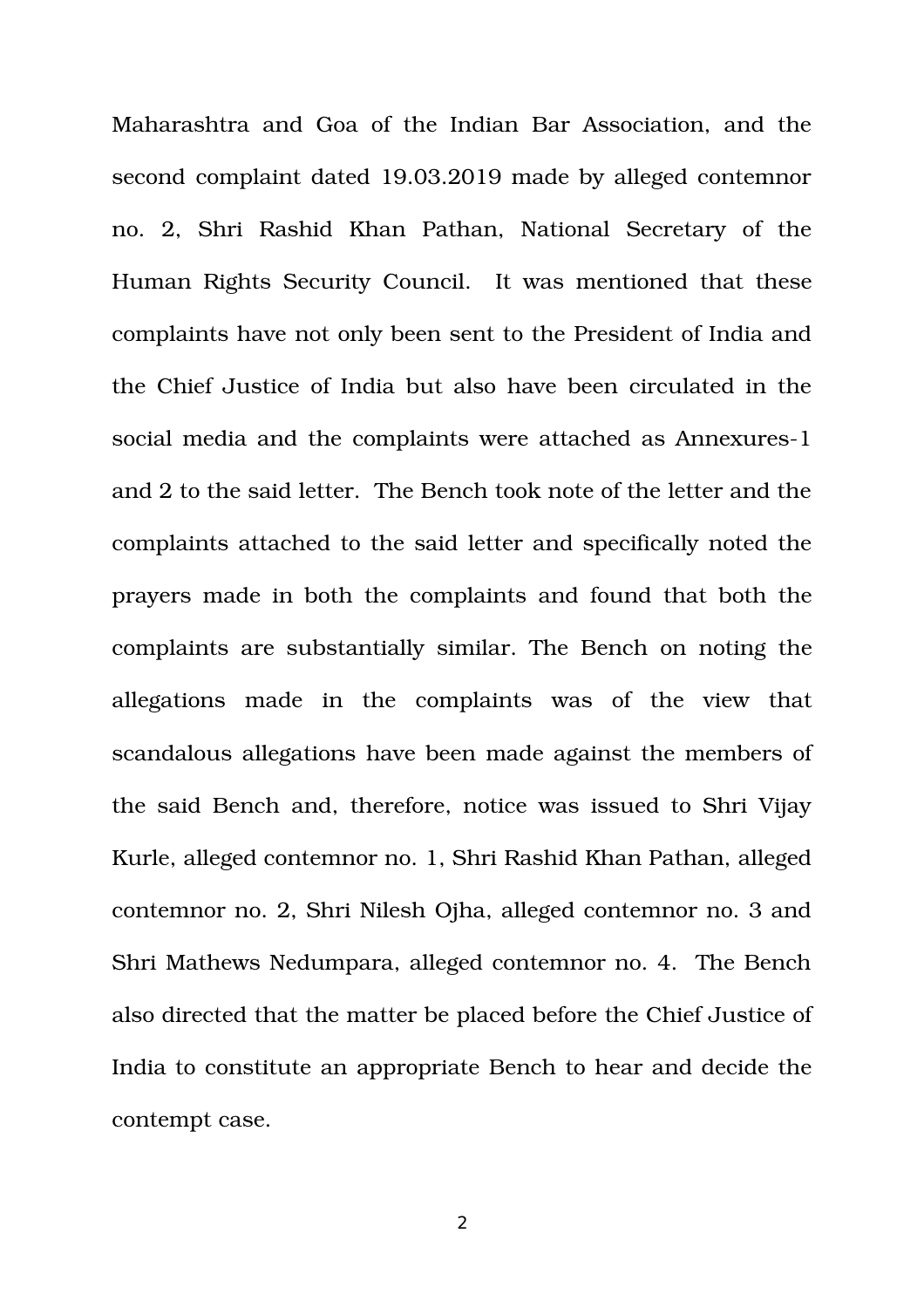Maharashtra and Goa of the Indian Bar Association, and the second complaint dated 19.03.2019 made by alleged contemnor no. 2, Shri Rashid Khan Pathan, National Secretary of the Human Rights Security Council. It was mentioned that these complaints have not only been sent to the President of India and the Chief Justice of India but also have been circulated in the social media and the complaints were attached as Annexures-1 and 2 to the said letter. The Bench took note of the letter and the complaints attached to the said letter and specifically noted the prayers made in both the complaints and found that both the complaints are substantially similar. The Bench on noting the allegations made in the complaints was of the view that scandalous allegations have been made against the members of the said Bench and, therefore, notice was issued to Shri Vijay Kurle, alleged contemnor no. 1, Shri Rashid Khan Pathan, alleged contemnor no. 2, Shri Nilesh Ojha, alleged contemnor no. 3 and Shri Mathews Nedumpara, alleged contemnor no. 4. The Bench also directed that the matter be placed before the Chief Justice of India to constitute an appropriate Bench to hear and decide the contempt case.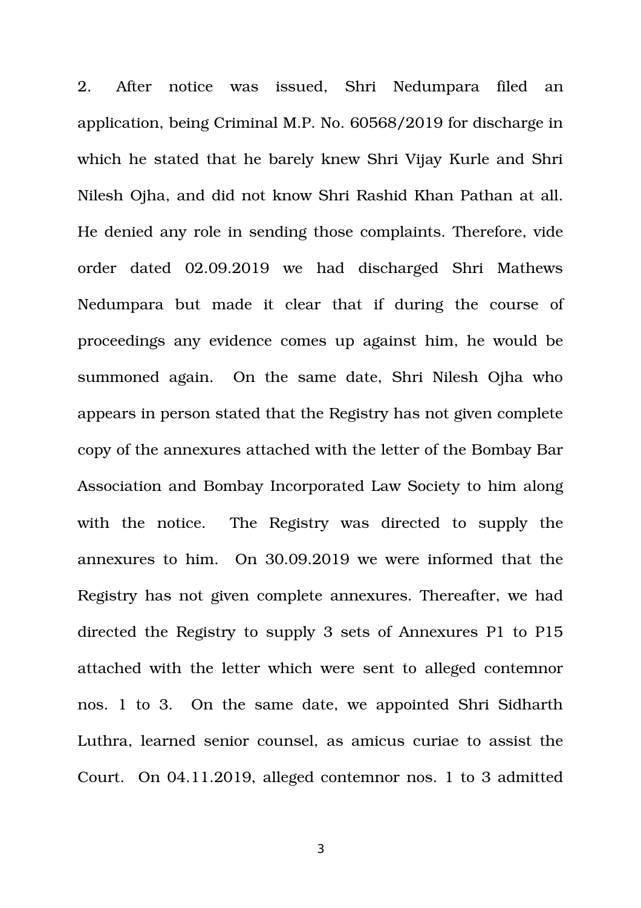2. After notice was issued, Shri Nedumpara filed an application, being Criminal M.P. No. 60568/2019 for discharge in which he stated that he barely knew Shri Vijay Kurle and Shri Nilesh Ojha, and did not know Shri Rashid Khan Pathan at all. He denied any role in sending those complaints. Therefore, vide order dated 02.09.2019 we had discharged Shri Mathews Nedumpara but made it clear that if during the course of proceedings any evidence comes up against him, he would be summoned again. On the same date, Shri Nilesh Ojha who appears in person stated that the Registry has not given complete copy of the annexures attached with the letter of the Bombay Bar Association and Bombay Incorporated Law Society to him along with the notice. The Registry was directed to supply the annexures to him. On 30.09.2019 we were informed that the Registry has not given complete annexures. Thereafter, we had directed the Registry to supply 3 sets of Annexures P1 to P15 attached with the letter which were sent to alleged contemnor nos. 1 to 3. On the same date, we appointed Shri Sidharth Luthra, learned senior counsel, as amicus curiae to assist the Court. On 04.11.2019, alleged contemnor nos. 1 to 3 admitted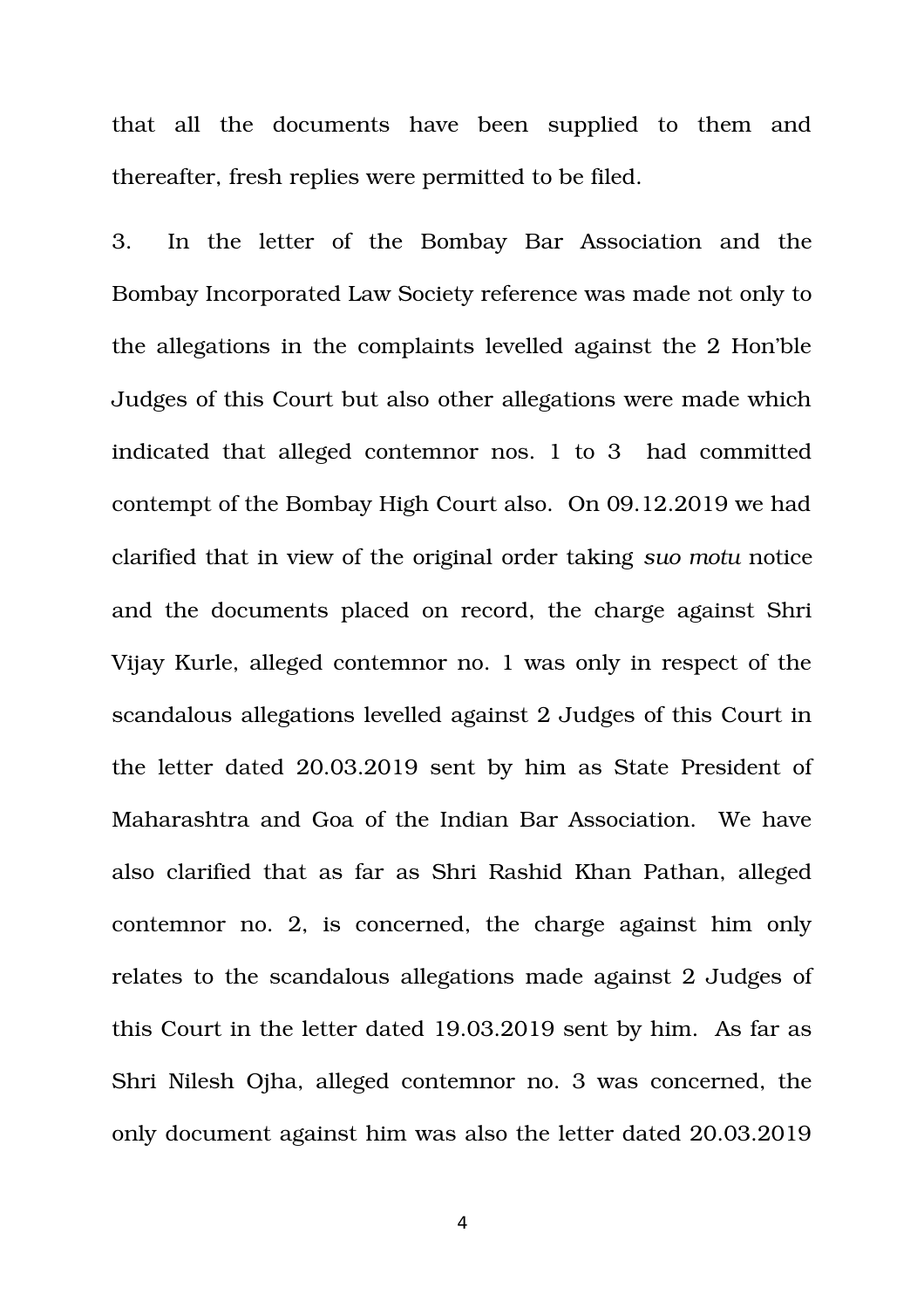that all the documents have been supplied to them and thereafter, fresh replies were permitted to be filed.

3. In the letter of the Bombay Bar Association and the Bombay Incorporated Law Society reference was made not only to the allegations in the complaints levelled against the 2 Hon'ble Judges of this Court but also other allegations were made which indicated that alleged contemnor nos. 1 to 3 had committed contempt of the Bombay High Court also. On 09.12.2019 we had clarified that in view of the original order taking *suo motu* notice and the documents placed on record, the charge against Shri Vijay Kurle, alleged contemnor no. 1 was only in respect of the scandalous allegations levelled against 2 Judges of this Court in the letter dated 20.03.2019 sent by him as State President of Maharashtra and Goa of the Indian Bar Association. We have also clarified that as far as Shri Rashid Khan Pathan, alleged contemnor no. 2, is concerned, the charge against him only relates to the scandalous allegations made against 2 Judges of this Court in the letter dated 19.03.2019 sent by him. As far as Shri Nilesh Ojha, alleged contemnor no. 3 was concerned, the only document against him was also the letter dated 20.03.2019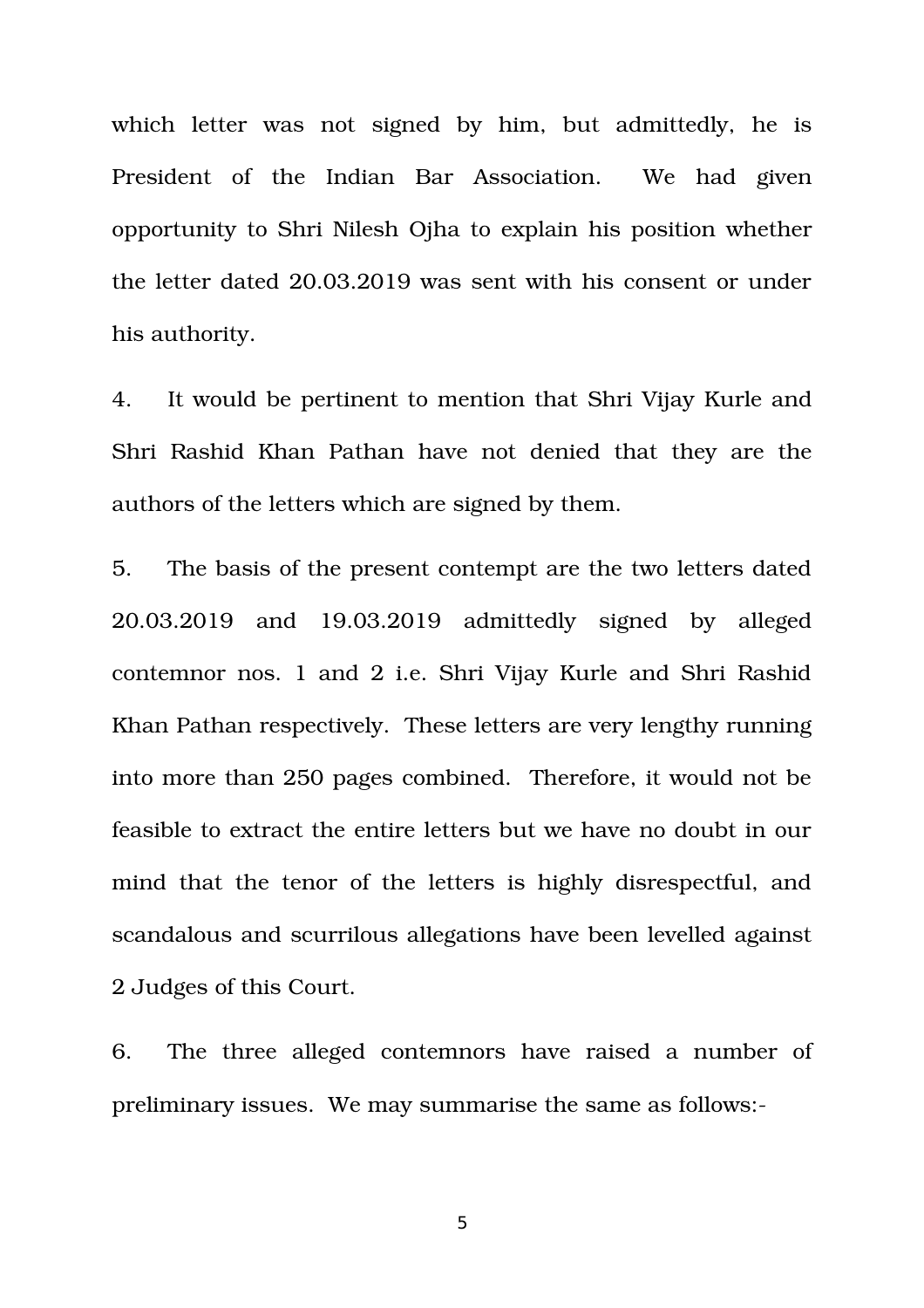which letter was not signed by him, but admittedly, he is President of the Indian Bar Association. We had given opportunity to Shri Nilesh Ojha to explain his position whether the letter dated 20.03.2019 was sent with his consent or under his authority.

4. It would be pertinent to mention that Shri Vijay Kurle and Shri Rashid Khan Pathan have not denied that they are the authors of the letters which are signed by them.

5. The basis of the present contempt are the two letters dated 20.03.2019 and 19.03.2019 admittedly signed by alleged contemnor nos. 1 and 2 i.e. Shri Vijay Kurle and Shri Rashid Khan Pathan respectively. These letters are very lengthy running into more than 250 pages combined. Therefore, it would not be feasible to extract the entire letters but we have no doubt in our mind that the tenor of the letters is highly disrespectful, and scandalous and scurrilous allegations have been levelled against 2 Judges of this Court.

6. The three alleged contemnors have raised a number of preliminary issues. We may summarise the same as follows:-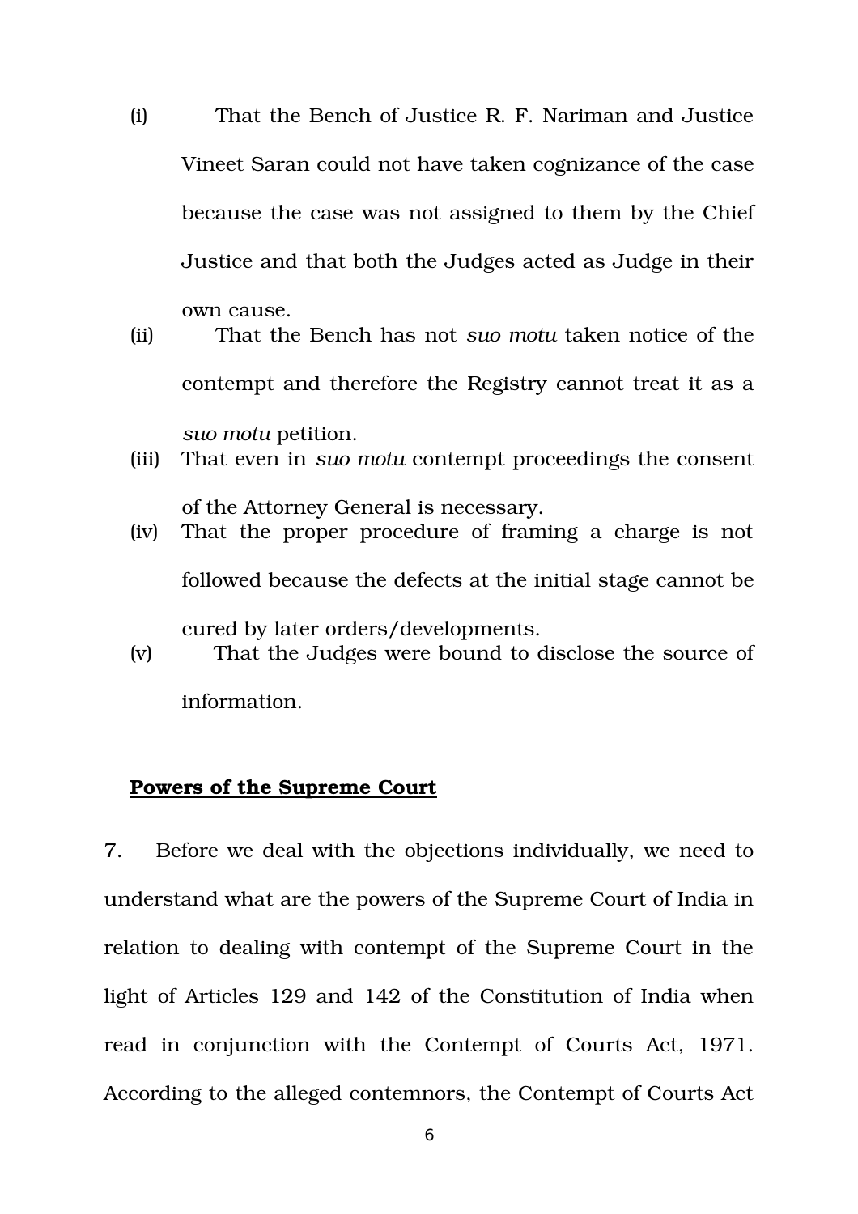(i) That the Bench of Justice R. F. Nariman and Justice Vineet Saran could not have taken cognizance of the case because the case was not assigned to them by the Chief Justice and that both the Judges acted as Judge in their own cause.

(ii) That the Bench has not *suo motu* taken notice of the contempt and therefore the Registry cannot treat it as a *suo motu* petition.

(iii) That even in *suo motu* contempt proceedings the consent of the Attorney General is necessary.

(iv) That the proper procedure of framing a charge is not followed because the defects at the initial stage cannot be cured by later orders/developments.

(v) That the Judges were bound to disclose the source of information.

**Powers of the Supreme Court**

7. Before we deal with the objections individually, we need to understand what are the powers of the Supreme Court of India in relation to dealing with contempt of the Supreme Court in the light of Articles 129 and 142 of the Constitution of India when read in conjunction with the Contempt of Courts Act, 1971. According to the alleged contemnors, the Contempt of Courts Act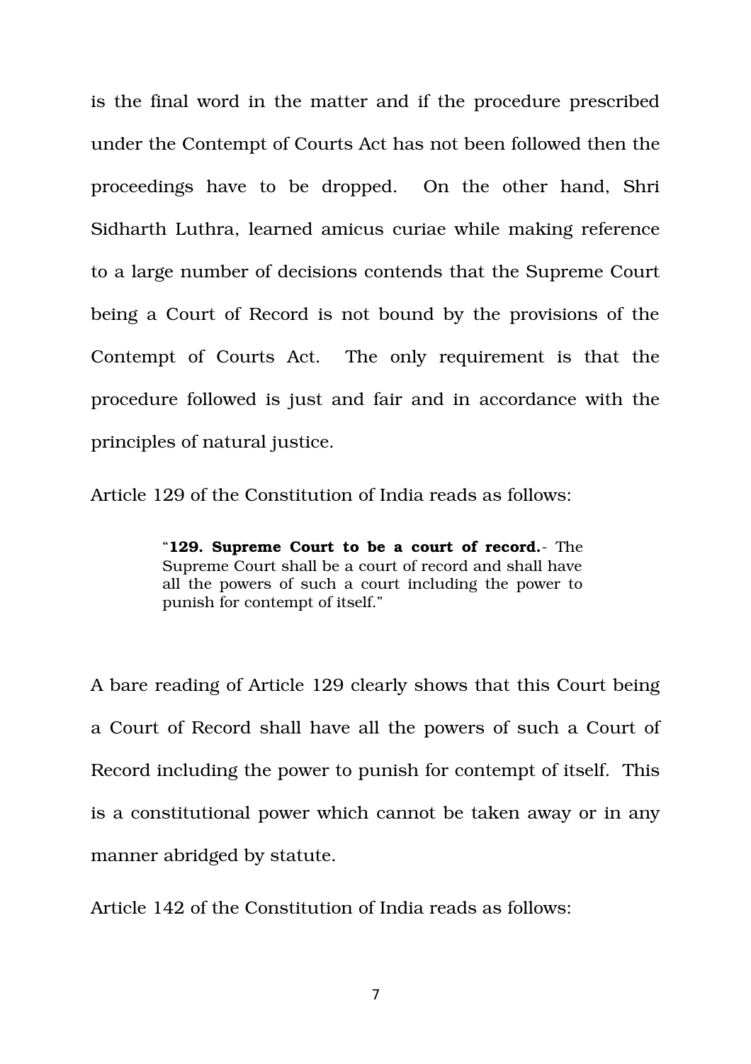is the final word in the matter and if the procedure prescribed under the Contempt of Courts Act has not been followed then the proceedings have to be dropped. On the other hand, Shri Sidharth Luthra, learned amicus curiae while making reference to a large number of decisions contends that the Supreme Court being a Court of Record is not bound by the provisions of the Contempt of Courts Act. The only requirement is that the procedure followed is just and fair and in accordance with the principles of natural justice.

Article 129 of the Constitution of India reads as follows:

> "**129. Supreme Court to be a court of record.**- The Supreme Court shall be a court of record and shall have all the powers of such a court including the power to punish for contempt of itself."

A bare reading of Article 129 clearly shows that this Court being a Court of Record shall have all the powers of such a Court of Record including the power to punish for contempt of itself. This is a constitutional power which cannot be taken away or in any manner abridged by statute.

Article 142 of the Constitution of India reads as follows: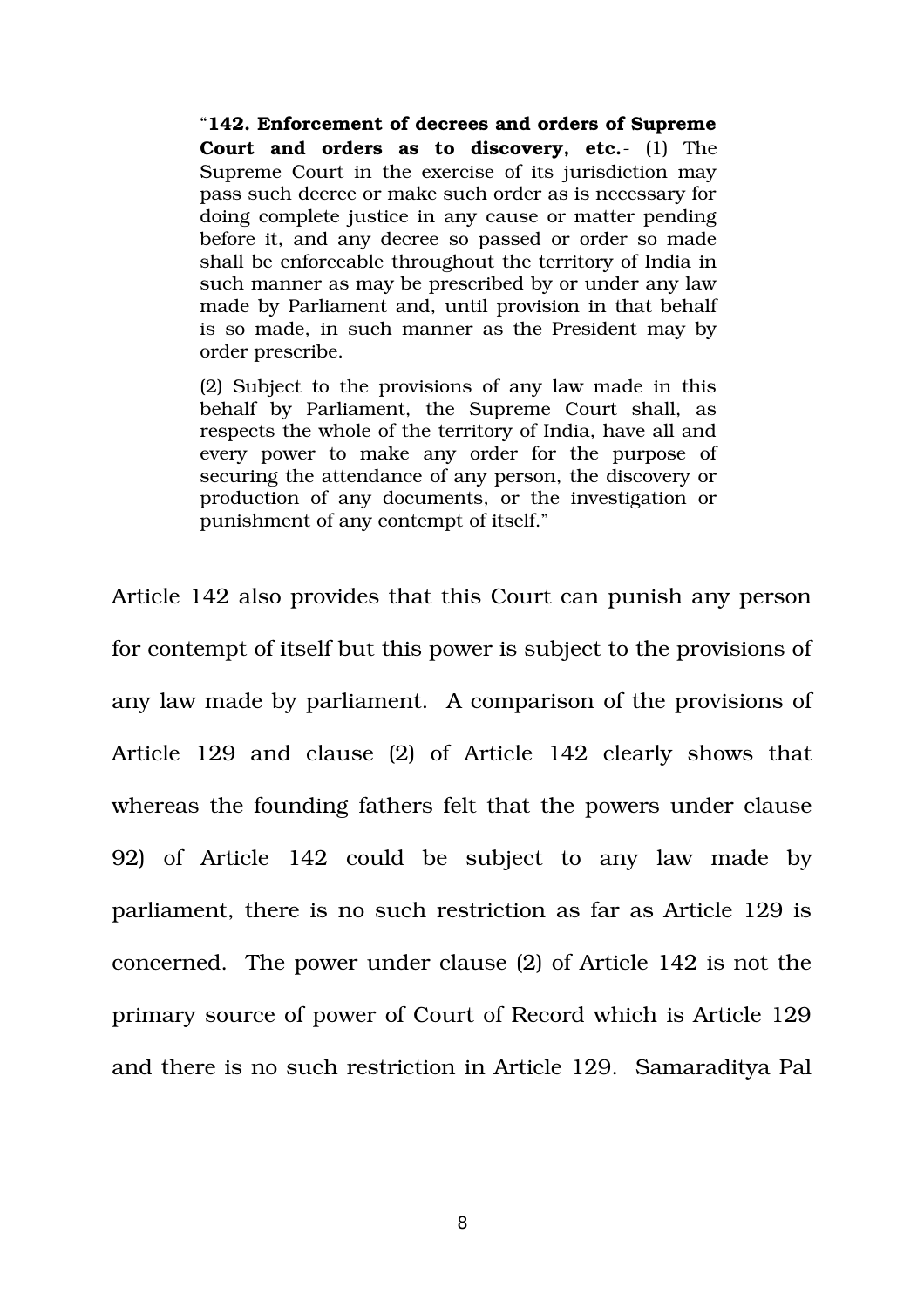> "**142. Enforcement of decrees and orders of Supreme Court and orders as to discovery, etc.**- (1) The Supreme Court in the exercise of its jurisdiction may pass such decree or make such order as is necessary for doing complete justice in any cause or matter pending before it, and any decree so passed or order so made shall be enforceable throughout the territory of India in such manner as may be prescribed by or under any law made by Parliament and, until provision in that behalf is so made, in such manner as the President may by order prescribe.
>
> (2) Subject to the provisions of any law made in this behalf by Parliament, the Supreme Court shall, as respects the whole of the territory of India, have all and every power to make any order for the purpose of securing the attendance of any person, the discovery or production of any documents, or the investigation or punishment of any contempt of itself."

Article 142 also provides that this Court can punish any person for contempt of itself but this power is subject to the provisions of any law made by parliament. A comparison of the provisions of Article 129 and clause (2) of Article 142 clearly shows that whereas the founding fathers felt that the powers under clause 92) of Article 142 could be subject to any law made by parliament, there is no such restriction as far as Article 129 is concerned. The power under clause (2) of Article 142 is not the primary source of power of Court of Record which is Article 129 and there is no such restriction in Article 129. Samaraditya Pal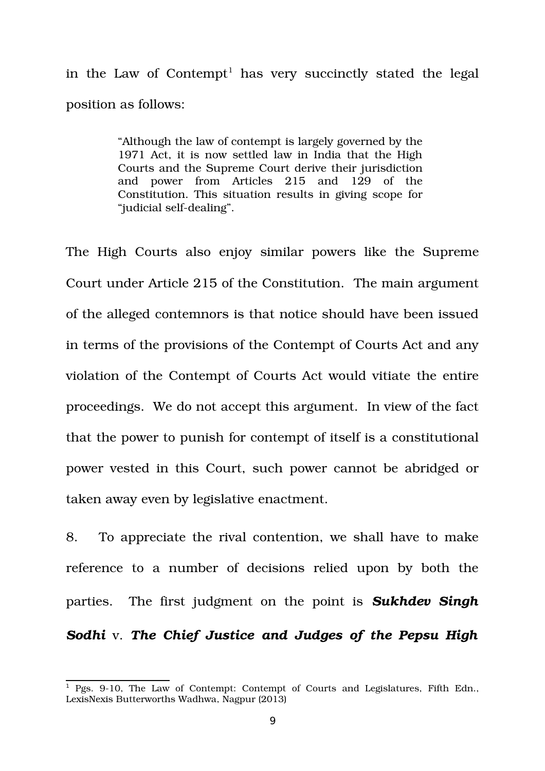in the Law of Contempt[1] has very succinctly stated the legal position as follows:

> "Although the law of contempt is largely governed by the 1971 Act, it is now settled law in India that the High Courts and the Supreme Court derive their jurisdiction and power from Articles 215 and 129 of the Constitution. This situation results in giving scope for "judicial self-dealing".

The High Courts also enjoy similar powers like the Supreme Court under Article 215 of the Constitution. The main argument of the alleged contemnors is that notice should have been issued in terms of the provisions of the Contempt of Courts Act and any violation of the Contempt of Courts Act would vitiate the entire proceedings. We do not accept this argument. In view of the fact that the power to punish for contempt of itself is a constitutional power vested in this Court, such power cannot be abridged or taken away even by legislative enactment.

8. To appreciate the rival contention, we shall have to make reference to a number of decisions relied upon by both the parties. The first judgment on the point is ***Sukhdev Singh Sodhi*** v. ***The Chief Justice and Judges of the Pepsu High***

---

[1] Pgs. 9-10, The Law of Contempt: Contempt of Courts and Legislatures, Fifth Edn., LexisNexis Butterworths Wadhwa, Nagpur (2013)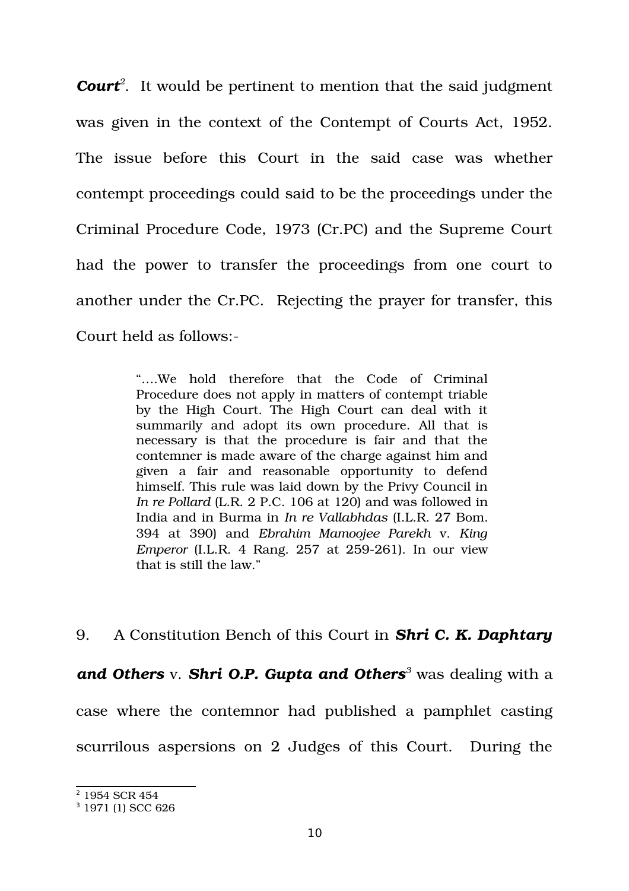***Court***[2]. It would be pertinent to mention that the said judgment was given in the context of the Contempt of Courts Act, 1952. The issue before this Court in the said case was whether contempt proceedings could said to be the proceedings under the Criminal Procedure Code, 1973 (Cr.PC) and the Supreme Court had the power to transfer the proceedings from one court to another under the Cr.PC. Rejecting the prayer for transfer, this Court held as follows:-

> "….We hold therefore that the Code of Criminal Procedure does not apply in matters of contempt triable by the High Court. The High Court can deal with it summarily and adopt its own procedure. All that is necessary is that the procedure is fair and that the contemner is made aware of the charge against him and given a fair and reasonable opportunity to defend himself. This rule was laid down by the Privy Council in *In re Pollard* (L.R. 2 P.C. 106 at 120) and was followed in India and in Burma in *In re Vallabhdas* (I.L.R. 27 Bom. 394 at 390) and *Ebrahim Mamoojee Parekh* v. *King Emperor* (I.L.R. 4 Rang. 257 at 259-261). In our view that is still the law."

9. A Constitution Bench of this Court in ***Shri C. K. Daphtary and Others*** v. ***Shri O.P. Gupta and Others***[3] was dealing with a case where the contemnor had published a pamphlet casting scurrilous aspersions on 2 Judges of this Court. During the

---

[2] 1954 SCR 454

[3] 1971 (1) SCC 626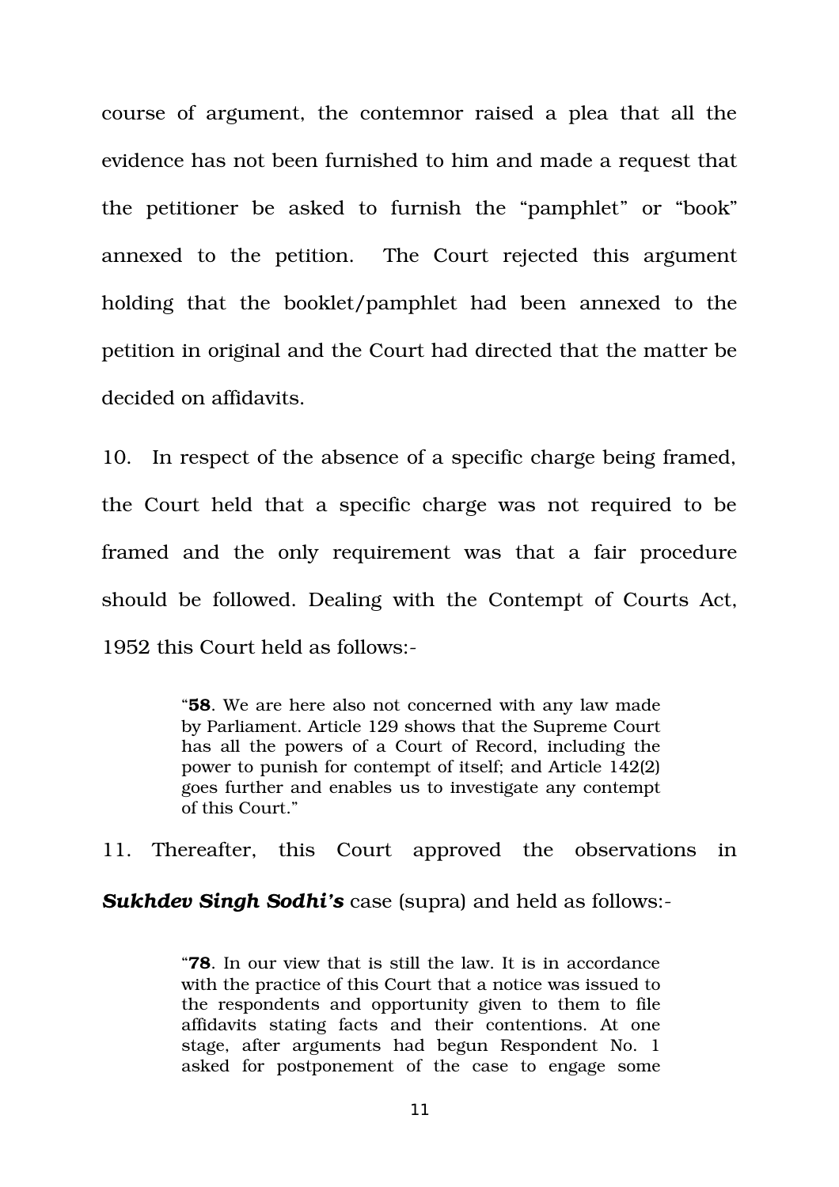course of argument, the contemnor raised a plea that all the evidence has not been furnished to him and made a request that the petitioner be asked to furnish the "pamphlet" or "book" annexed to the petition. The Court rejected this argument holding that the booklet/pamphlet had been annexed to the petition in original and the Court had directed that the matter be decided on affidavits.

10. In respect of the absence of a specific charge being framed, the Court held that a specific charge was not required to be framed and the only requirement was that a fair procedure should be followed. Dealing with the Contempt of Courts Act, 1952 this Court held as follows:-

> "**58**. We are here also not concerned with any law made by Parliament. Article 129 shows that the Supreme Court has all the powers of a Court of Record, including the power to punish for contempt of itself; and Article 142(2) goes further and enables us to investigate any contempt of this Court."

11. Thereafter, this Court approved the observations in ***Sukhdev Singh Sodhi's*** case (supra) and held as follows:-

> "**78**. In our view that is still the law. It is in accordance with the practice of this Court that a notice was issued to the respondents and opportunity given to them to file affidavits stating facts and their contentions. At one stage, after arguments had begun Respondent No. 1 asked for postponement of the case to engage some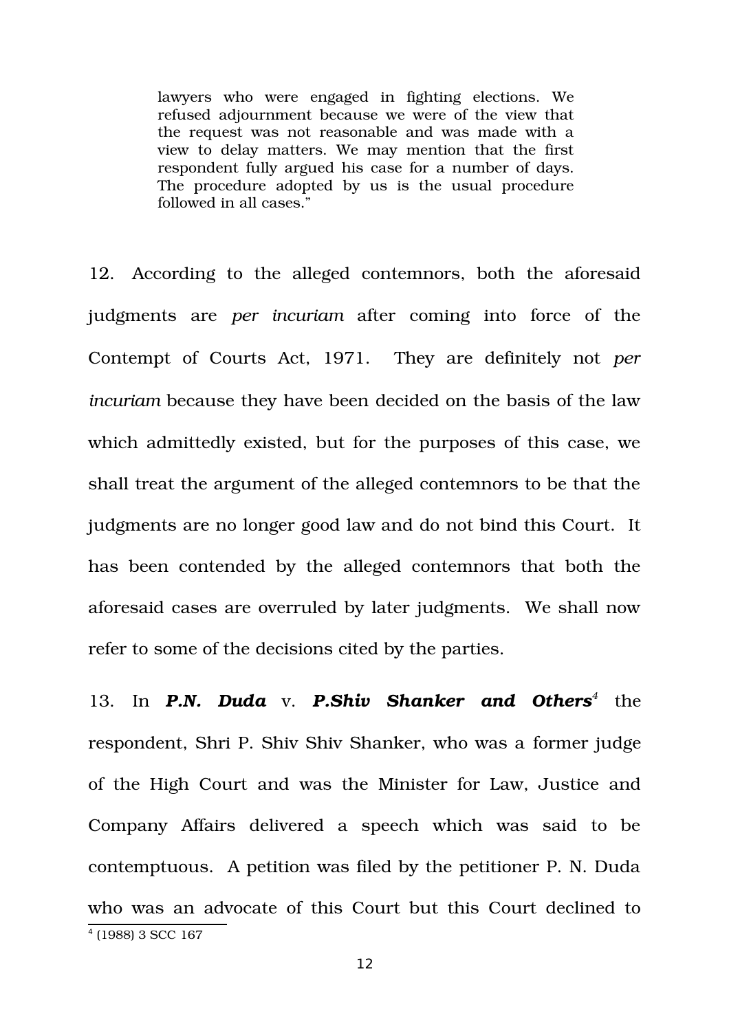> lawyers who were engaged in fighting elections. We refused adjournment because we were of the view that the request was not reasonable and was made with a view to delay matters. We may mention that the first respondent fully argued his case for a number of days. The procedure adopted by us is the usual procedure followed in all cases."

12. According to the alleged contemnors, both the aforesaid judgments are *per incuriam* after coming into force of the Contempt of Courts Act, 1971. They are definitely not *per incuriam* because they have been decided on the basis of the law which admittedly existed, but for the purposes of this case, we shall treat the argument of the alleged contemnors to be that the judgments are no longer good law and do not bind this Court. It has been contended by the alleged contemnors that both the aforesaid cases are overruled by later judgments. We shall now refer to some of the decisions cited by the parties.

13. In ***P.N. Duda*** v. ***P.Shiv Shanker and Others***[4] the respondent, Shri P. Shiv Shiv Shanker, who was a former judge of the High Court and was the Minister for Law, Justice and Company Affairs delivered a speech which was said to be contemptuous. A petition was filed by the petitioner P. N. Duda who was an advocate of this Court but this Court declined to

[4] (1988) 3 SCC 167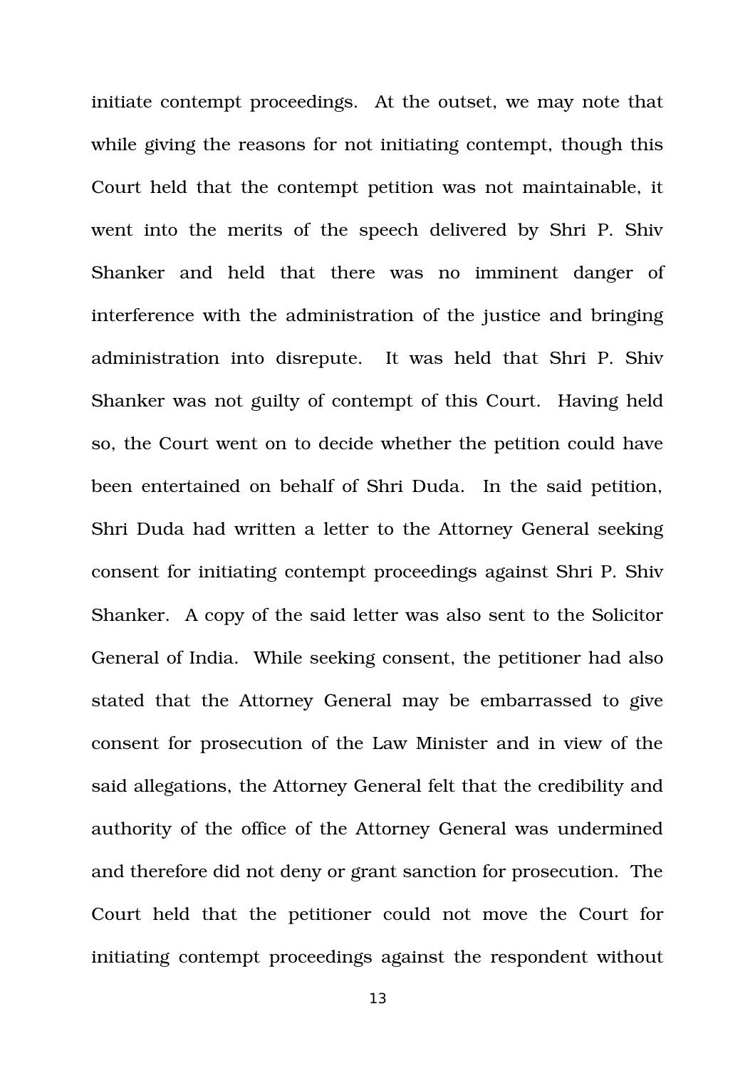initiate contempt proceedings. At the outset, we may note that while giving the reasons for not initiating contempt, though this Court held that the contempt petition was not maintainable, it went into the merits of the speech delivered by Shri P. Shiv Shanker and held that there was no imminent danger of interference with the administration of the justice and bringing administration into disrepute. It was held that Shri P. Shiv Shanker was not guilty of contempt of this Court. Having held so, the Court went on to decide whether the petition could have been entertained on behalf of Shri Duda. In the said petition, Shri Duda had written a letter to the Attorney General seeking consent for initiating contempt proceedings against Shri P. Shiv Shanker. A copy of the said letter was also sent to the Solicitor General of India. While seeking consent, the petitioner had also stated that the Attorney General may be embarrassed to give consent for prosecution of the Law Minister and in view of the said allegations, the Attorney General felt that the credibility and authority of the office of the Attorney General was undermined and therefore did not deny or grant sanction for prosecution. The Court held that the petitioner could not move the Court for initiating contempt proceedings against the respondent without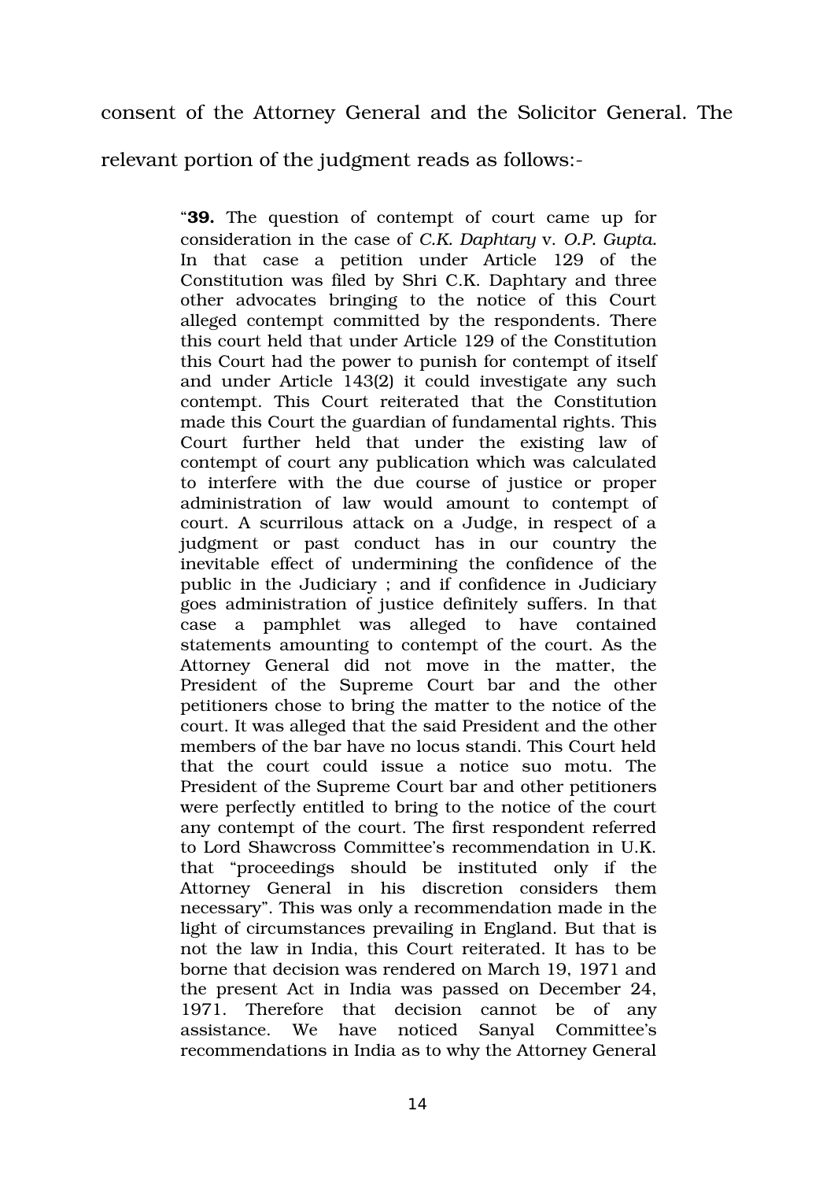consent of the Attorney General and the Solicitor General. The relevant portion of the judgment reads as follows:-

> "**39.** The question of contempt of court came up for consideration in the case of *C.K. Daphtary* v. *O.P. Gupta*. In that case a petition under Article 129 of the Constitution was filed by Shri C.K. Daphtary and three other advocates bringing to the notice of this Court alleged contempt committed by the respondents. There this court held that under Article 129 of the Constitution this Court had the power to punish for contempt of itself and under Article 143(2) it could investigate any such contempt. This Court reiterated that the Constitution made this Court the guardian of fundamental rights. This Court further held that under the existing law of contempt of court any publication which was calculated to interfere with the due course of justice or proper administration of law would amount to contempt of court. A scurrilous attack on a Judge, in respect of a judgment or past conduct has in our country the inevitable effect of undermining the confidence of the public in the Judiciary ; and if confidence in Judiciary goes administration of justice definitely suffers. In that case a pamphlet was alleged to have contained statements amounting to contempt of the court. As the Attorney General did not move in the matter, the President of the Supreme Court bar and the other petitioners chose to bring the matter to the notice of the court. It was alleged that the said President and the other members of the bar have no locus standi. This Court held that the court could issue a notice suo motu. The President of the Supreme Court bar and other petitioners were perfectly entitled to bring to the notice of the court any contempt of the court. The first respondent referred to Lord Shawcross Committee's recommendation in U.K. that "proceedings should be instituted only if the Attorney General in his discretion considers them necessary". This was only a recommendation made in the light of circumstances prevailing in England. But that is not the law in India, this Court reiterated. It has to be borne that decision was rendered on March 19, 1971 and the present Act in India was passed on December 24, 1971. Therefore that decision cannot be of any assistance. We have noticed Sanyal Committee's recommendations in India as to why the Attorney General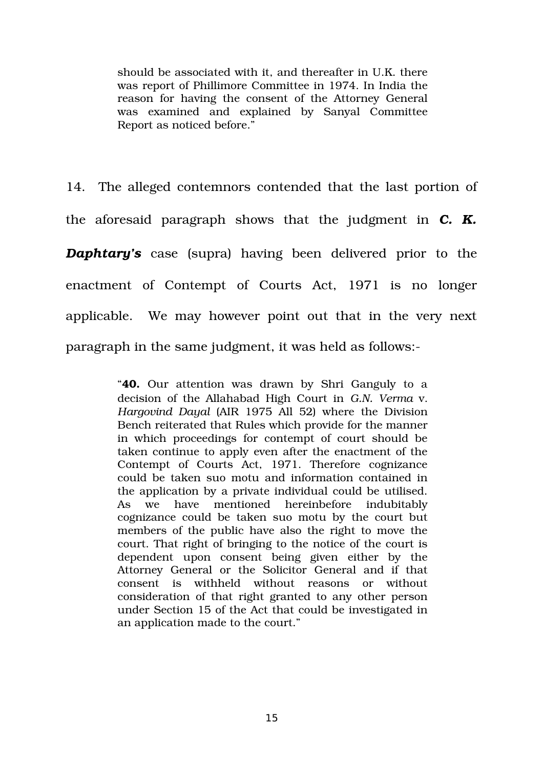> should be associated with it, and thereafter in U.K. there was report of Phillimore Committee in 1974. In India the reason for having the consent of the Attorney General was examined and explained by Sanyal Committee Report as noticed before."

14. The alleged contemnors contended that the last portion of the aforesaid paragraph shows that the judgment in ***C. K. Daphtary's*** case (supra) having been delivered prior to the enactment of Contempt of Courts Act, 1971 is no longer applicable. We may however point out that in the very next paragraph in the same judgment, it was held as follows:-

> "**40.** Our attention was drawn by Shri Ganguly to a decision of the Allahabad High Court in *G.N. Verma* v. *Hargovind Dayal* (AIR 1975 All 52) where the Division Bench reiterated that Rules which provide for the manner in which proceedings for contempt of court should be taken continue to apply even after the enactment of the Contempt of Courts Act, 1971. Therefore cognizance could be taken suo motu and information contained in the application by a private individual could be utilised. As we have mentioned hereinbefore indubitably cognizance could be taken suo motu by the court but members of the public have also the right to move the court. That right of bringing to the notice of the court is dependent upon consent being given either by the Attorney General or the Solicitor General and if that consent is withheld without reasons or without consideration of that right granted to any other person under Section 15 of the Act that could be investigated in an application made to the court."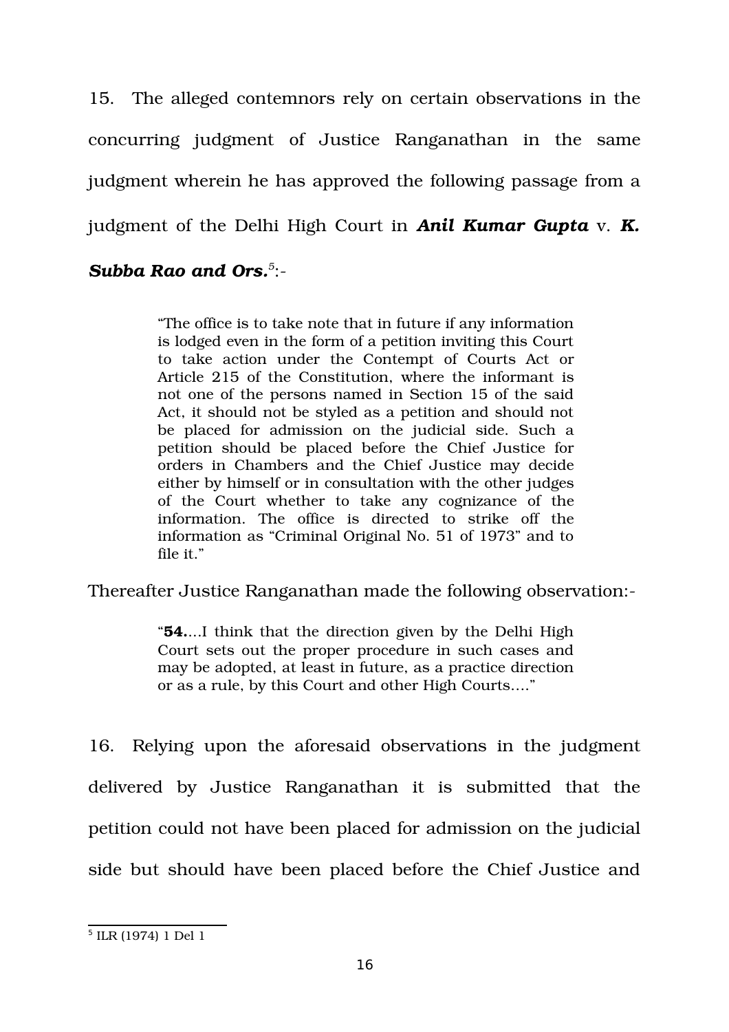15. The alleged contemnors rely on certain observations in the concurring judgment of Justice Ranganathan in the same judgment wherein he has approved the following passage from a judgment of the Delhi High Court in ***Anil Kumar Gupta*** v. ***K. Subba Rao and Ors.***[5]:-

> "The office is to take note that in future if any information is lodged even in the form of a petition inviting this Court to take action under the Contempt of Courts Act or Article 215 of the Constitution, where the informant is not one of the persons named in Section 15 of the said Act, it should not be styled as a petition and should not be placed for admission on the judicial side. Such a petition should be placed before the Chief Justice for orders in Chambers and the Chief Justice may decide either by himself or in consultation with the other judges of the Court whether to take any cognizance of the information. The office is directed to strike off the information as "Criminal Original No. 51 of 1973" and to file it."

Thereafter Justice Ranganathan made the following observation:-

> "**54.**...I think that the direction given by the Delhi High Court sets out the proper procedure in such cases and may be adopted, at least in future, as a practice direction or as a rule, by this Court and other High Courts...."

16. Relying upon the aforesaid observations in the judgment delivered by Justice Ranganathan it is submitted that the petition could not have been placed for admission on the judicial side but should have been placed before the Chief Justice and

---
[5] ILR (1974) 1 Del 1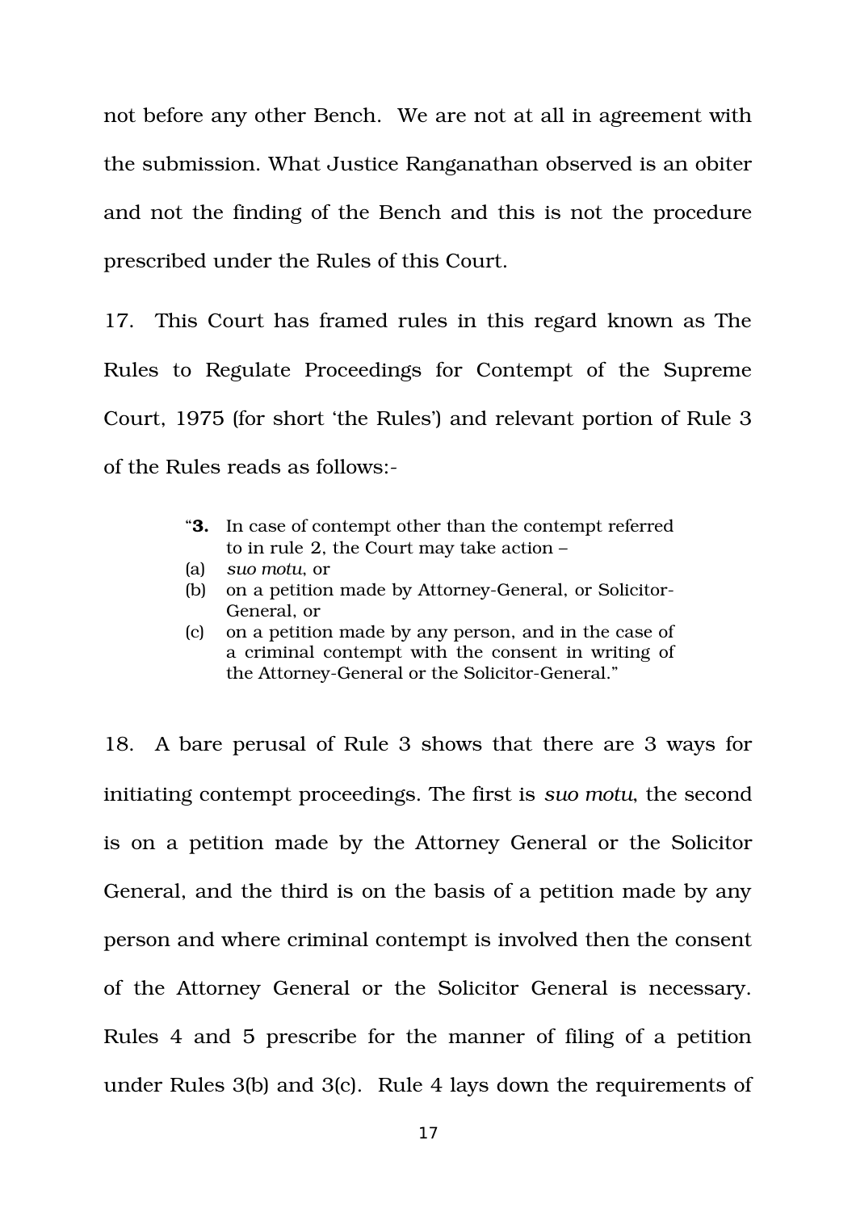not before any other Bench. We are not at all in agreement with the submission. What Justice Ranganathan observed is an obiter and not the finding of the Bench and this is not the procedure prescribed under the Rules of this Court.

17. This Court has framed rules in this regard known as The Rules to Regulate Proceedings for Contempt of the Supreme Court, 1975 (for short 'the Rules') and relevant portion of Rule 3 of the Rules reads as follows:-

> "**3.** In case of contempt other than the contempt referred to in rule 2, the Court may take action –
> (a) *suo motu*, or
> (b) on a petition made by Attorney-General, or Solicitor-General, or
> (c) on a petition made by any person, and in the case of a criminal contempt with the consent in writing of the Attorney-General or the Solicitor-General."

18. A bare perusal of Rule 3 shows that there are 3 ways for initiating contempt proceedings. The first is *suo motu*, the second is on a petition made by the Attorney General or the Solicitor General, and the third is on the basis of a petition made by any person and where criminal contempt is involved then the consent of the Attorney General or the Solicitor General is necessary. Rules 4 and 5 prescribe for the manner of filing of a petition under Rules 3(b) and 3(c). Rule 4 lays down the requirements of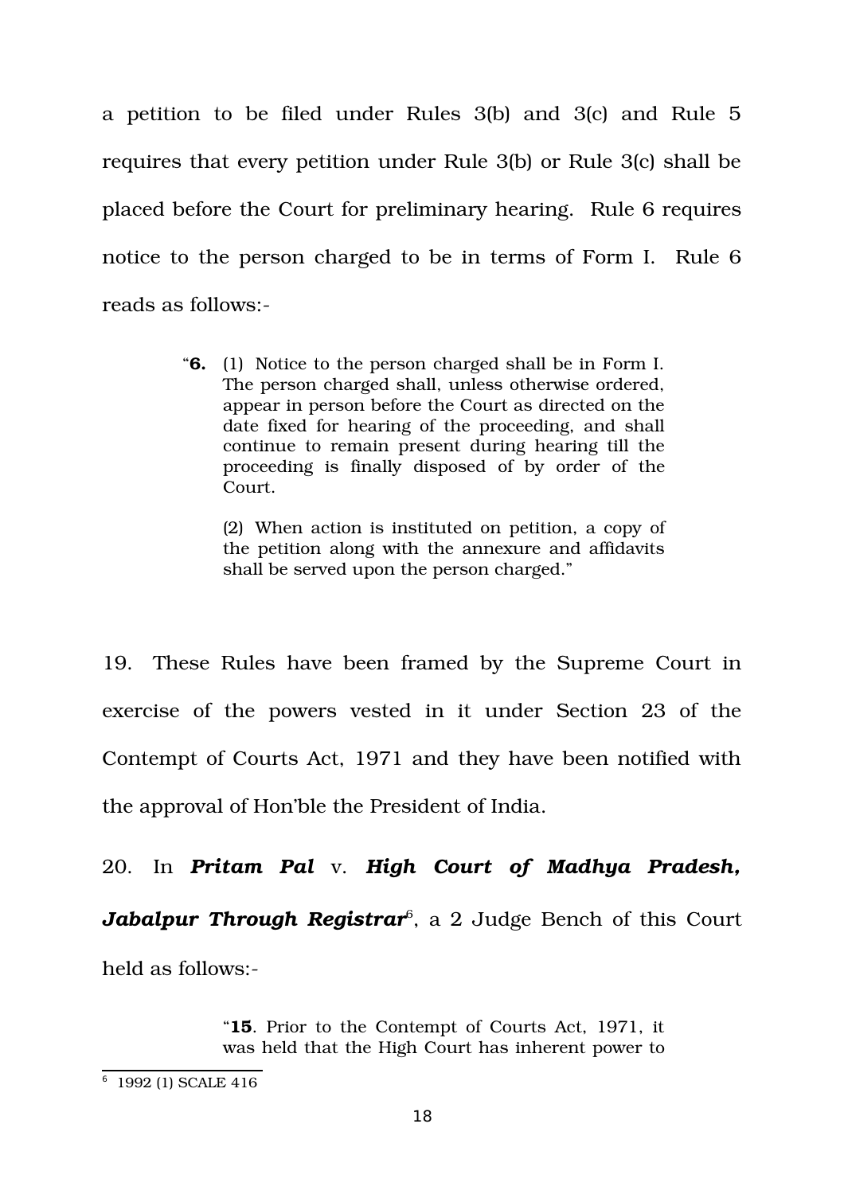a petition to be filed under Rules 3(b) and 3(c) and Rule 5 requires that every petition under Rule 3(b) or Rule 3(c) shall be placed before the Court for preliminary hearing. Rule 6 requires notice to the person charged to be in terms of Form I. Rule 6 reads as follows:-

> "**6.** (1) Notice to the person charged shall be in Form I. The person charged shall, unless otherwise ordered, appear in person before the Court as directed on the date fixed for hearing of the proceeding, and shall continue to remain present during hearing till the proceeding is finally disposed of by order of the Court.
>
> (2) When action is instituted on petition, a copy of the petition along with the annexure and affidavits shall be served upon the person charged."

19. These Rules have been framed by the Supreme Court in exercise of the powers vested in it under Section 23 of the Contempt of Courts Act, 1971 and they have been notified with the approval of Hon'ble the President of India.

20. In ***Pritam Pal*** v. ***High Court of Madhya Pradesh, Jabalpur Through Registrar***[6], a 2 Judge Bench of this Court held as follows:-

> "**15**. Prior to the Contempt of Courts Act, 1971, it was held that the High Court has inherent power to

[6] 1992 (1) SCALE 416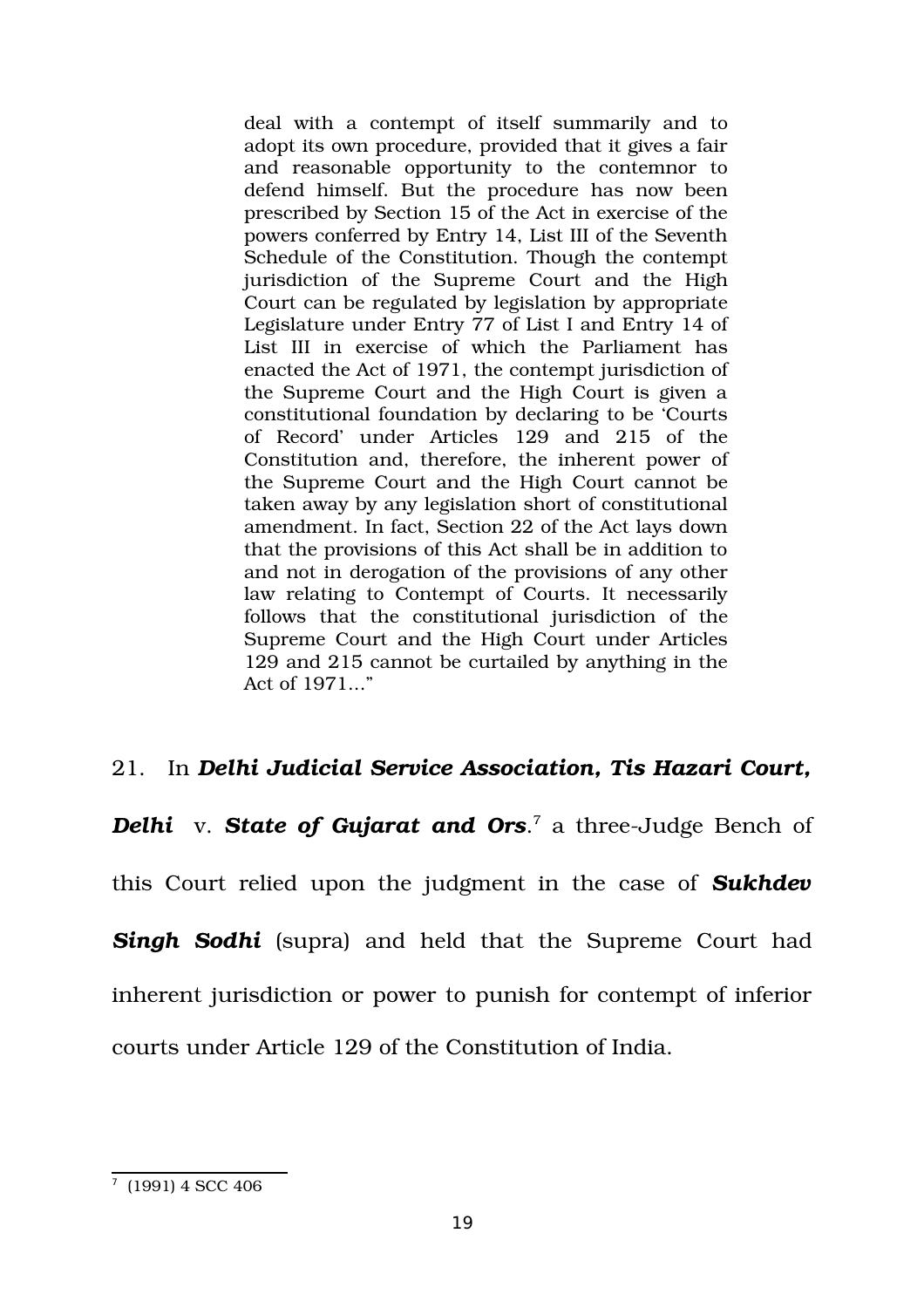> deal with a contempt of itself summarily and to adopt its own procedure, provided that it gives a fair and reasonable opportunity to the contemnor to defend himself. But the procedure has now been prescribed by Section 15 of the Act in exercise of the powers conferred by Entry 14, List III of the Seventh Schedule of the Constitution. Though the contempt jurisdiction of the Supreme Court and the High Court can be regulated by legislation by appropriate Legislature under Entry 77 of List I and Entry 14 of List III in exercise of which the Parliament has enacted the Act of 1971, the contempt jurisdiction of the Supreme Court and the High Court is given a constitutional foundation by declaring to be 'Courts of Record' under Articles 129 and 215 of the Constitution and, therefore, the inherent power of the Supreme Court and the High Court cannot be taken away by any legislation short of constitutional amendment. In fact, Section 22 of the Act lays down that the provisions of this Act shall be in addition to and not in derogation of the provisions of any other law relating to Contempt of Courts. It necessarily follows that the constitutional jurisdiction of the Supreme Court and the High Court under Articles 129 and 215 cannot be curtailed by anything in the Act of 1971..."

21. In ***Delhi Judicial Service Association, Tis Hazari Court, Delhi*** v. ***State of Gujarat and Ors***.[7] a three-Judge Bench of this Court relied upon the judgment in the case of ***Sukhdev Singh Sodhi*** (supra) and held that the Supreme Court had inherent jurisdiction or power to punish for contempt of inferior courts under Article 129 of the Constitution of India.

[7] (1991) 4 SCC 406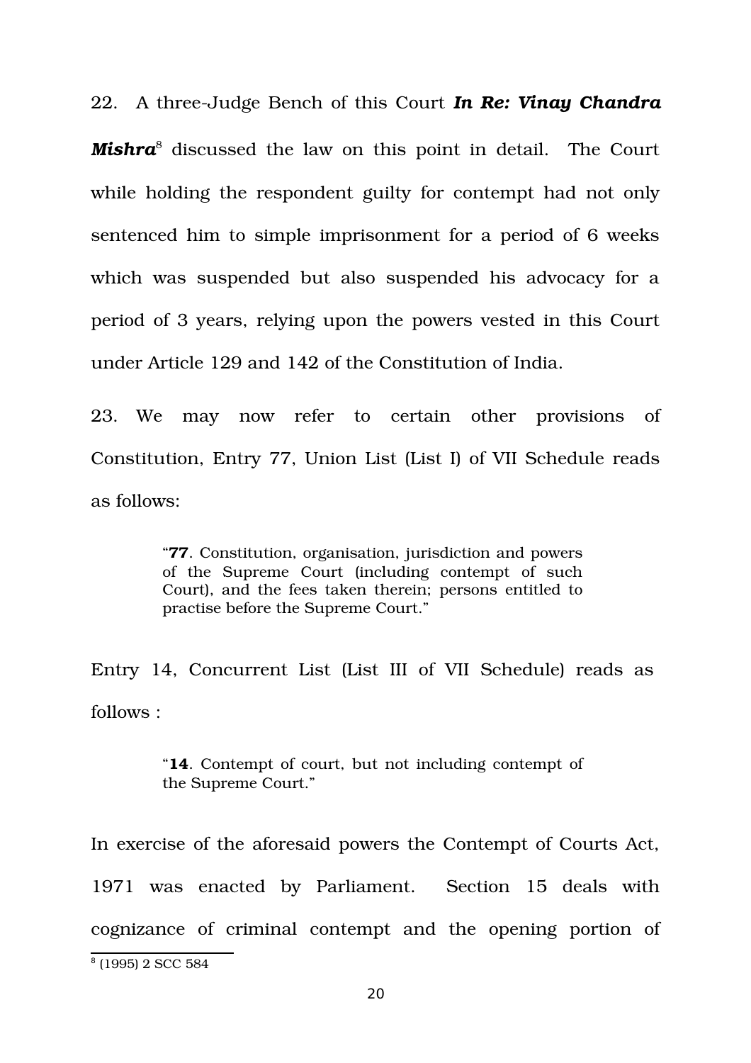22. A three-Judge Bench of this Court ***In Re: Vinay Chandra Mishra***[8] discussed the law on this point in detail. The Court while holding the respondent guilty for contempt had not only sentenced him to simple imprisonment for a period of 6 weeks which was suspended but also suspended his advocacy for a period of 3 years, relying upon the powers vested in this Court under Article 129 and 142 of the Constitution of India.

23. We may now refer to certain other provisions of Constitution, Entry 77, Union List (List I) of VII Schedule reads as follows:

> "**77**. Constitution, organisation, jurisdiction and powers of the Supreme Court (including contempt of such Court), and the fees taken therein; persons entitled to practise before the Supreme Court."

Entry 14, Concurrent List (List III of VII Schedule) reads as follows :

> "**14**. Contempt of court, but not including contempt of the Supreme Court."

In exercise of the aforesaid powers the Contempt of Courts Act, 1971 was enacted by Parliament. Section 15 deals with cognizance of criminal contempt and the opening portion of

[8] (1995) 2 SCC 584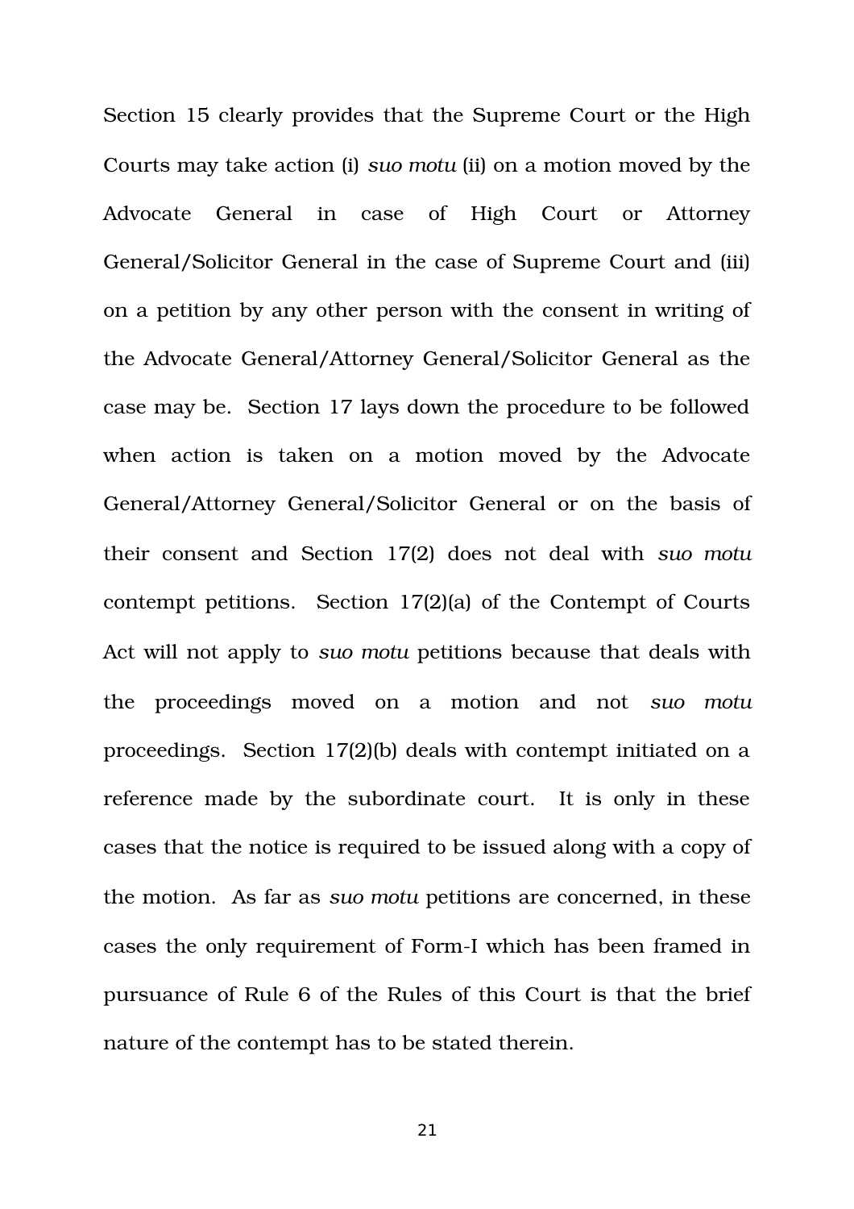Section 15 clearly provides that the Supreme Court or the High Courts may take action (i) *suo motu* (ii) on a motion moved by the Advocate General in case of High Court or Attorney General/Solicitor General in the case of Supreme Court and (iii) on a petition by any other person with the consent in writing of the Advocate General/Attorney General/Solicitor General as the case may be. Section 17 lays down the procedure to be followed when action is taken on a motion moved by the Advocate General/Attorney General/Solicitor General or on the basis of their consent and Section 17(2) does not deal with *suo motu* contempt petitions. Section 17(2)(a) of the Contempt of Courts Act will not apply to *suo motu* petitions because that deals with the proceedings moved on a motion and not *suo motu* proceedings. Section 17(2)(b) deals with contempt initiated on a reference made by the subordinate court. It is only in these cases that the notice is required to be issued along with a copy of the motion. As far as *suo motu* petitions are concerned, in these cases the only requirement of Form-I which has been framed in pursuance of Rule 6 of the Rules of this Court is that the brief nature of the contempt has to be stated therein.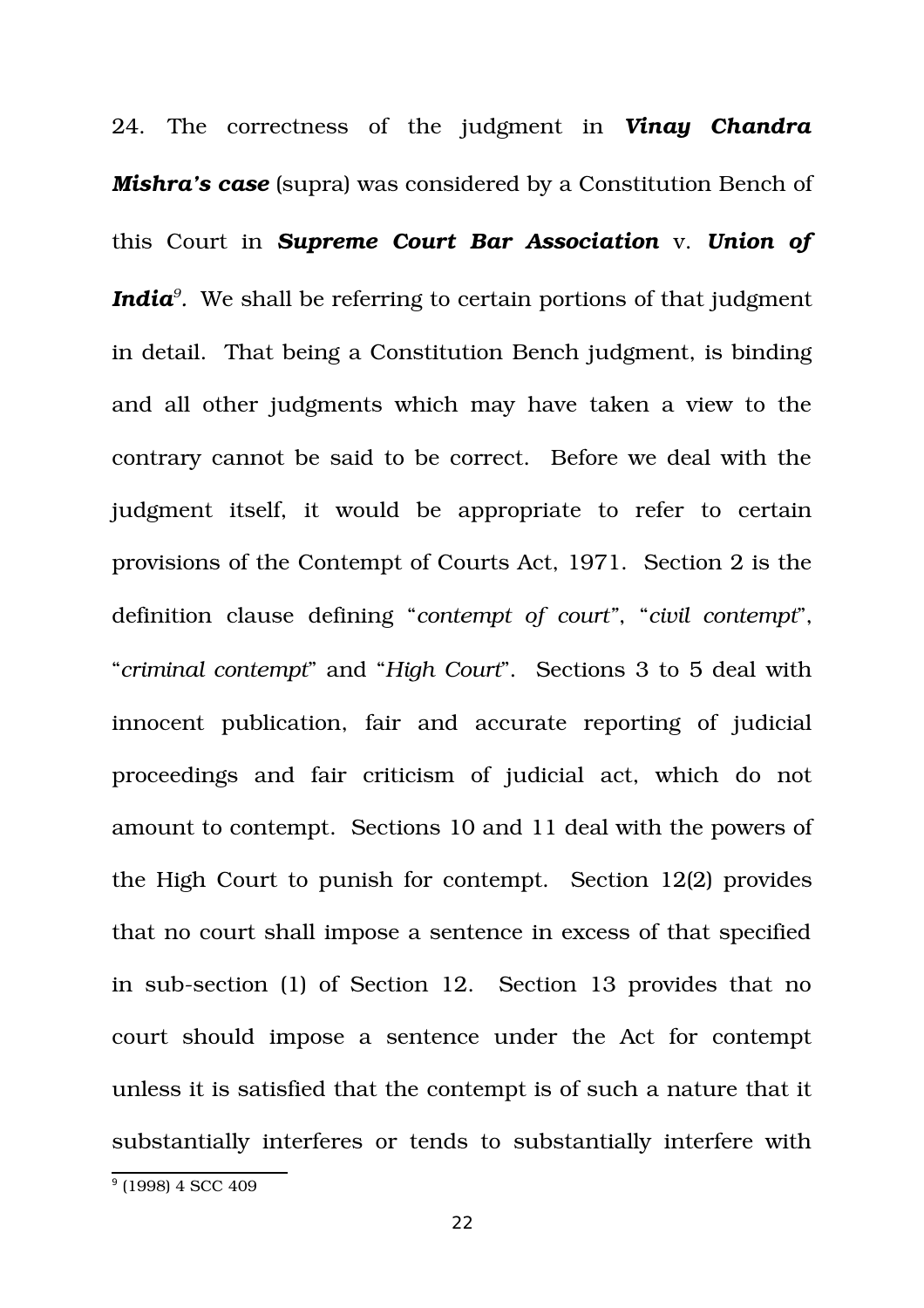24. The correctness of the judgment in ***Vinay Chandra Mishra's case*** (supra) was considered by a Constitution Bench of this Court in ***Supreme Court Bar Association*** v. ***Union of India***[9]. We shall be referring to certain portions of that judgment in detail. That being a Constitution Bench judgment, is binding and all other judgments which may have taken a view to the contrary cannot be said to be correct. Before we deal with the judgment itself, it would be appropriate to refer to certain provisions of the Contempt of Courts Act, 1971. Section 2 is the definition clause defining "*contempt of court*", "*civil contempt*", "*criminal contempt*" and "*High Court*". Sections 3 to 5 deal with innocent publication, fair and accurate reporting of judicial proceedings and fair criticism of judicial act, which do not amount to contempt. Sections 10 and 11 deal with the powers of the High Court to punish for contempt. Section 12(2) provides that no court shall impose a sentence in excess of that specified in sub-section (1) of Section 12. Section 13 provides that no court should impose a sentence under the Act for contempt unless it is satisfied that the contempt is of such a nature that it substantially interferes or tends to substantially interfere with

---

[9] (1998) 4 SCC 409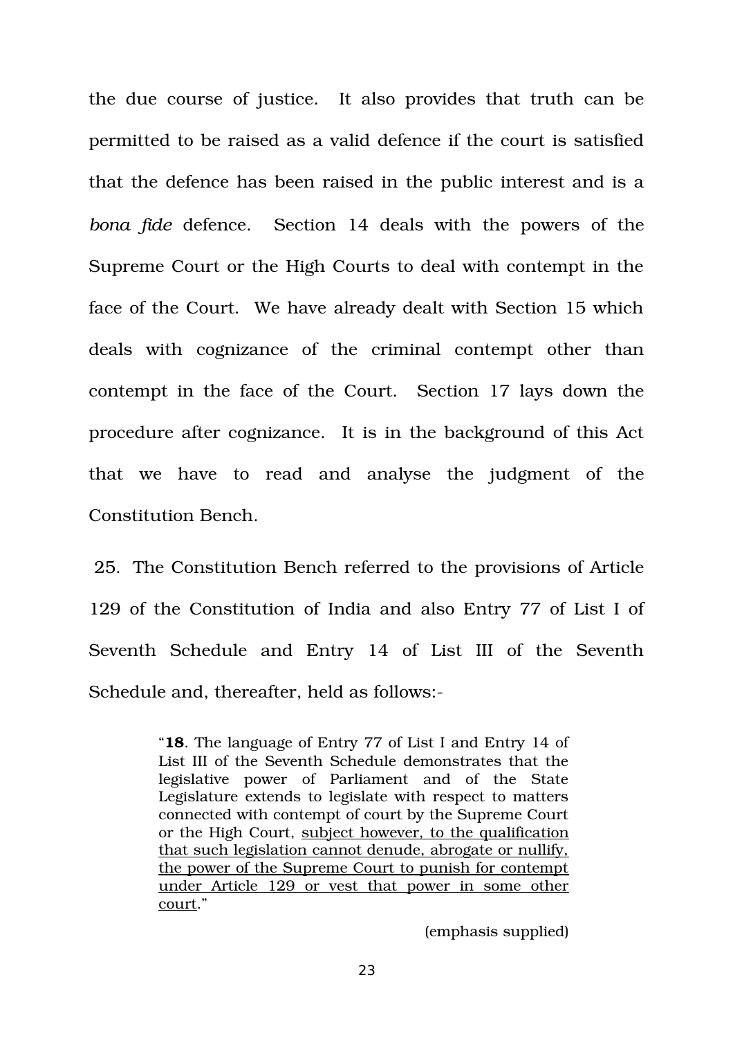the due course of justice. It also provides that truth can be permitted to be raised as a valid defence if the court is satisfied that the defence has been raised in the public interest and is a *bona fide* defence. Section 14 deals with the powers of the Supreme Court or the High Courts to deal with contempt in the face of the Court. We have already dealt with Section 15 which deals with cognizance of the criminal contempt other than contempt in the face of the Court. Section 17 lays down the procedure after cognizance. It is in the background of this Act that we have to read and analyse the judgment of the Constitution Bench.

25. The Constitution Bench referred to the provisions of Article 129 of the Constitution of India and also Entry 77 of List I of Seventh Schedule and Entry 14 of List III of the Seventh Schedule and, thereafter, held as follows:-

> "**18**. The language of Entry 77 of List I and Entry 14 of List III of the Seventh Schedule demonstrates that the legislative power of Parliament and of the State Legislature extends to legislate with respect to matters connected with contempt of court by the Supreme Court or the High Court, <u>subject however, to the qualification that such legislation cannot denude, abrogate or nullify, the power of the Supreme Court to punish for contempt under Article 129 or vest that power in some other court</u>."
>
> (emphasis supplied)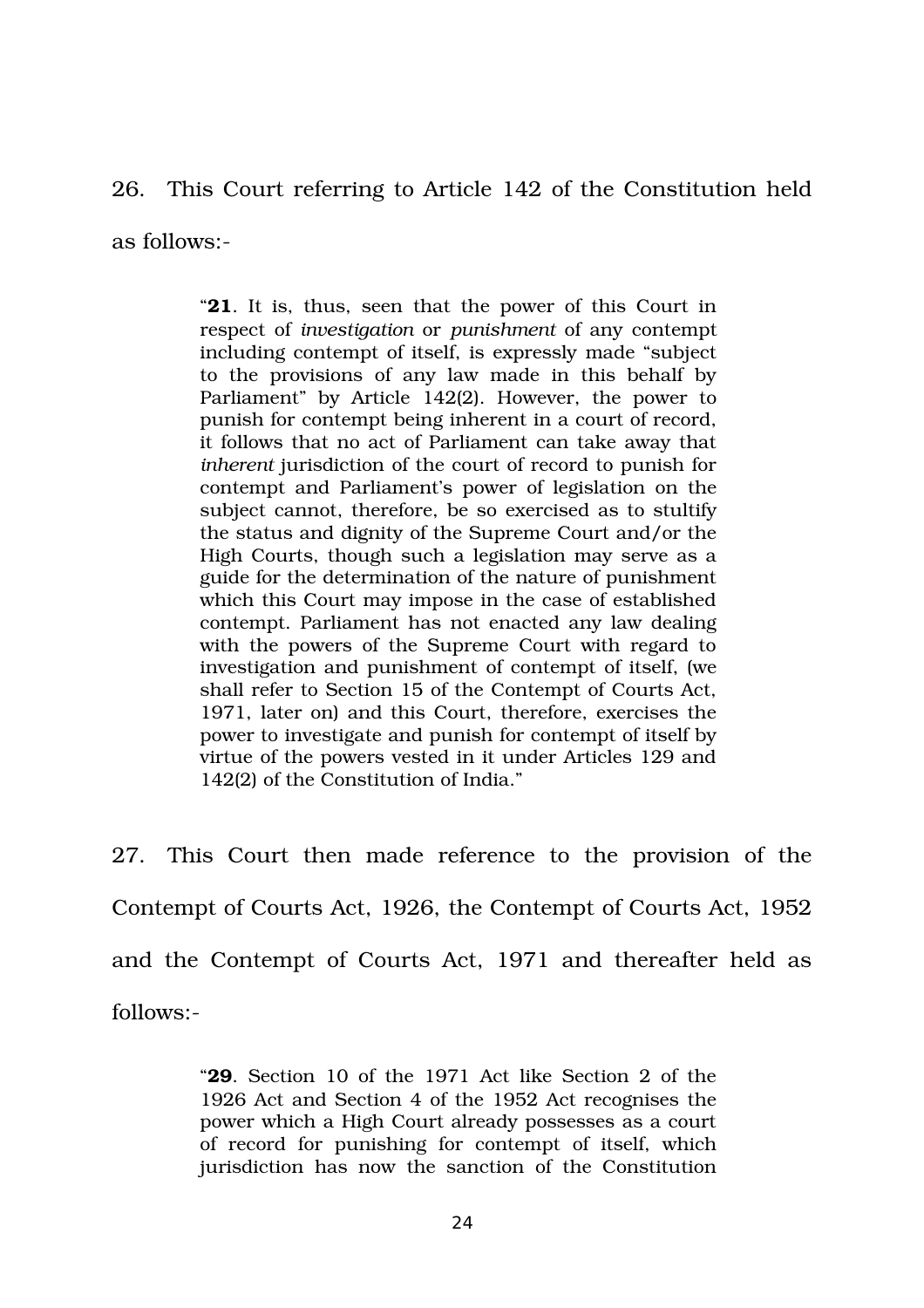26. This Court referring to Article 142 of the Constitution held as follows:-

> "**21**. It is, thus, seen that the power of this Court in respect of *investigation* or *punishment* of any contempt including contempt of itself, is expressly made "subject to the provisions of any law made in this behalf by Parliament" by Article 142(2). However, the power to punish for contempt being inherent in a court of record, it follows that no act of Parliament can take away that *inherent* jurisdiction of the court of record to punish for contempt and Parliament's power of legislation on the subject cannot, therefore, be so exercised as to stultify the status and dignity of the Supreme Court and/or the High Courts, though such a legislation may serve as a guide for the determination of the nature of punishment which this Court may impose in the case of established contempt. Parliament has not enacted any law dealing with the powers of the Supreme Court with regard to investigation and punishment of contempt of itself, (we shall refer to Section 15 of the Contempt of Courts Act, 1971, later on) and this Court, therefore, exercises the power to investigate and punish for contempt of itself by virtue of the powers vested in it under Articles 129 and 142(2) of the Constitution of India."

27. This Court then made reference to the provision of the Contempt of Courts Act, 1926, the Contempt of Courts Act, 1952 and the Contempt of Courts Act, 1971 and thereafter held as follows:-

> "**29**. Section 10 of the 1971 Act like Section 2 of the 1926 Act and Section 4 of the 1952 Act recognises the power which a High Court already possesses as a court of record for punishing for contempt of itself, which jurisdiction has now the sanction of the Constitution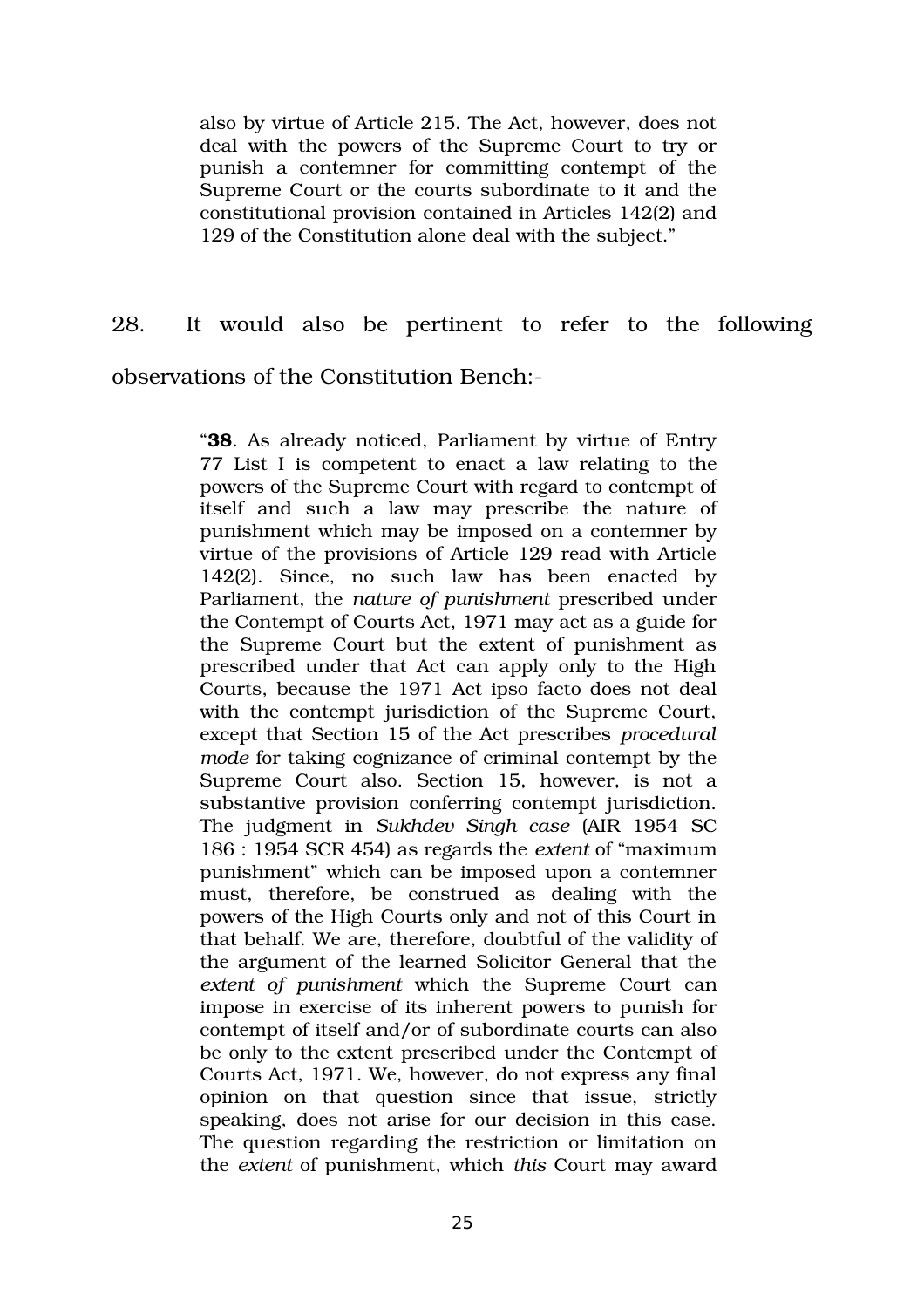> also by virtue of Article 215. The Act, however, does not deal with the powers of the Supreme Court to try or punish a contemner for committing contempt of the Supreme Court or the courts subordinate to it and the constitutional provision contained in Articles 142(2) and 129 of the Constitution alone deal with the subject."

28. It would also be pertinent to refer to the following observations of the Constitution Bench:-

> "**38**. As already noticed, Parliament by virtue of Entry 77 List I is competent to enact a law relating to the powers of the Supreme Court with regard to contempt of itself and such a law may prescribe the nature of punishment which may be imposed on a contemner by virtue of the provisions of Article 129 read with Article 142(2). Since, no such law has been enacted by Parliament, the *nature of punishment* prescribed under the Contempt of Courts Act, 1971 may act as a guide for the Supreme Court but the extent of punishment as prescribed under that Act can apply only to the High Courts, because the 1971 Act ipso facto does not deal with the contempt jurisdiction of the Supreme Court, except that Section 15 of the Act prescribes *procedural mode* for taking cognizance of criminal contempt by the Supreme Court also. Section 15, however, is not a substantive provision conferring contempt jurisdiction. The judgment in *Sukhdev Singh case* (AIR 1954 SC 186 : 1954 SCR 454) as regards the *extent* of "maximum punishment" which can be imposed upon a contemner must, therefore, be construed as dealing with the powers of the High Courts only and not of this Court in that behalf. We are, therefore, doubtful of the validity of the argument of the learned Solicitor General that the *extent of punishment* which the Supreme Court can impose in exercise of its inherent powers to punish for contempt of itself and/or of subordinate courts can also be only to the extent prescribed under the Contempt of Courts Act, 1971. We, however, do not express any final opinion on that question since that issue, strictly speaking, does not arise for our decision in this case. The question regarding the restriction or limitation on the *extent* of punishment, which *this* Court may award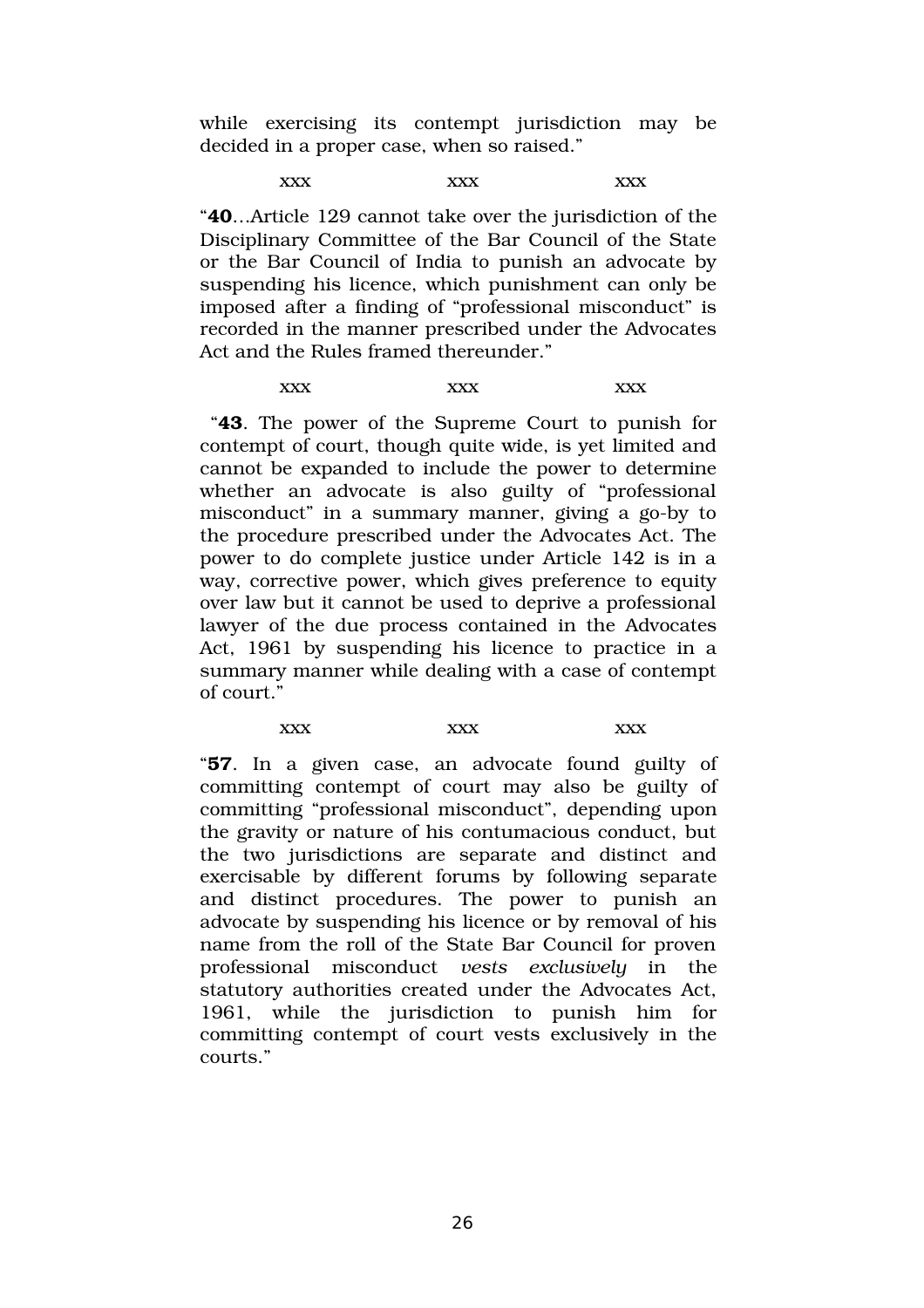while exercising its contempt jurisdiction may be decided in a proper case, when so raised."

xxx xxx xxx

"**40**...Article 129 cannot take over the jurisdiction of the Disciplinary Committee of the Bar Council of the State or the Bar Council of India to punish an advocate by suspending his licence, which punishment can only be imposed after a finding of "professional misconduct" is recorded in the manner prescribed under the Advocates Act and the Rules framed thereunder."

xxx xxx xxx

"**43**. The power of the Supreme Court to punish for contempt of court, though quite wide, is yet limited and cannot be expanded to include the power to determine whether an advocate is also guilty of "professional misconduct" in a summary manner, giving a go-by to the procedure prescribed under the Advocates Act. The power to do complete justice under Article 142 is in a way, corrective power, which gives preference to equity over law but it cannot be used to deprive a professional lawyer of the due process contained in the Advocates Act, 1961 by suspending his licence to practice in a summary manner while dealing with a case of contempt of court."

xxx xxx xxx

"**57**. In a given case, an advocate found guilty of committing contempt of court may also be guilty of committing "professional misconduct", depending upon the gravity or nature of his contumacious conduct, but the two jurisdictions are separate and distinct and exercisable by different forums by following separate and distinct procedures. The power to punish an advocate by suspending his licence or by removal of his name from the roll of the State Bar Council for proven professional misconduct *vests exclusively* in the statutory authorities created under the Advocates Act, 1961, while the jurisdiction to punish him for committing contempt of court vests exclusively in the courts."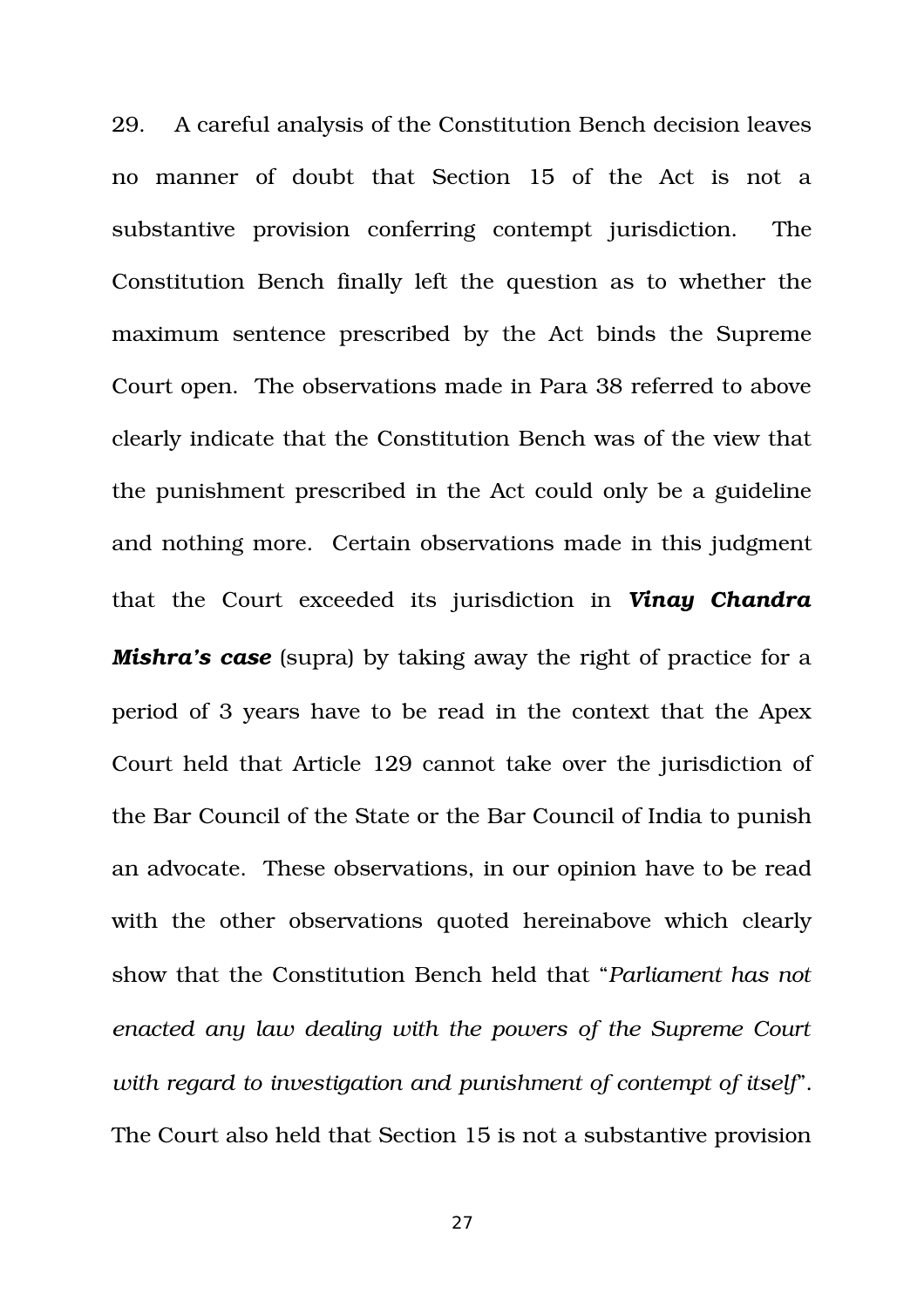29. A careful analysis of the Constitution Bench decision leaves no manner of doubt that Section 15 of the Act is not a substantive provision conferring contempt jurisdiction. The Constitution Bench finally left the question as to whether the maximum sentence prescribed by the Act binds the Supreme Court open. The observations made in Para 38 referred to above clearly indicate that the Constitution Bench was of the view that the punishment prescribed in the Act could only be a guideline and nothing more. Certain observations made in this judgment that the Court exceeded its jurisdiction in ***Vinay Chandra Mishra's case*** (supra) by taking away the right of practice for a period of 3 years have to be read in the context that the Apex Court held that Article 129 cannot take over the jurisdiction of the Bar Council of the State or the Bar Council of India to punish an advocate. These observations, in our opinion have to be read with the other observations quoted hereinabove which clearly show that the Constitution Bench held that "*Parliament has not enacted any law dealing with the powers of the Supreme Court with regard to investigation and punishment of contempt of itself*". The Court also held that Section 15 is not a substantive provision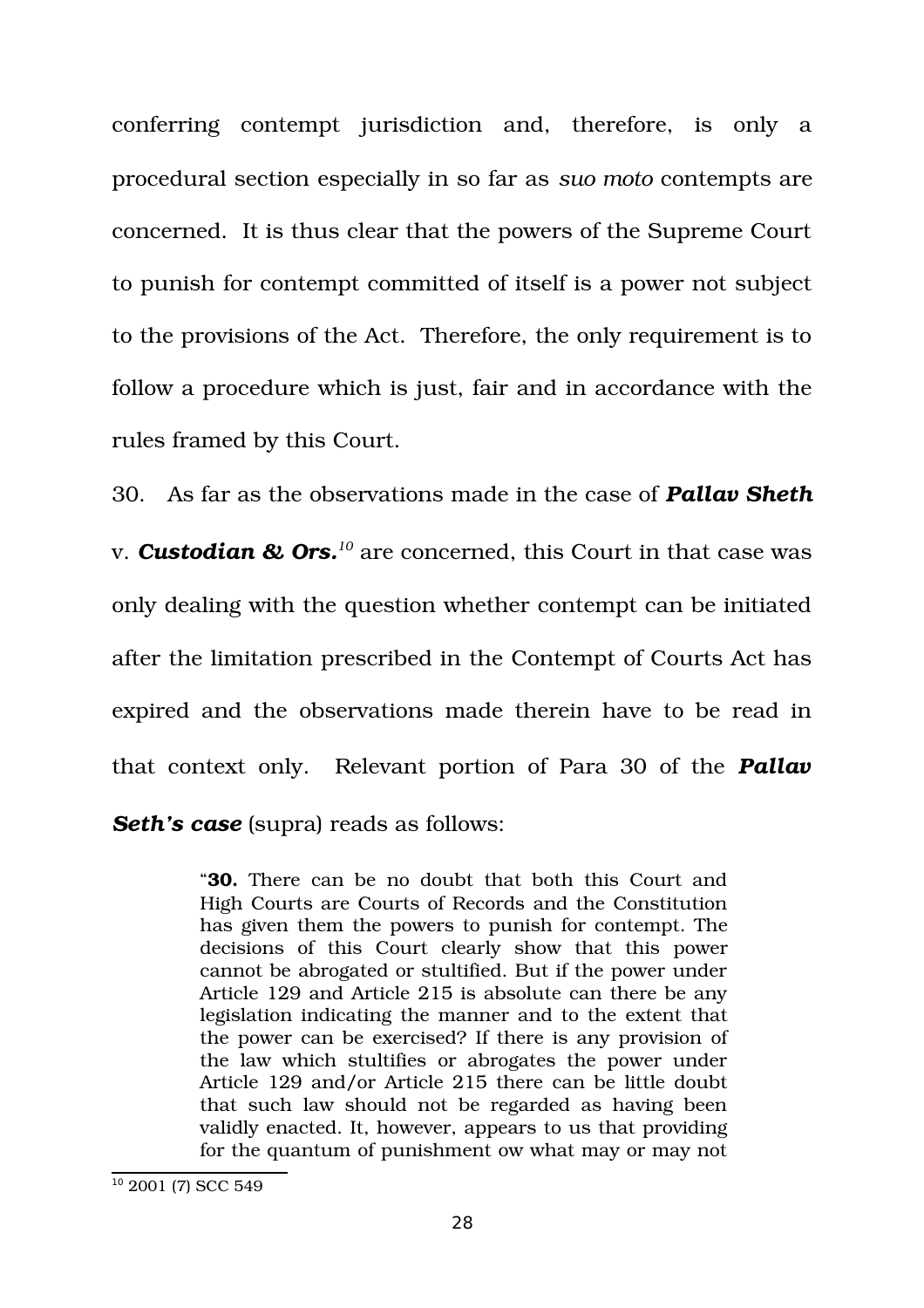conferring contempt jurisdiction and, therefore, is only a procedural section especially in so far as *suo moto* contempts are concerned. It is thus clear that the powers of the Supreme Court to punish for contempt committed of itself is a power not subject to the provisions of the Act. Therefore, the only requirement is to follow a procedure which is just, fair and in accordance with the rules framed by this Court.

30. As far as the observations made in the case of ***Pallav Sheth*** v. ***Custodian & Ors.***[10] are concerned, this Court in that case was only dealing with the question whether contempt can be initiated after the limitation prescribed in the Contempt of Courts Act has expired and the observations made therein have to be read in that context only. Relevant portion of Para 30 of the ***Pallav Seth's case*** (supra) reads as follows:

> "**30.** There can be no doubt that both this Court and High Courts are Courts of Records and the Constitution has given them the powers to punish for contempt. The decisions of this Court clearly show that this power cannot be abrogated or stultified. But if the power under Article 129 and Article 215 is absolute can there be any legislation indicating the manner and to the extent that the power can be exercised? If there is any provision of the law which stultifies or abrogates the power under Article 129 and/or Article 215 there can be little doubt that such law should not be regarded as having been validly enacted. It, however, appears to us that providing for the quantum of punishment ow what may or may not

[10] 2001 (7) SCC 549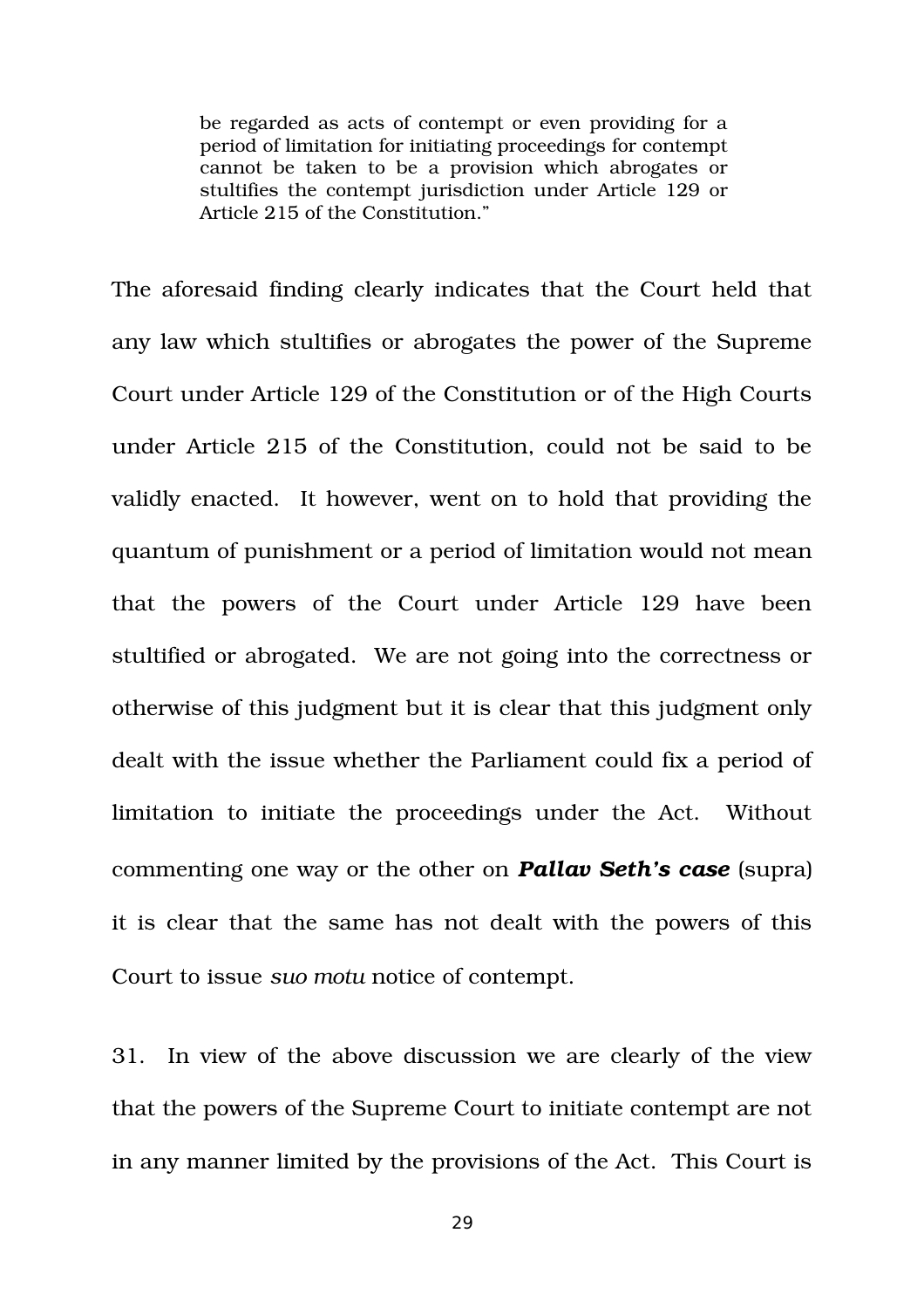> be regarded as acts of contempt or even providing for a period of limitation for initiating proceedings for contempt cannot be taken to be a provision which abrogates or stultifies the contempt jurisdiction under Article 129 or Article 215 of the Constitution."

The aforesaid finding clearly indicates that the Court held that any law which stultifies or abrogates the power of the Supreme Court under Article 129 of the Constitution or of the High Courts under Article 215 of the Constitution, could not be said to be validly enacted. It however, went on to hold that providing the quantum of punishment or a period of limitation would not mean that the powers of the Court under Article 129 have been stultified or abrogated. We are not going into the correctness or otherwise of this judgment but it is clear that this judgment only dealt with the issue whether the Parliament could fix a period of limitation to initiate the proceedings under the Act. Without commenting one way or the other on ***Pallav Seth's case*** (supra) it is clear that the same has not dealt with the powers of this Court to issue *suo motu* notice of contempt.

31. In view of the above discussion we are clearly of the view that the powers of the Supreme Court to initiate contempt are not in any manner limited by the provisions of the Act. This Court is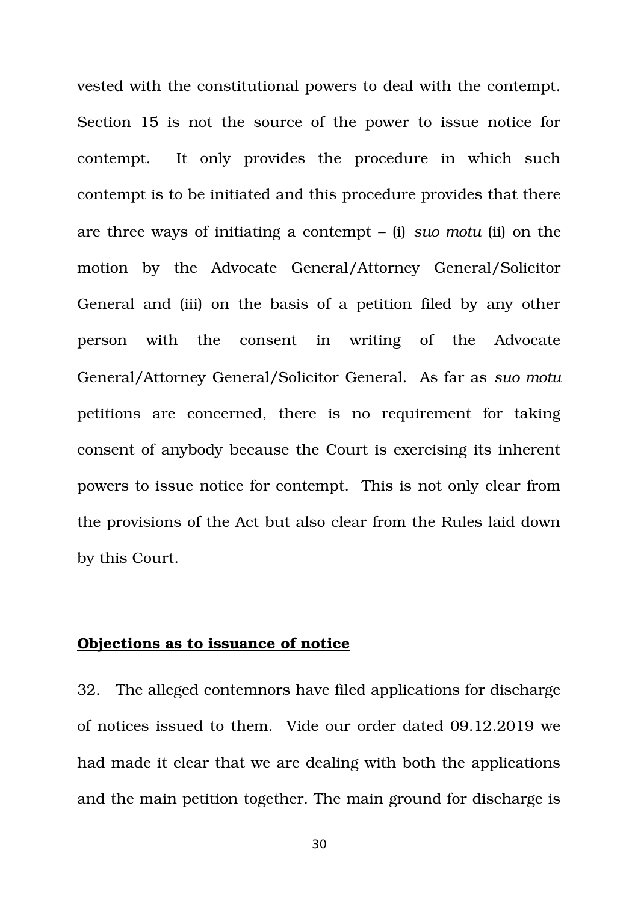vested with the constitutional powers to deal with the contempt. Section 15 is not the source of the power to issue notice for contempt. It only provides the procedure in which such contempt is to be initiated and this procedure provides that there are three ways of initiating a contempt – (i) *suo motu* (ii) on the motion by the Advocate General/Attorney General/Solicitor General and (iii) on the basis of a petition filed by any other person with the consent in writing of the Advocate General/Attorney General/Solicitor General. As far as *suo motu* petitions are concerned, there is no requirement for taking consent of anybody because the Court is exercising its inherent powers to issue notice for contempt. This is not only clear from the provisions of the Act but also clear from the Rules laid down by this Court.

**Objections as to issuance of notice**

32. The alleged contemnors have filed applications for discharge of notices issued to them. Vide our order dated 09.12.2019 we had made it clear that we are dealing with both the applications and the main petition together. The main ground for discharge is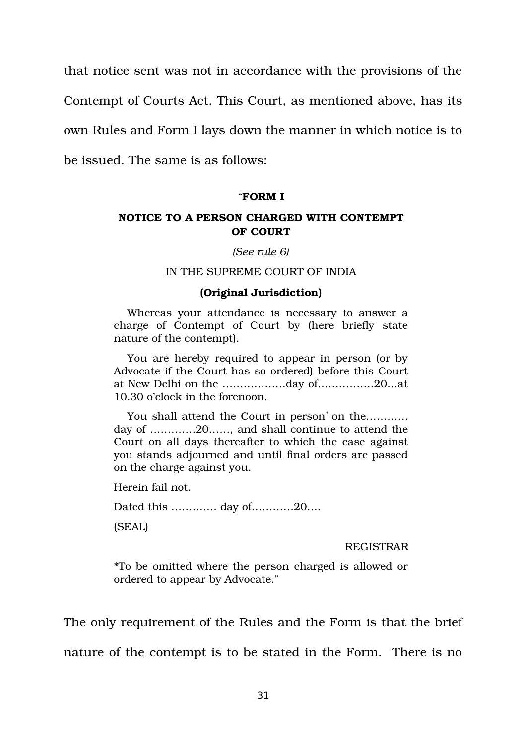that notice sent was not in accordance with the provisions of the Contempt of Courts Act. This Court, as mentioned above, has its own Rules and Form I lays down the manner in which notice is to be issued. The same is as follows:

> "**FORM I**
>
> **NOTICE TO A PERSON CHARGED WITH CONTEMPT OF COURT**
>
> *(See rule 6)*
>
> IN THE SUPREME COURT OF INDIA
>
> **(Original Jurisdiction)**
>
> Whereas your attendance is necessary to answer a charge of Contempt of Court by (here briefly state nature of the contempt).
>
> You are hereby required to appear in person (or by Advocate if the Court has so ordered) before this Court at New Delhi on the ………………day of…………….20…at 10.30 o'clock in the forenoon.
>
> You shall attend the Court in person* on the………… day of ………….20……, and shall continue to attend the Court on all days thereafter to which the case against you stands adjourned and until final orders are passed on the charge against you.
>
> Herein fail not.
>
> Dated this …………. day of…………20….
>
> (SEAL)
>
> REGISTRAR
>
> *To be omitted where the person charged is allowed or ordered to appear by Advocate."

The only requirement of the Rules and the Form is that the brief nature of the contempt is to be stated in the Form. There is no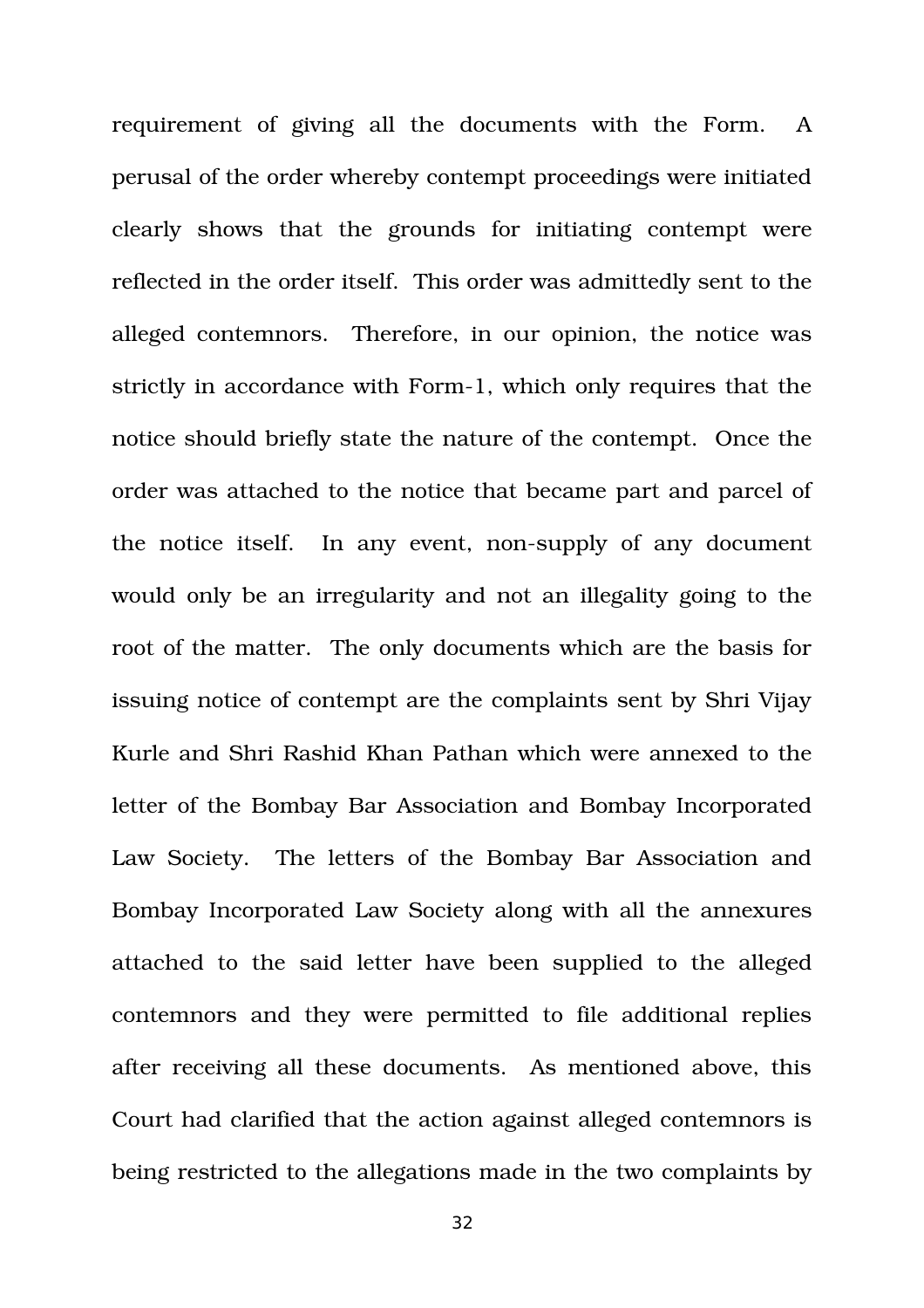requirement of giving all the documents with the Form. A perusal of the order whereby contempt proceedings were initiated clearly shows that the grounds for initiating contempt were reflected in the order itself. This order was admittedly sent to the alleged contemnors. Therefore, in our opinion, the notice was strictly in accordance with Form-1, which only requires that the notice should briefly state the nature of the contempt. Once the order was attached to the notice that became part and parcel of the notice itself. In any event, non-supply of any document would only be an irregularity and not an illegality going to the root of the matter. The only documents which are the basis for issuing notice of contempt are the complaints sent by Shri Vijay Kurle and Shri Rashid Khan Pathan which were annexed to the letter of the Bombay Bar Association and Bombay Incorporated Law Society. The letters of the Bombay Bar Association and Bombay Incorporated Law Society along with all the annexures attached to the said letter have been supplied to the alleged contemnors and they were permitted to file additional replies after receiving all these documents. As mentioned above, this Court had clarified that the action against alleged contemnors is being restricted to the allegations made in the two complaints by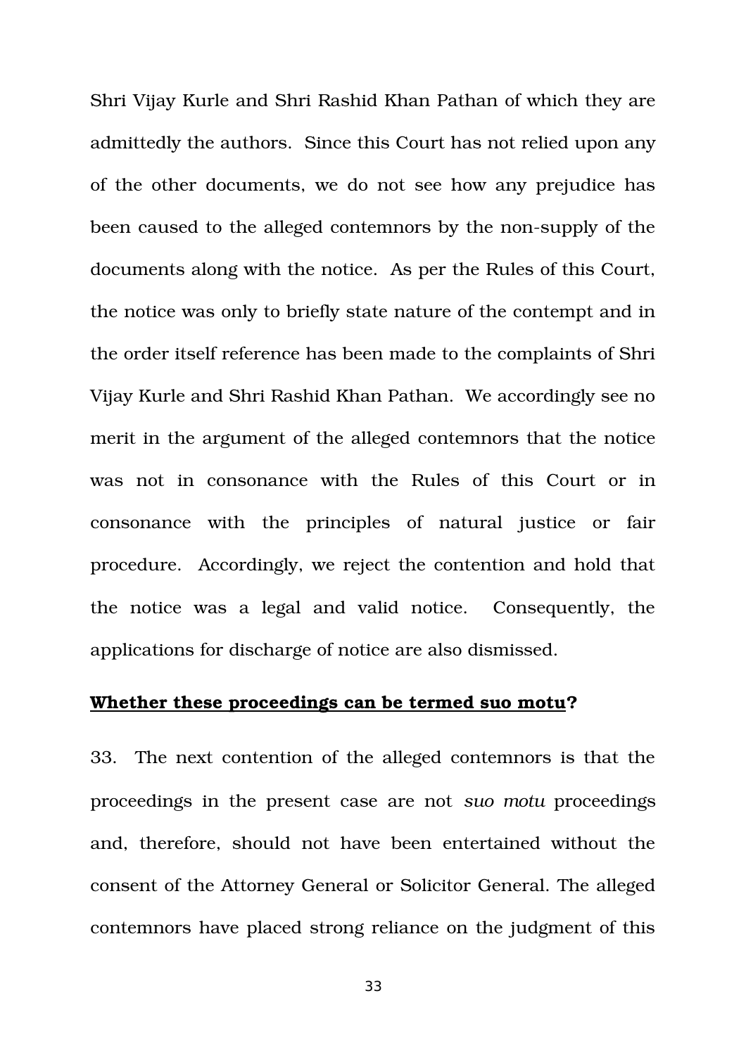Shri Vijay Kurle and Shri Rashid Khan Pathan of which they are admittedly the authors. Since this Court has not relied upon any of the other documents, we do not see how any prejudice has been caused to the alleged contemnors by the non-supply of the documents along with the notice. As per the Rules of this Court, the notice was only to briefly state nature of the contempt and in the order itself reference has been made to the complaints of Shri Vijay Kurle and Shri Rashid Khan Pathan. We accordingly see no merit in the argument of the alleged contemnors that the notice was not in consonance with the Rules of this Court or in consonance with the principles of natural justice or fair procedure. Accordingly, we reject the contention and hold that the notice was a legal and valid notice. Consequently, the applications for discharge of notice are also dismissed.

**Whether these proceedings can be termed suo motu?**

33. The next contention of the alleged contemnors is that the proceedings in the present case are not *suo motu* proceedings and, therefore, should not have been entertained without the consent of the Attorney General or Solicitor General. The alleged contemnors have placed strong reliance on the judgment of this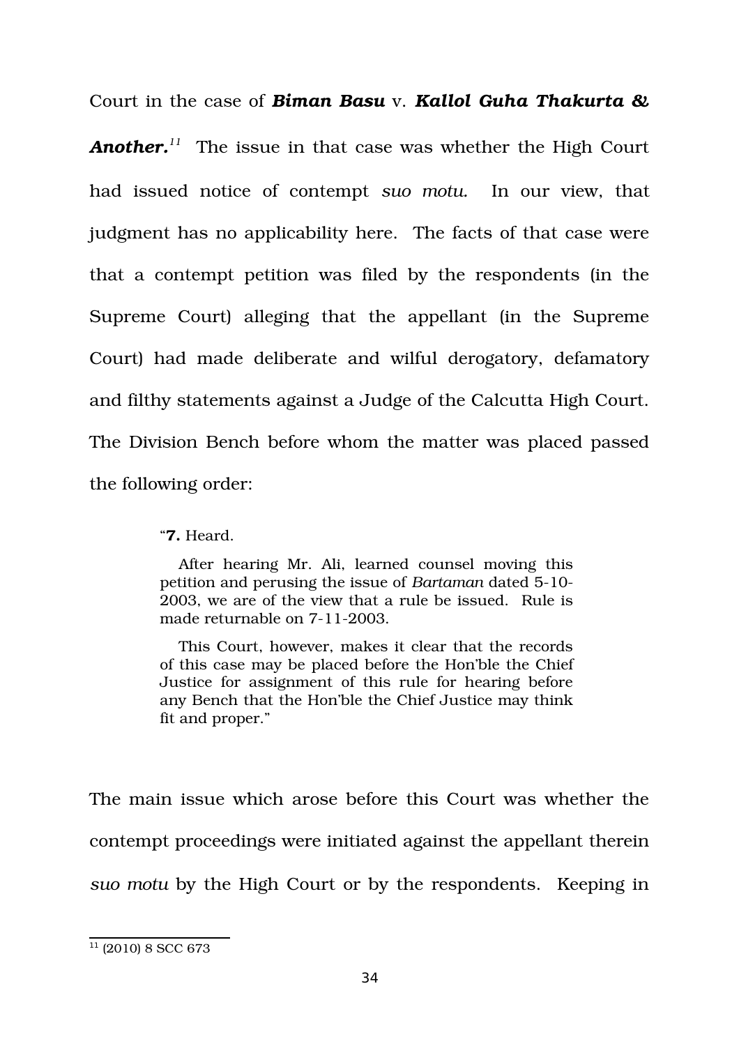Court in the case of ***Biman Basu*** v. ***Kallol Guha Thakurta & Another.***[11] The issue in that case was whether the High Court had issued notice of contempt *suo motu.* In our view, that judgment has no applicability here. The facts of that case were that a contempt petition was filed by the respondents (in the Supreme Court) alleging that the appellant (in the Supreme Court) had made deliberate and wilful derogatory, defamatory and filthy statements against a Judge of the Calcutta High Court. The Division Bench before whom the matter was placed passed the following order:

> "**7.** Heard.
>
> After hearing Mr. Ali, learned counsel moving this petition and perusing the issue of *Bartaman* dated 5-10-2003, we are of the view that a rule be issued. Rule is made returnable on 7-11-2003.
>
> This Court, however, makes it clear that the records of this case may be placed before the Hon'ble the Chief Justice for assignment of this rule for hearing before any Bench that the Hon'ble the Chief Justice may think fit and proper."

The main issue which arose before this Court was whether the contempt proceedings were initiated against the appellant therein *suo motu* by the High Court or by the respondents. Keeping in

---

[11] (2010) 8 SCC 673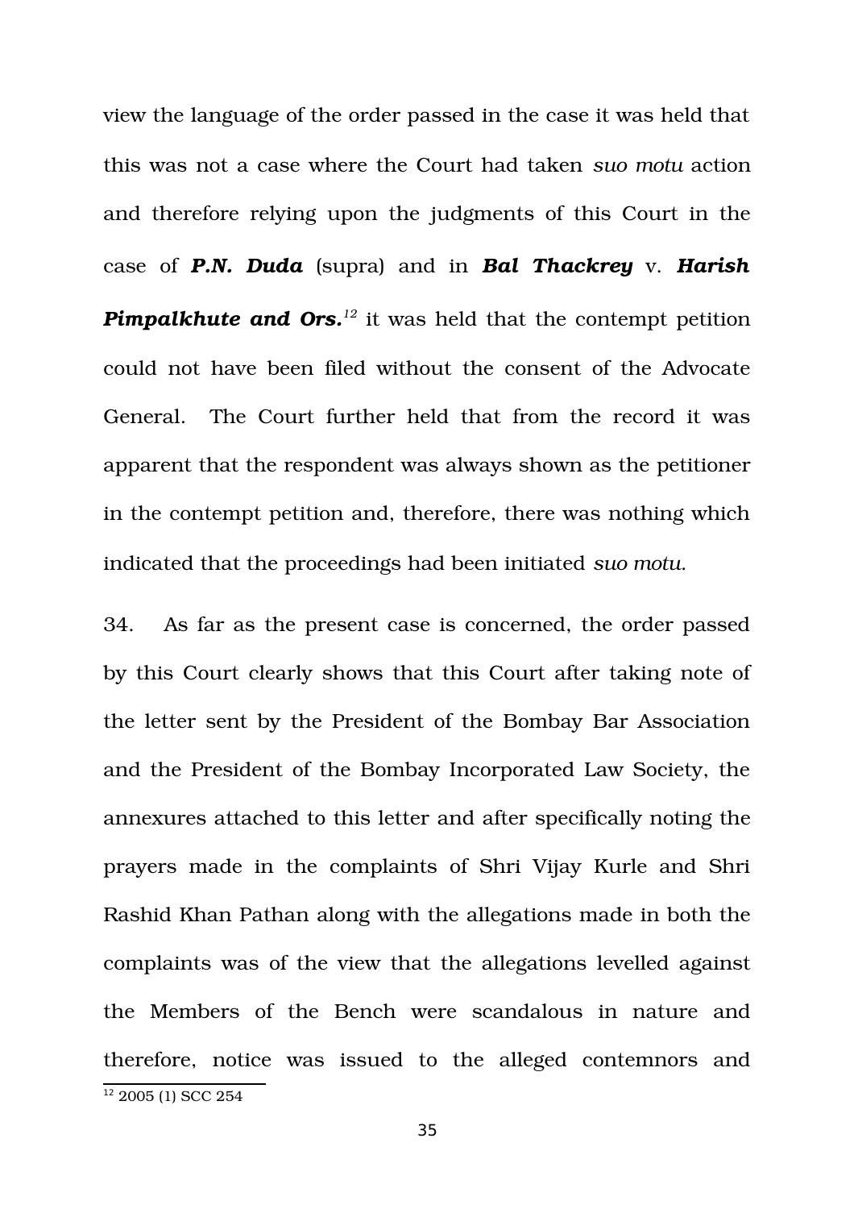view the language of the order passed in the case it was held that this was not a case where the Court had taken *suo motu* action and therefore relying upon the judgments of this Court in the case of ***P.N. Duda*** (supra) and in ***Bal Thackrey*** v. ***Harish Pimpalkhute and Ors.***[12] it was held that the contempt petition could not have been filed without the consent of the Advocate General. The Court further held that from the record it was apparent that the respondent was always shown as the petitioner in the contempt petition and, therefore, there was nothing which indicated that the proceedings had been initiated *suo motu*.

34. As far as the present case is concerned, the order passed by this Court clearly shows that this Court after taking note of the letter sent by the President of the Bombay Bar Association and the President of the Bombay Incorporated Law Society, the annexures attached to this letter and after specifically noting the prayers made in the complaints of Shri Vijay Kurle and Shri Rashid Khan Pathan along with the allegations made in both the complaints was of the view that the allegations levelled against the Members of the Bench were scandalous in nature and therefore, notice was issued to the alleged contemnors and

---

[12] 2005 (1) SCC 254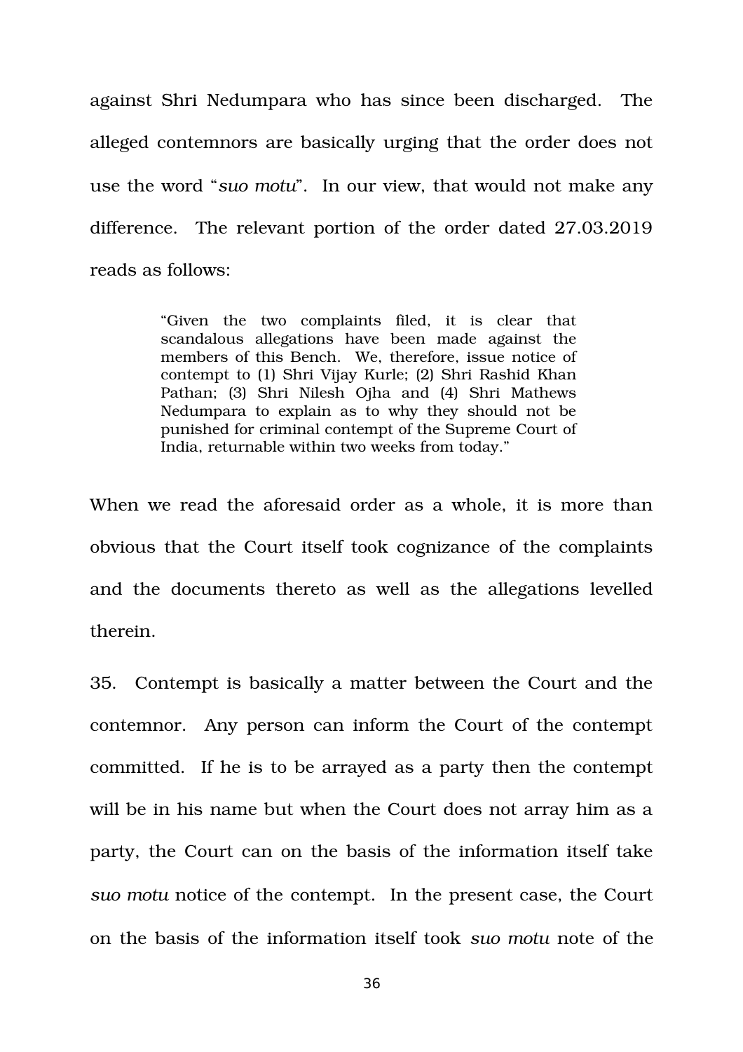against Shri Nedumpara who has since been discharged. The alleged contemnors are basically urging that the order does not use the word "*suo motu*". In our view, that would not make any difference. The relevant portion of the order dated 27.03.2019 reads as follows:

> "Given the two complaints filed, it is clear that scandalous allegations have been made against the members of this Bench. We, therefore, issue notice of contempt to (1) Shri Vijay Kurle; (2) Shri Rashid Khan Pathan; (3) Shri Nilesh Ojha and (4) Shri Mathews Nedumpara to explain as to why they should not be punished for criminal contempt of the Supreme Court of India, returnable within two weeks from today."

When we read the aforesaid order as a whole, it is more than obvious that the Court itself took cognizance of the complaints and the documents thereto as well as the allegations levelled therein.

35. Contempt is basically a matter between the Court and the contemnor. Any person can inform the Court of the contempt committed. If he is to be arrayed as a party then the contempt will be in his name but when the Court does not array him as a party, the Court can on the basis of the information itself take *suo motu* notice of the contempt. In the present case, the Court on the basis of the information itself took *suo motu* note of the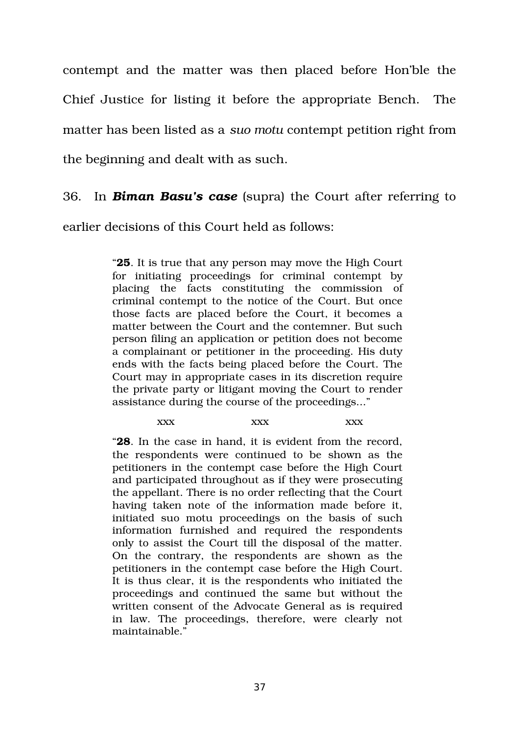contempt and the matter was then placed before Hon'ble the Chief Justice for listing it before the appropriate Bench. The matter has been listed as a *suo motu* contempt petition right from the beginning and dealt with as such.

36. In ***Biman Basu's case*** (supra) the Court after referring to earlier decisions of this Court held as follows:

> "**25**. It is true that any person may move the High Court for initiating proceedings for criminal contempt by placing the facts constituting the commission of criminal contempt to the notice of the Court. But once those facts are placed before the Court, it becomes a matter between the Court and the contemner. But such person filing an application or petition does not become a complainant or petitioner in the proceeding. His duty ends with the facts being placed before the Court. The Court may in appropriate cases in its discretion require the private party or litigant moving the Court to render assistance during the course of the proceedings..."
>
> xxx xxx xxx
>
> "**28**. In the case in hand, it is evident from the record, the respondents were continued to be shown as the petitioners in the contempt case before the High Court and participated throughout as if they were prosecuting the appellant. There is no order reflecting that the Court having taken note of the information made before it, initiated suo motu proceedings on the basis of such information furnished and required the respondents only to assist the Court till the disposal of the matter. On the contrary, the respondents are shown as the petitioners in the contempt case before the High Court. It is thus clear, it is the respondents who initiated the proceedings and continued the same but without the written consent of the Advocate General as is required in law. The proceedings, therefore, were clearly not maintainable."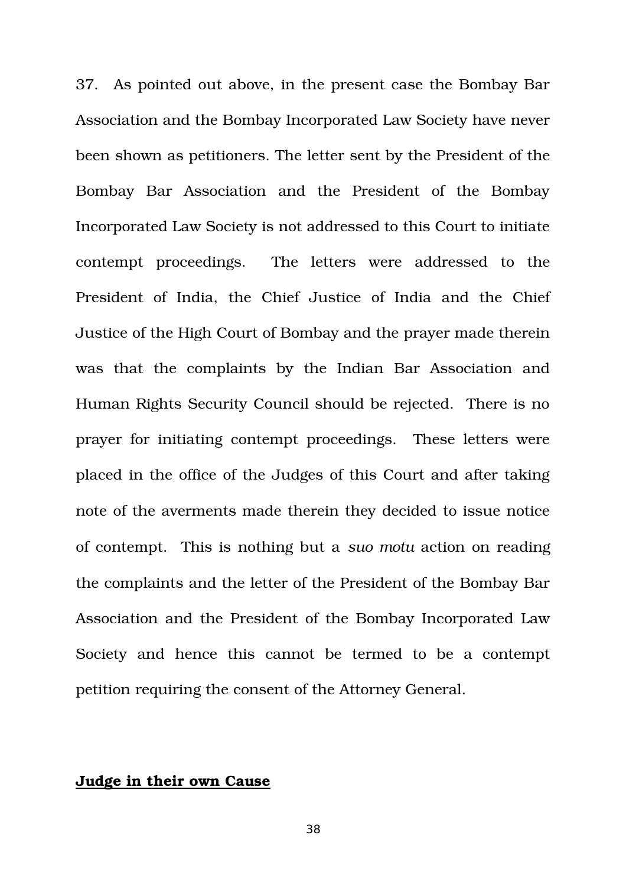37. As pointed out above, in the present case the Bombay Bar Association and the Bombay Incorporated Law Society have never been shown as petitioners. The letter sent by the President of the Bombay Bar Association and the President of the Bombay Incorporated Law Society is not addressed to this Court to initiate contempt proceedings. The letters were addressed to the President of India, the Chief Justice of India and the Chief Justice of the High Court of Bombay and the prayer made therein was that the complaints by the Indian Bar Association and Human Rights Security Council should be rejected. There is no prayer for initiating contempt proceedings. These letters were placed in the office of the Judges of this Court and after taking note of the averments made therein they decided to issue notice of contempt. This is nothing but a *suo motu* action on reading the complaints and the letter of the President of the Bombay Bar Association and the President of the Bombay Incorporated Law Society and hence this cannot be termed to be a contempt petition requiring the consent of the Attorney General.

**Judge in their own Cause**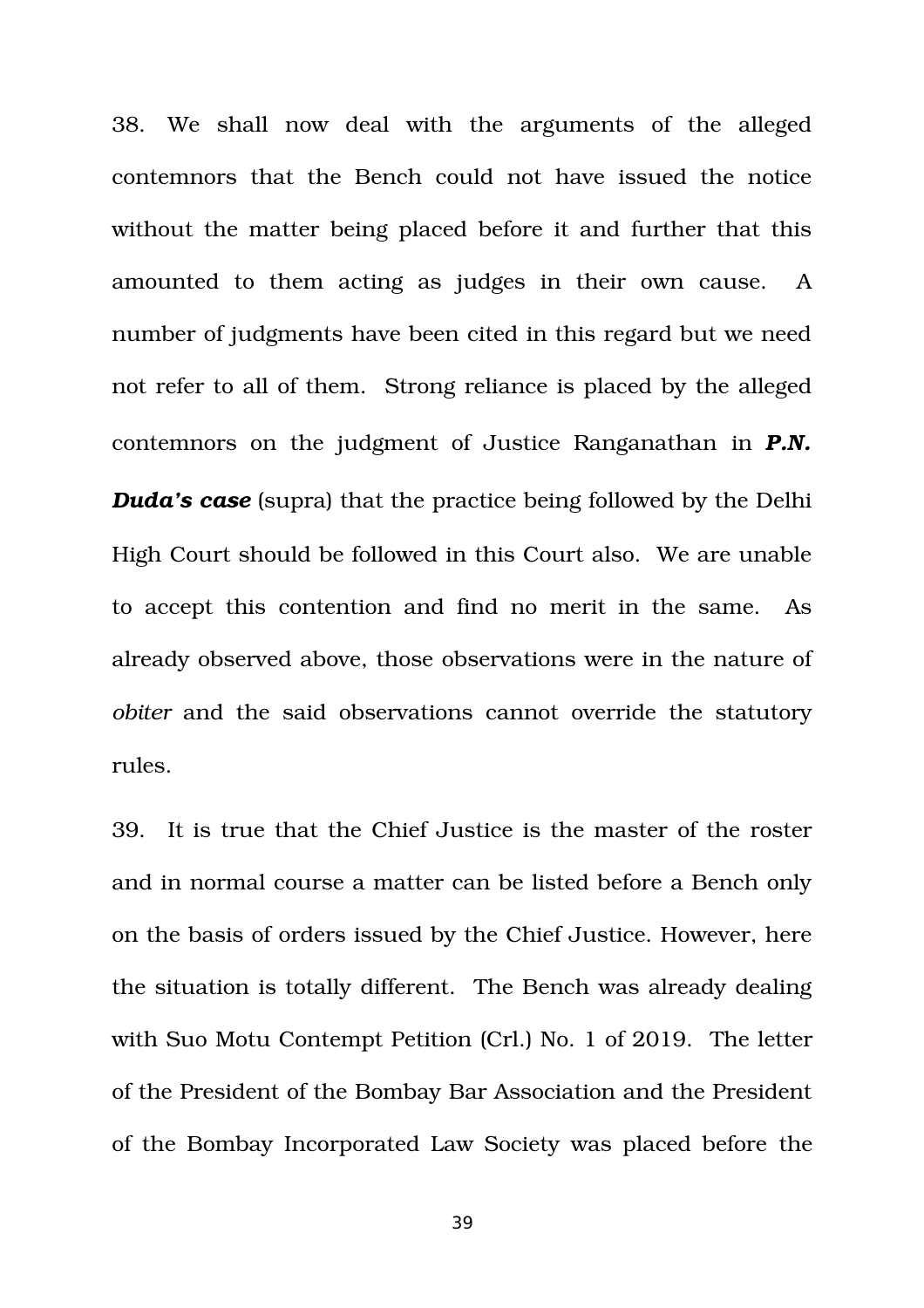38. We shall now deal with the arguments of the alleged contemnors that the Bench could not have issued the notice without the matter being placed before it and further that this amounted to them acting as judges in their own cause. A number of judgments have been cited in this regard but we need not refer to all of them. Strong reliance is placed by the alleged contemnors on the judgment of Justice Ranganathan in ***P.N. Duda's case*** (supra) that the practice being followed by the Delhi High Court should be followed in this Court also. We are unable to accept this contention and find no merit in the same. As already observed above, those observations were in the nature of *obiter* and the said observations cannot override the statutory rules.

39. It is true that the Chief Justice is the master of the roster and in normal course a matter can be listed before a Bench only on the basis of orders issued by the Chief Justice. However, here the situation is totally different. The Bench was already dealing with Suo Motu Contempt Petition (Crl.) No. 1 of 2019. The letter of the President of the Bombay Bar Association and the President of the Bombay Incorporated Law Society was placed before the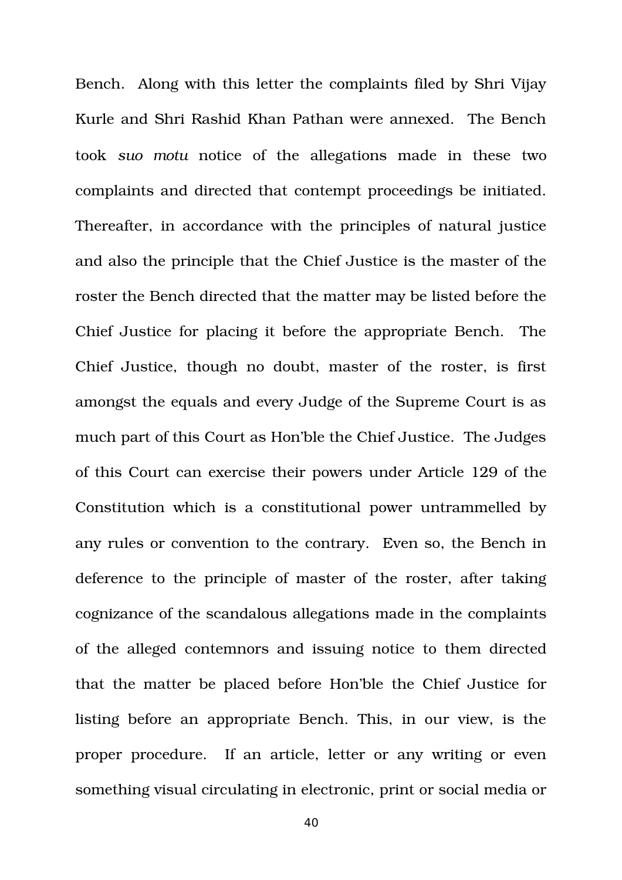Bench. Along with this letter the complaints filed by Shri Vijay Kurle and Shri Rashid Khan Pathan were annexed. The Bench took *suo motu* notice of the allegations made in these two complaints and directed that contempt proceedings be initiated. Thereafter, in accordance with the principles of natural justice and also the principle that the Chief Justice is the master of the roster the Bench directed that the matter may be listed before the Chief Justice for placing it before the appropriate Bench. The Chief Justice, though no doubt, master of the roster, is first amongst the equals and every Judge of the Supreme Court is as much part of this Court as Hon'ble the Chief Justice. The Judges of this Court can exercise their powers under Article 129 of the Constitution which is a constitutional power untrammelled by any rules or convention to the contrary. Even so, the Bench in deference to the principle of master of the roster, after taking cognizance of the scandalous allegations made in the complaints of the alleged contemnors and issuing notice to them directed that the matter be placed before Hon'ble the Chief Justice for listing before an appropriate Bench. This, in our view, is the proper procedure. If an article, letter or any writing or even something visual circulating in electronic, print or social media or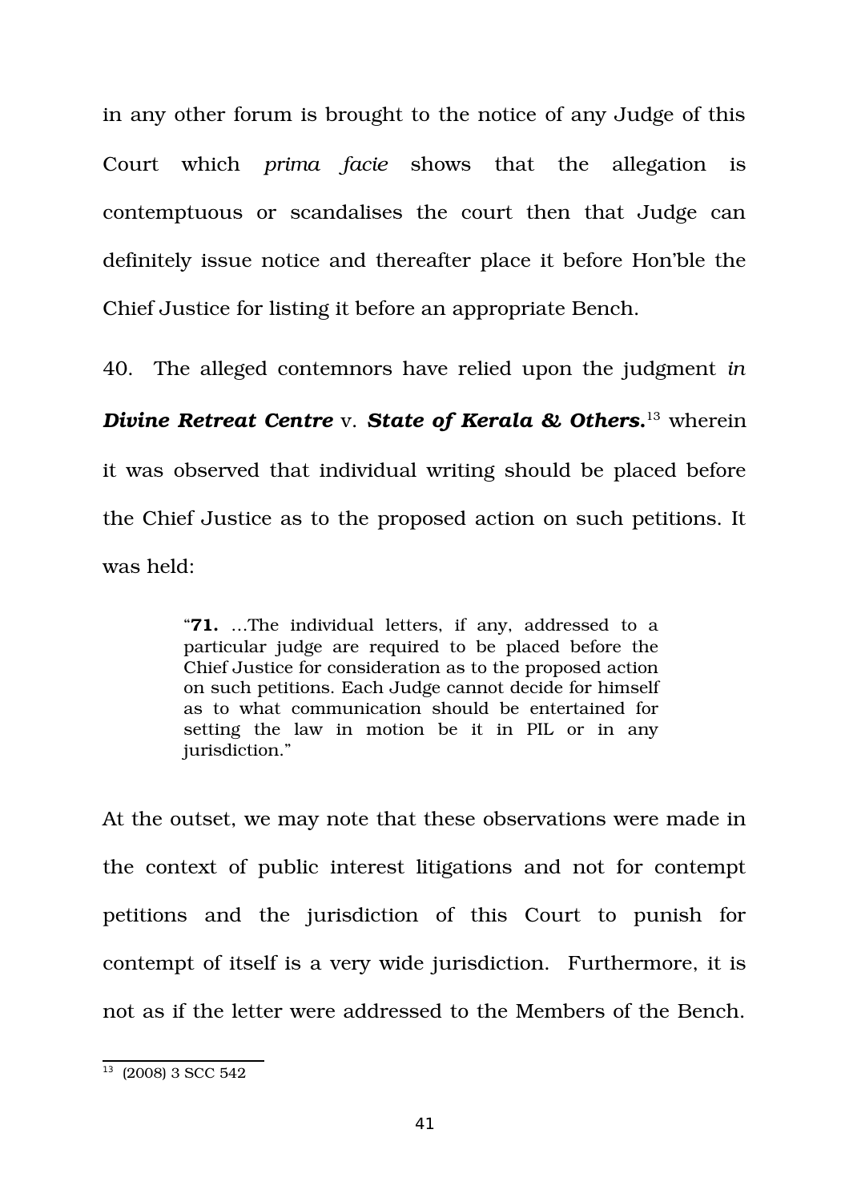in any other forum is brought to the notice of any Judge of this Court which *prima facie* shows that the allegation is contemptuous or scandalises the court then that Judge can definitely issue notice and thereafter place it before Hon'ble the Chief Justice for listing it before an appropriate Bench.

40. The alleged contemnors have relied upon the judgment *in* ***Divine Retreat Centre*** v. ***State of Kerala & Others.***[13] wherein it was observed that individual writing should be placed before the Chief Justice as to the proposed action on such petitions. It was held:

> "**71.** ...The individual letters, if any, addressed to a particular judge are required to be placed before the Chief Justice for consideration as to the proposed action on such petitions. Each Judge cannot decide for himself as to what communication should be entertained for setting the law in motion be it in PIL or in any jurisdiction."

At the outset, we may note that these observations were made in the context of public interest litigations and not for contempt petitions and the jurisdiction of this Court to punish for contempt of itself is a very wide jurisdiction. Furthermore, it is not as if the letter were addressed to the Members of the Bench.

[13] (2008) 3 SCC 542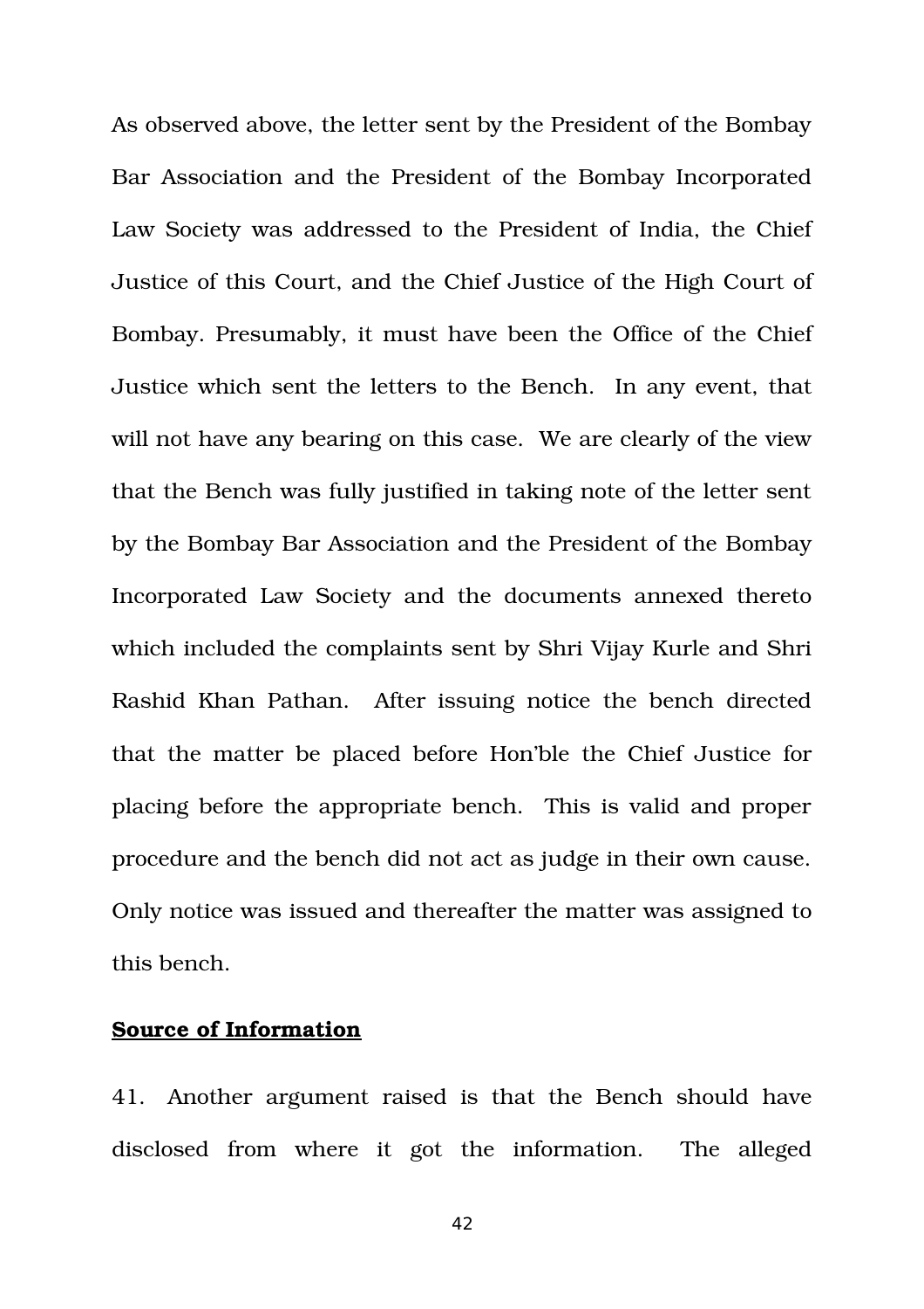As observed above, the letter sent by the President of the Bombay Bar Association and the President of the Bombay Incorporated Law Society was addressed to the President of India, the Chief Justice of this Court, and the Chief Justice of the High Court of Bombay. Presumably, it must have been the Office of the Chief Justice which sent the letters to the Bench. In any event, that will not have any bearing on this case. We are clearly of the view that the Bench was fully justified in taking note of the letter sent by the Bombay Bar Association and the President of the Bombay Incorporated Law Society and the documents annexed thereto which included the complaints sent by Shri Vijay Kurle and Shri Rashid Khan Pathan. After issuing notice the bench directed that the matter be placed before Hon'ble the Chief Justice for placing before the appropriate bench. This is valid and proper procedure and the bench did not act as judge in their own cause. Only notice was issued and thereafter the matter was assigned to this bench.

**Source of Information**

41. Another argument raised is that the Bench should have disclosed from where it got the information. The alleged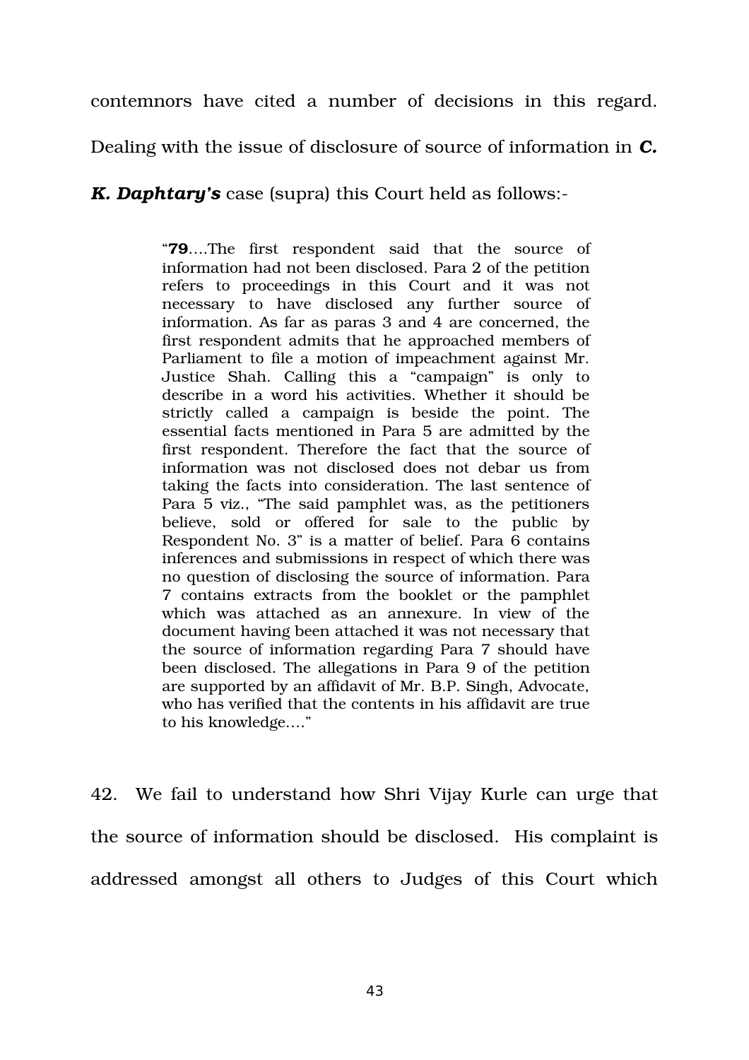contemnors have cited a number of decisions in this regard. Dealing with the issue of disclosure of source of information in ***C. K. Daphtary's*** case (supra) this Court held as follows:-

> "**79**….The first respondent said that the source of information had not been disclosed. Para 2 of the petition refers to proceedings in this Court and it was not necessary to have disclosed any further source of information. As far as paras 3 and 4 are concerned, the first respondent admits that he approached members of Parliament to file a motion of impeachment against Mr. Justice Shah. Calling this a "campaign" is only to describe in a word his activities. Whether it should be strictly called a campaign is beside the point. The essential facts mentioned in Para 5 are admitted by the first respondent. Therefore the fact that the source of information was not disclosed does not debar us from taking the facts into consideration. The last sentence of Para 5 viz., "The said pamphlet was, as the petitioners believe, sold or offered for sale to the public by Respondent No. 3" is a matter of belief. Para 6 contains inferences and submissions in respect of which there was no question of disclosing the source of information. Para 7 contains extracts from the booklet or the pamphlet which was attached as an annexure. In view of the document having been attached it was not necessary that the source of information regarding Para 7 should have been disclosed. The allegations in Para 9 of the petition are supported by an affidavit of Mr. B.P. Singh, Advocate, who has verified that the contents in his affidavit are true to his knowledge…."

42. We fail to understand how Shri Vijay Kurle can urge that the source of information should be disclosed. His complaint is addressed amongst all others to Judges of this Court which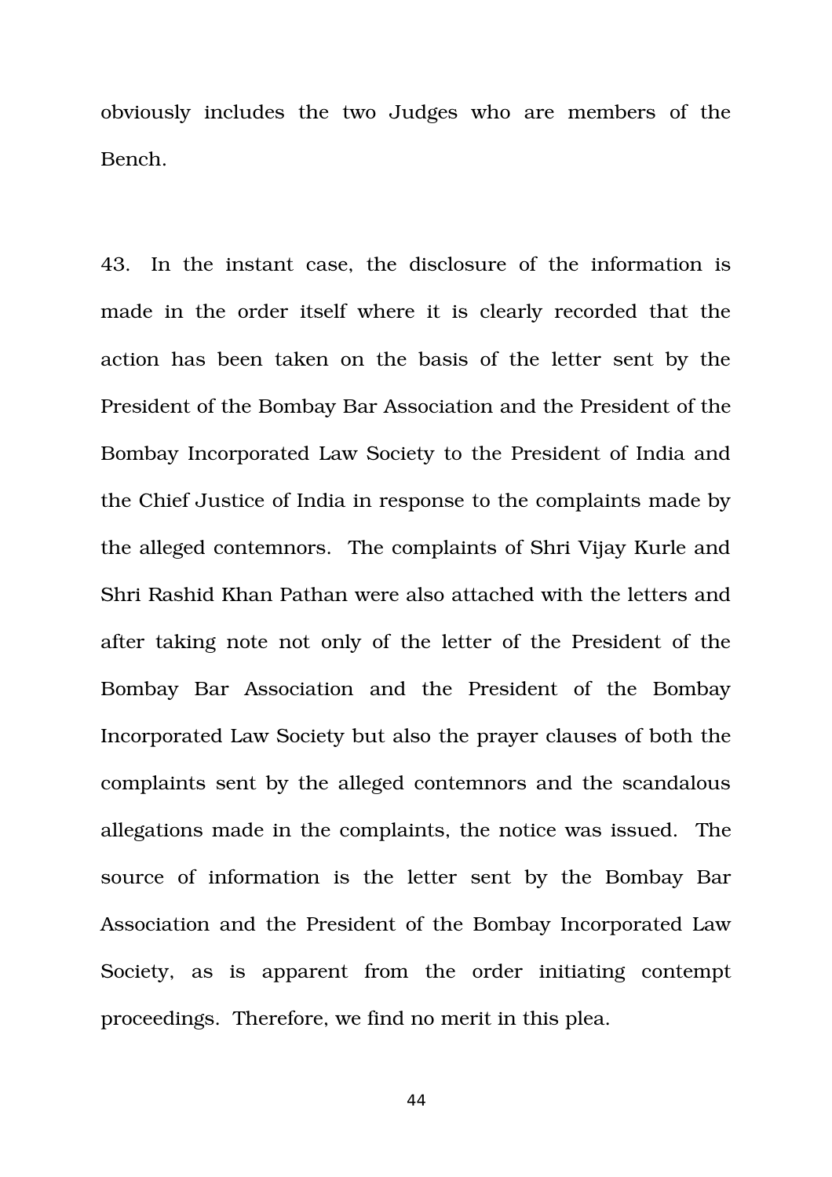obviously includes the two Judges who are members of the Bench.

43. In the instant case, the disclosure of the information is made in the order itself where it is clearly recorded that the action has been taken on the basis of the letter sent by the President of the Bombay Bar Association and the President of the Bombay Incorporated Law Society to the President of India and the Chief Justice of India in response to the complaints made by the alleged contemnors. The complaints of Shri Vijay Kurle and Shri Rashid Khan Pathan were also attached with the letters and after taking note not only of the letter of the President of the Bombay Bar Association and the President of the Bombay Incorporated Law Society but also the prayer clauses of both the complaints sent by the alleged contemnors and the scandalous allegations made in the complaints, the notice was issued. The source of information is the letter sent by the Bombay Bar Association and the President of the Bombay Incorporated Law Society, as is apparent from the order initiating contempt proceedings. Therefore, we find no merit in this plea.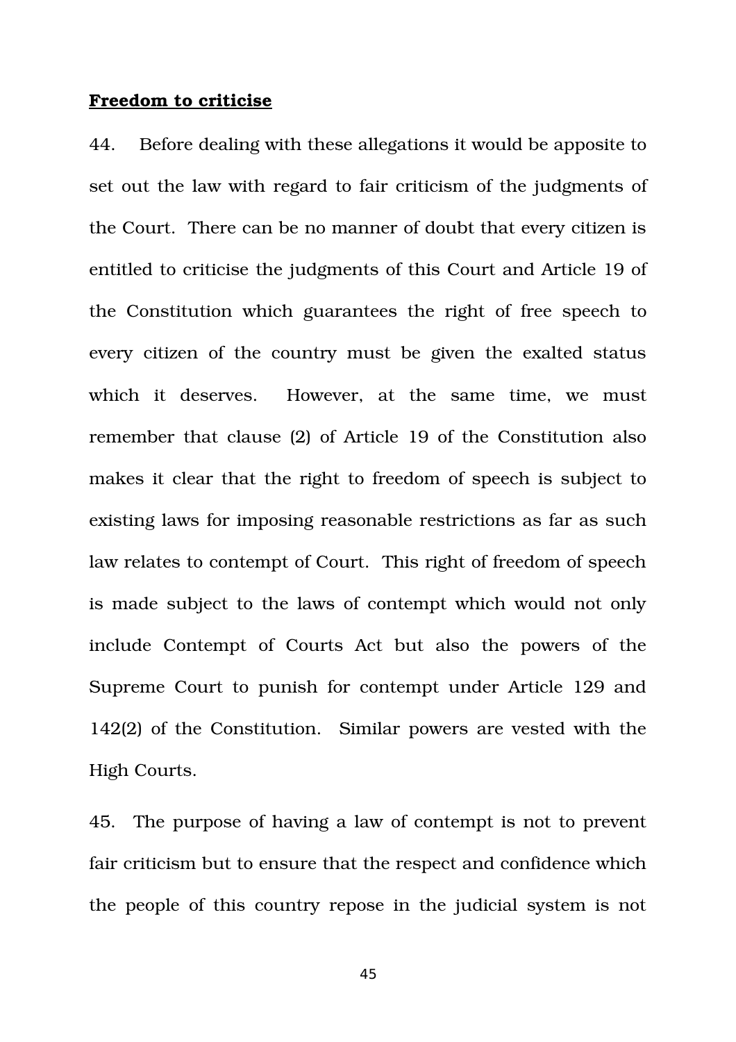**Freedom to criticise**

44. Before dealing with these allegations it would be apposite to set out the law with regard to fair criticism of the judgments of the Court. There can be no manner of doubt that every citizen is entitled to criticise the judgments of this Court and Article 19 of the Constitution which guarantees the right of free speech to every citizen of the country must be given the exalted status which it deserves. However, at the same time, we must remember that clause (2) of Article 19 of the Constitution also makes it clear that the right to freedom of speech is subject to existing laws for imposing reasonable restrictions as far as such law relates to contempt of Court. This right of freedom of speech is made subject to the laws of contempt which would not only include Contempt of Courts Act but also the powers of the Supreme Court to punish for contempt under Article 129 and 142(2) of the Constitution. Similar powers are vested with the High Courts.

45. The purpose of having a law of contempt is not to prevent fair criticism but to ensure that the respect and confidence which the people of this country repose in the judicial system is not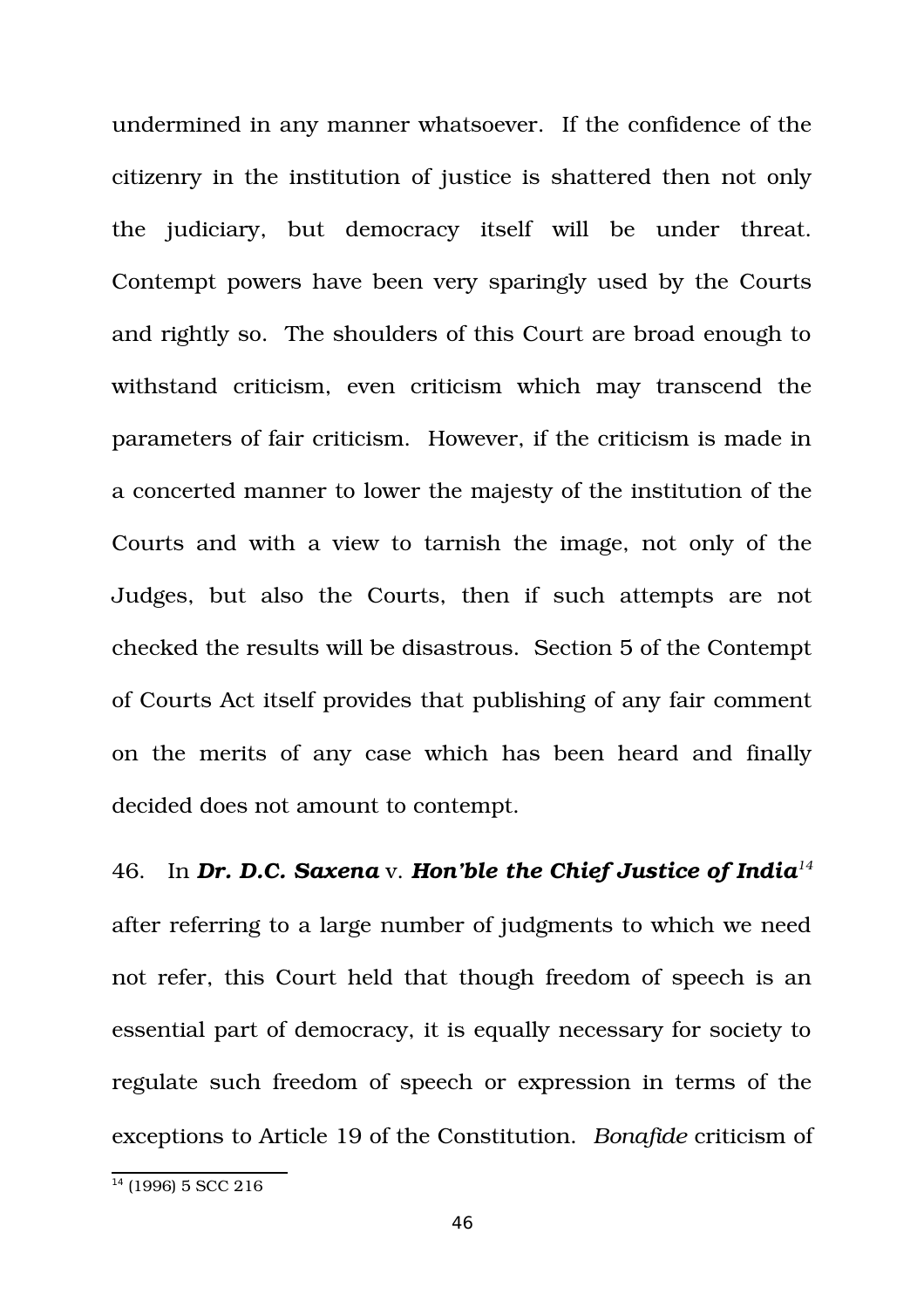undermined in any manner whatsoever. If the confidence of the citizenry in the institution of justice is shattered then not only the judiciary, but democracy itself will be under threat. Contempt powers have been very sparingly used by the Courts and rightly so. The shoulders of this Court are broad enough to withstand criticism, even criticism which may transcend the parameters of fair criticism. However, if the criticism is made in a concerted manner to lower the majesty of the institution of the Courts and with a view to tarnish the image, not only of the Judges, but also the Courts, then if such attempts are not checked the results will be disastrous. Section 5 of the Contempt of Courts Act itself provides that publishing of any fair comment on the merits of any case which has been heard and finally decided does not amount to contempt.

46. In ***Dr. D.C. Saxena*** v. ***Hon'ble the Chief Justice of India***[14] after referring to a large number of judgments to which we need not refer, this Court held that though freedom of speech is an essential part of democracy, it is equally necessary for society to regulate such freedom of speech or expression in terms of the exceptions to Article 19 of the Constitution. *Bonafide* criticism of

---

[14] (1996) 5 SCC 216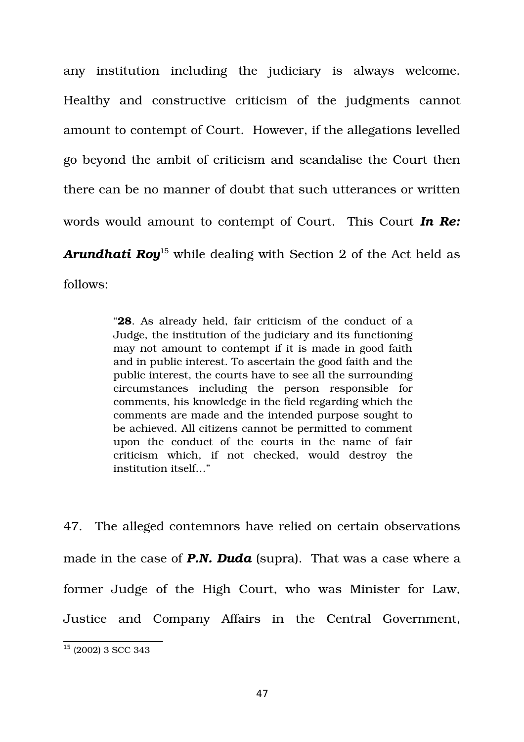any institution including the judiciary is always welcome. Healthy and constructive criticism of the judgments cannot amount to contempt of Court. However, if the allegations levelled go beyond the ambit of criticism and scandalise the Court then there can be no manner of doubt that such utterances or written words would amount to contempt of Court. This Court ***In Re: Arundhati Roy***[15] while dealing with Section 2 of the Act held as follows:

> "**28**. As already held, fair criticism of the conduct of a Judge, the institution of the judiciary and its functioning may not amount to contempt if it is made in good faith and in public interest. To ascertain the good faith and the public interest, the courts have to see all the surrounding circumstances including the person responsible for comments, his knowledge in the field regarding which the comments are made and the intended purpose sought to be achieved. All citizens cannot be permitted to comment upon the conduct of the courts in the name of fair criticism which, if not checked, would destroy the institution itself…"

47. The alleged contemnors have relied on certain observations made in the case of ***P.N. Duda*** (supra). That was a case where a former Judge of the High Court, who was Minister for Law, Justice and Company Affairs in the Central Government,

---

[15] (2002) 3 SCC 343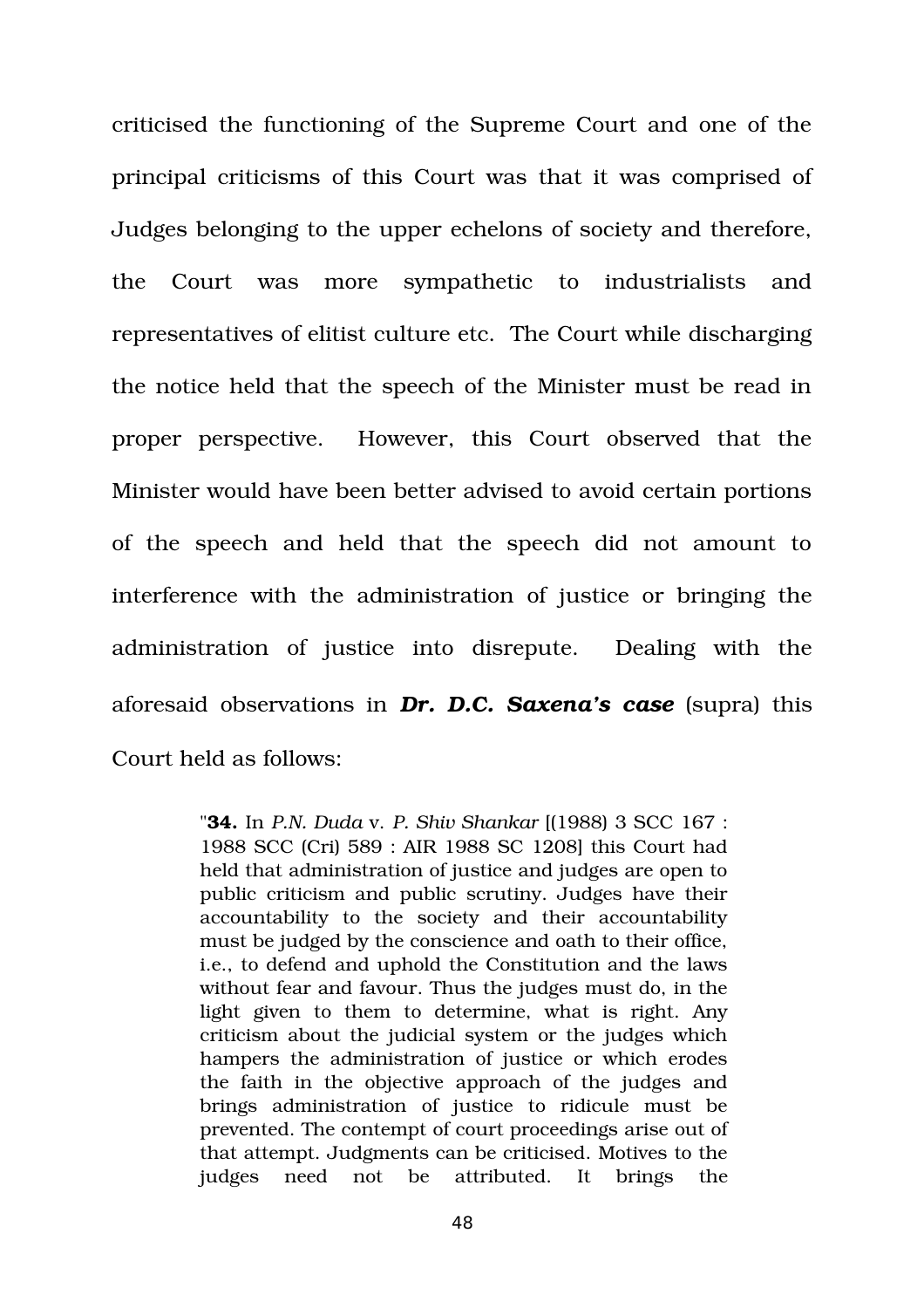criticised the functioning of the Supreme Court and one of the principal criticisms of this Court was that it was comprised of Judges belonging to the upper echelons of society and therefore, the Court was more sympathetic to industrialists and representatives of elitist culture etc. The Court while discharging the notice held that the speech of the Minister must be read in proper perspective. However, this Court observed that the Minister would have been better advised to avoid certain portions of the speech and held that the speech did not amount to interference with the administration of justice or bringing the administration of justice into disrepute. Dealing with the aforesaid observations in ***Dr. D.C. Saxena's case*** (supra) this Court held as follows:

> "**34.** In *P.N. Duda* v. *P. Shiv Shankar* [(1988) 3 SCC 167 : 1988 SCC (Cri) 589 : AIR 1988 SC 1208] this Court had held that administration of justice and judges are open to public criticism and public scrutiny. Judges have their accountability to the society and their accountability must be judged by the conscience and oath to their office, i.e., to defend and uphold the Constitution and the laws without fear and favour. Thus the judges must do, in the light given to them to determine, what is right. Any criticism about the judicial system or the judges which hampers the administration of justice or which erodes the faith in the objective approach of the judges and brings administration of justice to ridicule must be prevented. The contempt of court proceedings arise out of that attempt. Judgments can be criticised. Motives to the judges need not be attributed. It brings the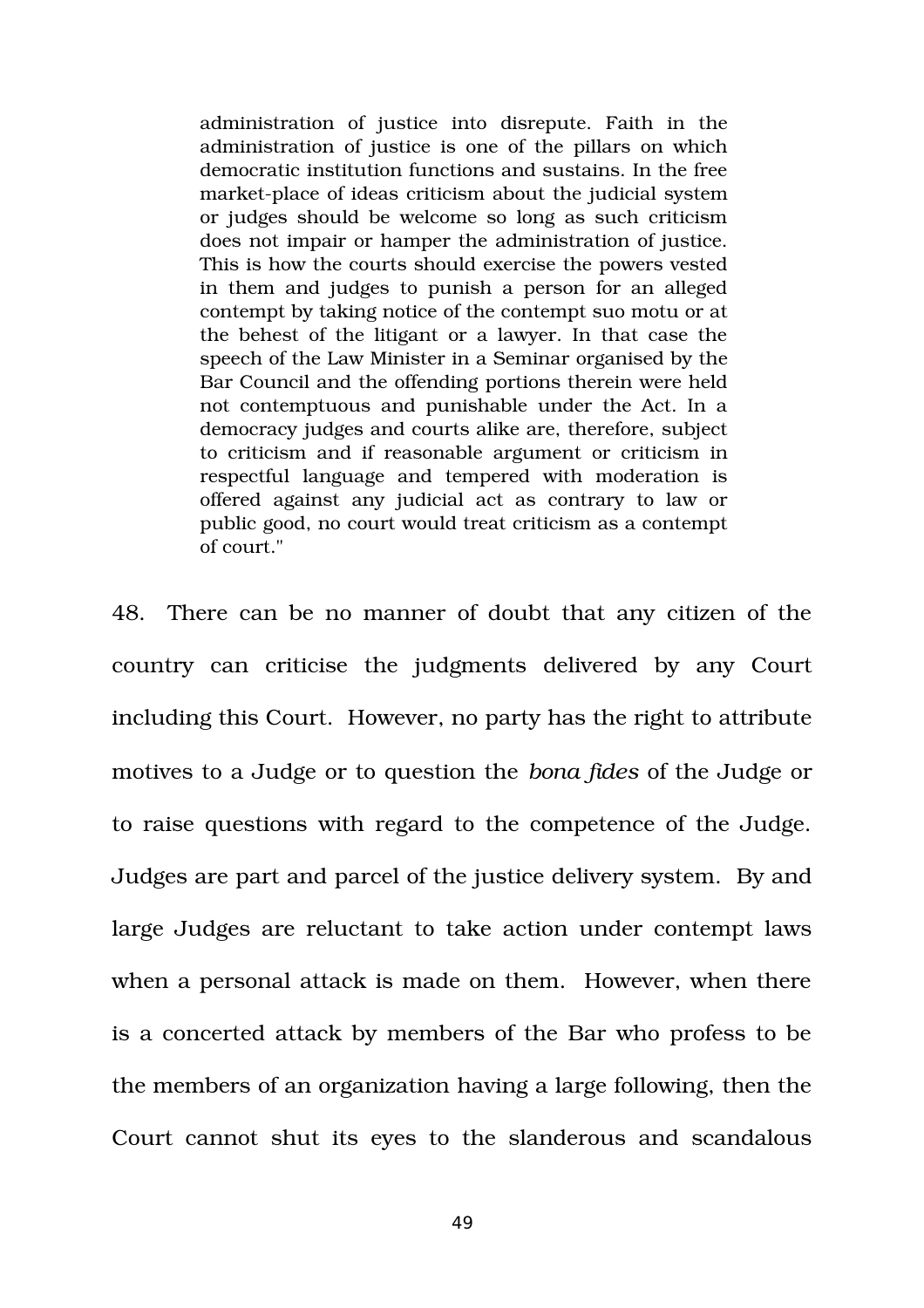> administration of justice into disrepute. Faith in the administration of justice is one of the pillars on which democratic institution functions and sustains. In the free market-place of ideas criticism about the judicial system or judges should be welcome so long as such criticism does not impair or hamper the administration of justice. This is how the courts should exercise the powers vested in them and judges to punish a person for an alleged contempt by taking notice of the contempt suo motu or at the behest of the litigant or a lawyer. In that case the speech of the Law Minister in a Seminar organised by the Bar Council and the offending portions therein were held not contemptuous and punishable under the Act. In a democracy judges and courts alike are, therefore, subject to criticism and if reasonable argument or criticism in respectful language and tempered with moderation is offered against any judicial act as contrary to law or public good, no court would treat criticism as a contempt of court."

48. There can be no manner of doubt that any citizen of the country can criticise the judgments delivered by any Court including this Court. However, no party has the right to attribute motives to a Judge or to question the *bona fides* of the Judge or to raise questions with regard to the competence of the Judge. Judges are part and parcel of the justice delivery system. By and large Judges are reluctant to take action under contempt laws when a personal attack is made on them. However, when there is a concerted attack by members of the Bar who profess to be the members of an organization having a large following, then the Court cannot shut its eyes to the slanderous and scandalous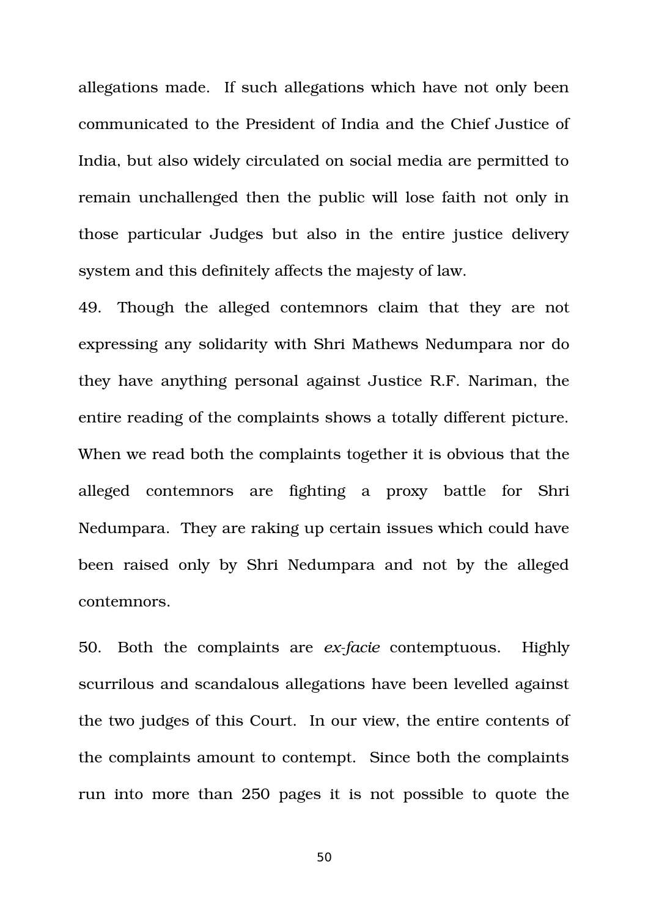allegations made. If such allegations which have not only been communicated to the President of India and the Chief Justice of India, but also widely circulated on social media are permitted to remain unchallenged then the public will lose faith not only in those particular Judges but also in the entire justice delivery system and this definitely affects the majesty of law.

49. Though the alleged contemnors claim that they are not expressing any solidarity with Shri Mathews Nedumpara nor do they have anything personal against Justice R.F. Nariman, the entire reading of the complaints shows a totally different picture. When we read both the complaints together it is obvious that the alleged contemnors are fighting a proxy battle for Shri Nedumpara. They are raking up certain issues which could have been raised only by Shri Nedumpara and not by the alleged contemnors.

50. Both the complaints are *ex-facie* contemptuous. Highly scurrilous and scandalous allegations have been levelled against the two judges of this Court. In our view, the entire contents of the complaints amount to contempt. Since both the complaints run into more than 250 pages it is not possible to quote the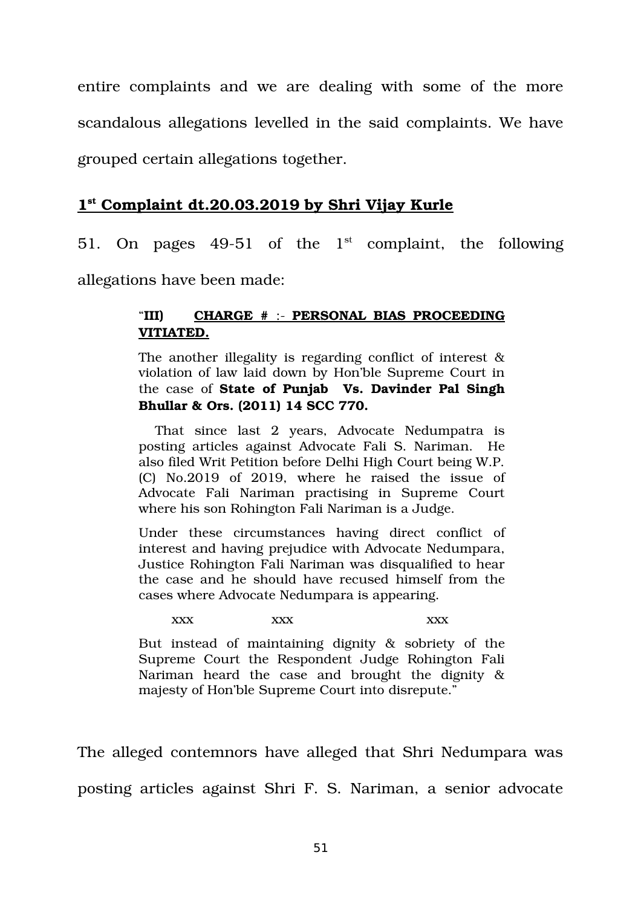entire complaints and we are dealing with some of the more scandalous allegations levelled in the said complaints. We have grouped certain allegations together.

## 1st Complaint dt.20.03.2019 by Shri Vijay Kurle

51. On pages 49-51 of the 1st complaint, the following allegations have been made:

> "**III) CHARGE # :- PERSONAL BIAS PROCEEDING VITIATED.**
>
> The another illegality is regarding conflict of interest & violation of law laid down by Hon'ble Supreme Court in the case of **State of Punjab Vs. Davinder Pal Singh Bhullar & Ors. (2011) 14 SCC 770.**
>
> That since last 2 years, Advocate Nedumpatra is posting articles against Advocate Fali S. Nariman. He also filed Writ Petition before Delhi High Court being W.P. (C) No.2019 of 2019, where he raised the issue of Advocate Fali Nariman practising in Supreme Court where his son Rohington Fali Nariman is a Judge.
>
> Under these circumstances having direct conflict of interest and having prejudice with Advocate Nedumpara, Justice Rohington Fali Nariman was disqualified to hear the case and he should have recused himself from the cases where Advocate Nedumpara is appearing.
>
> xxx xxx xxx
>
> But instead of maintaining dignity & sobriety of the Supreme Court the Respondent Judge Rohington Fali Nariman heard the case and brought the dignity & majesty of Hon'ble Supreme Court into disrepute."

The alleged contemnors have alleged that Shri Nedumpara was posting articles against Shri F. S. Nariman, a senior advocate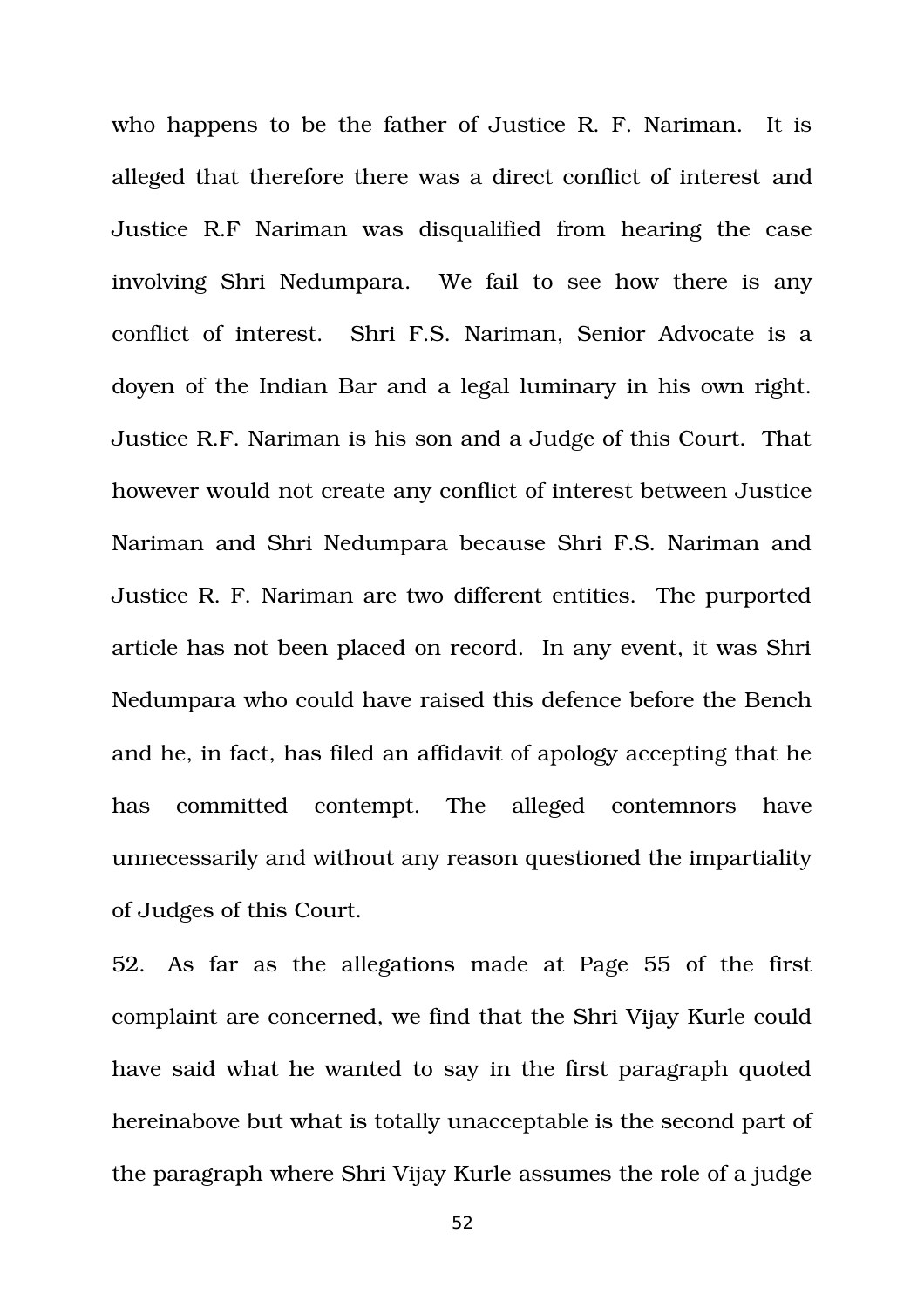who happens to be the father of Justice R. F. Nariman. It is alleged that therefore there was a direct conflict of interest and Justice R.F Nariman was disqualified from hearing the case involving Shri Nedumpara. We fail to see how there is any conflict of interest. Shri F.S. Nariman, Senior Advocate is a doyen of the Indian Bar and a legal luminary in his own right. Justice R.F. Nariman is his son and a Judge of this Court. That however would not create any conflict of interest between Justice Nariman and Shri Nedumpara because Shri F.S. Nariman and Justice R. F. Nariman are two different entities. The purported article has not been placed on record. In any event, it was Shri Nedumpara who could have raised this defence before the Bench and he, in fact, has filed an affidavit of apology accepting that he has committed contempt. The alleged contemnors have unnecessarily and without any reason questioned the impartiality of Judges of this Court.

52. As far as the allegations made at Page 55 of the first complaint are concerned, we find that the Shri Vijay Kurle could have said what he wanted to say in the first paragraph quoted hereinabove but what is totally unacceptable is the second part of the paragraph where Shri Vijay Kurle assumes the role of a judge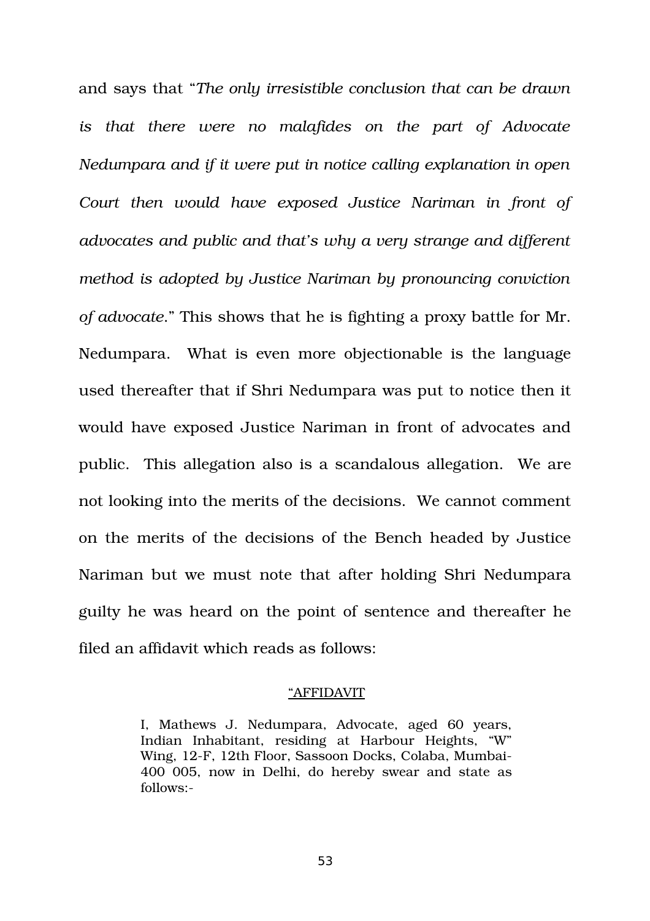and says that "*The only irresistible conclusion that can be drawn is that there were no malafides on the part of Advocate Nedumpara and if it were put in notice calling explanation in open Court then would have exposed Justice Nariman in front of advocates and public and that's why a very strange and different method is adopted by Justice Nariman by pronouncing conviction of advocate*." This shows that he is fighting a proxy battle for Mr. Nedumpara. What is even more objectionable is the language used thereafter that if Shri Nedumpara was put to notice then it would have exposed Justice Nariman in front of advocates and public. This allegation also is a scandalous allegation. We are not looking into the merits of the decisions. We cannot comment on the merits of the decisions of the Bench headed by Justice Nariman but we must note that after holding Shri Nedumpara guilty he was heard on the point of sentence and thereafter he filed an affidavit which reads as follows:

> <u>"AFFIDAVIT</u>
>
> I, Mathews J. Nedumpara, Advocate, aged 60 years, Indian Inhabitant, residing at Harbour Heights, "W" Wing, 12-F, 12th Floor, Sassoon Docks, Colaba, Mumbai-400 005, now in Delhi, do hereby swear and state as follows:-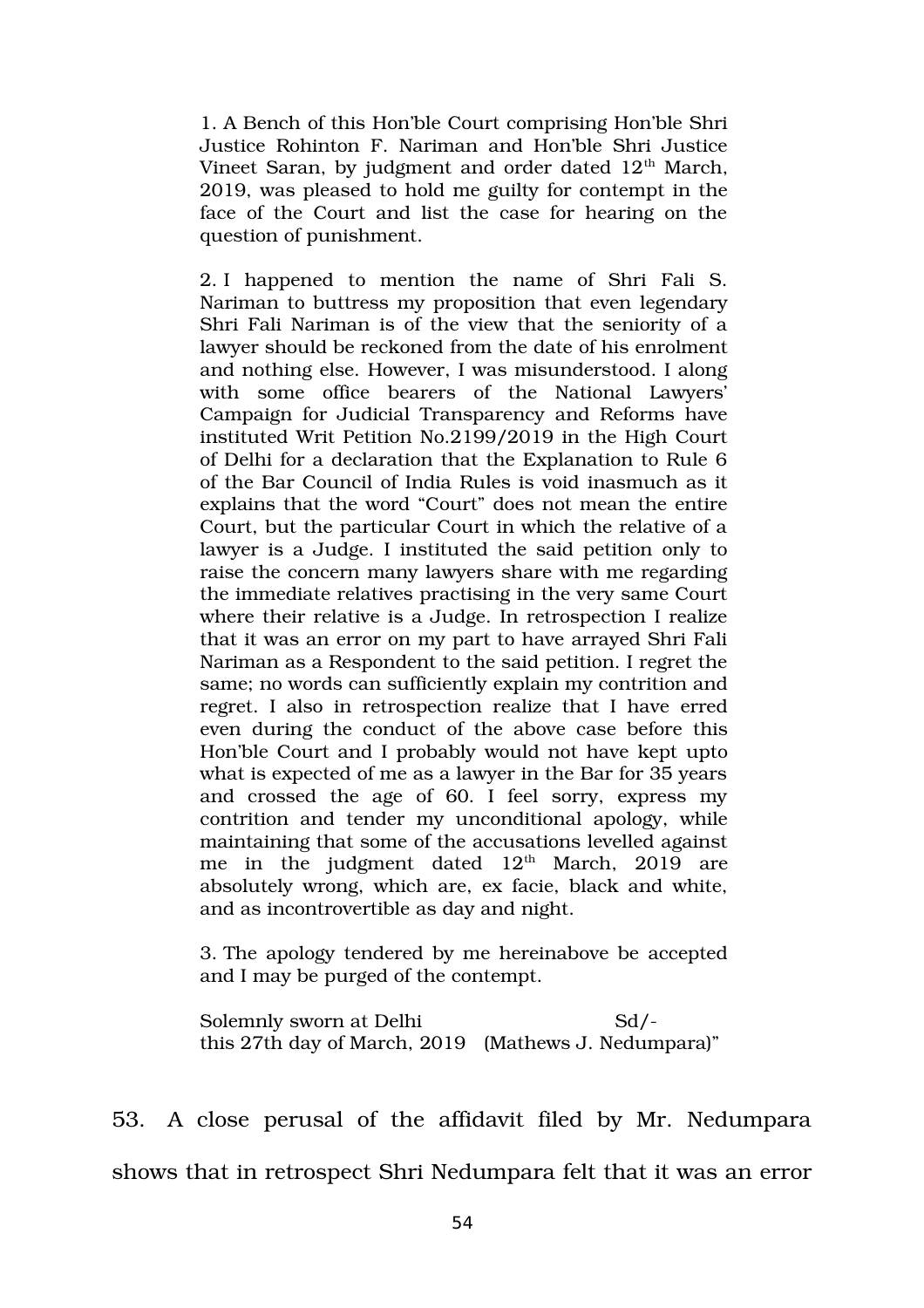> 1. A Bench of this Hon'ble Court comprising Hon'ble Shri Justice Rohinton F. Nariman and Hon'ble Shri Justice Vineet Saran, by judgment and order dated 12th March, 2019, was pleased to hold me guilty for contempt in the face of the Court and list the case for hearing on the question of punishment.
>
> 2. I happened to mention the name of Shri Fali S. Nariman to buttress my proposition that even legendary Shri Fali Nariman is of the view that the seniority of a lawyer should be reckoned from the date of his enrolment and nothing else. However, I was misunderstood. I along with some office bearers of the National Lawyers' Campaign for Judicial Transparency and Reforms have instituted Writ Petition No.2199/2019 in the High Court of Delhi for a declaration that the Explanation to Rule 6 of the Bar Council of India Rules is void inasmuch as it explains that the word "Court" does not mean the entire Court, but the particular Court in which the relative of a lawyer is a Judge. I instituted the said petition only to raise the concern many lawyers share with me regarding the immediate relatives practising in the very same Court where their relative is a Judge. In retrospection I realize that it was an error on my part to have arrayed Shri Fali Nariman as a Respondent to the said petition. I regret the same; no words can sufficiently explain my contrition and regret. I also in retrospection realize that I have erred even during the conduct of the above case before this Hon'ble Court and I probably would not have kept upto what is expected of me as a lawyer in the Bar for 35 years and crossed the age of 60. I feel sorry, express my contrition and tender my unconditional apology, while maintaining that some of the accusations levelled against me in the judgment dated 12th March, 2019 are absolutely wrong, which are, ex facie, black and white, and as incontrovertible as day and night.
>
> 3. The apology tendered by me hereinabove be accepted and I may be purged of the contempt.
>
> Solemnly sworn at Delhi Sd/-
> this 27th day of March, 2019 (Mathews J. Nedumpara)"

53. A close perusal of the affidavit filed by Mr. Nedumpara shows that in retrospect Shri Nedumpara felt that it was an error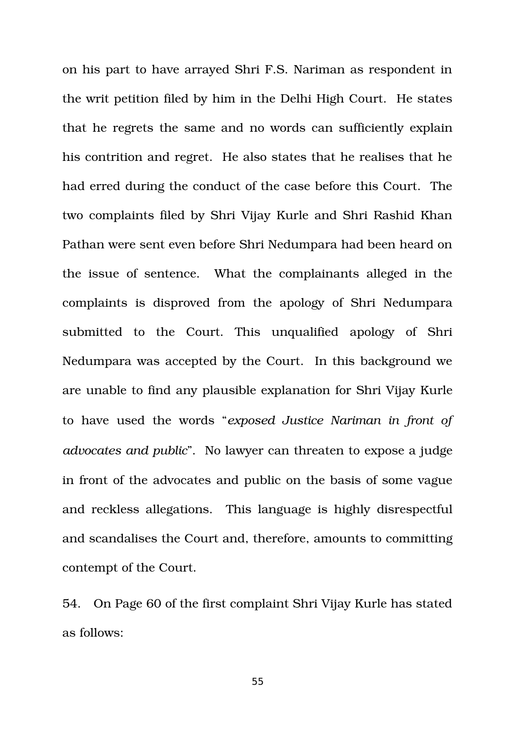on his part to have arrayed Shri F.S. Nariman as respondent in the writ petition filed by him in the Delhi High Court. He states that he regrets the same and no words can sufficiently explain his contrition and regret. He also states that he realises that he had erred during the conduct of the case before this Court. The two complaints filed by Shri Vijay Kurle and Shri Rashid Khan Pathan were sent even before Shri Nedumpara had been heard on the issue of sentence. What the complainants alleged in the complaints is disproved from the apology of Shri Nedumpara submitted to the Court. This unqualified apology of Shri Nedumpara was accepted by the Court. In this background we are unable to find any plausible explanation for Shri Vijay Kurle to have used the words "*exposed Justice Nariman in front of advocates and public*". No lawyer can threaten to expose a judge in front of the advocates and public on the basis of some vague and reckless allegations. This language is highly disrespectful and scandalises the Court and, therefore, amounts to committing contempt of the Court.

54. On Page 60 of the first complaint Shri Vijay Kurle has stated as follows: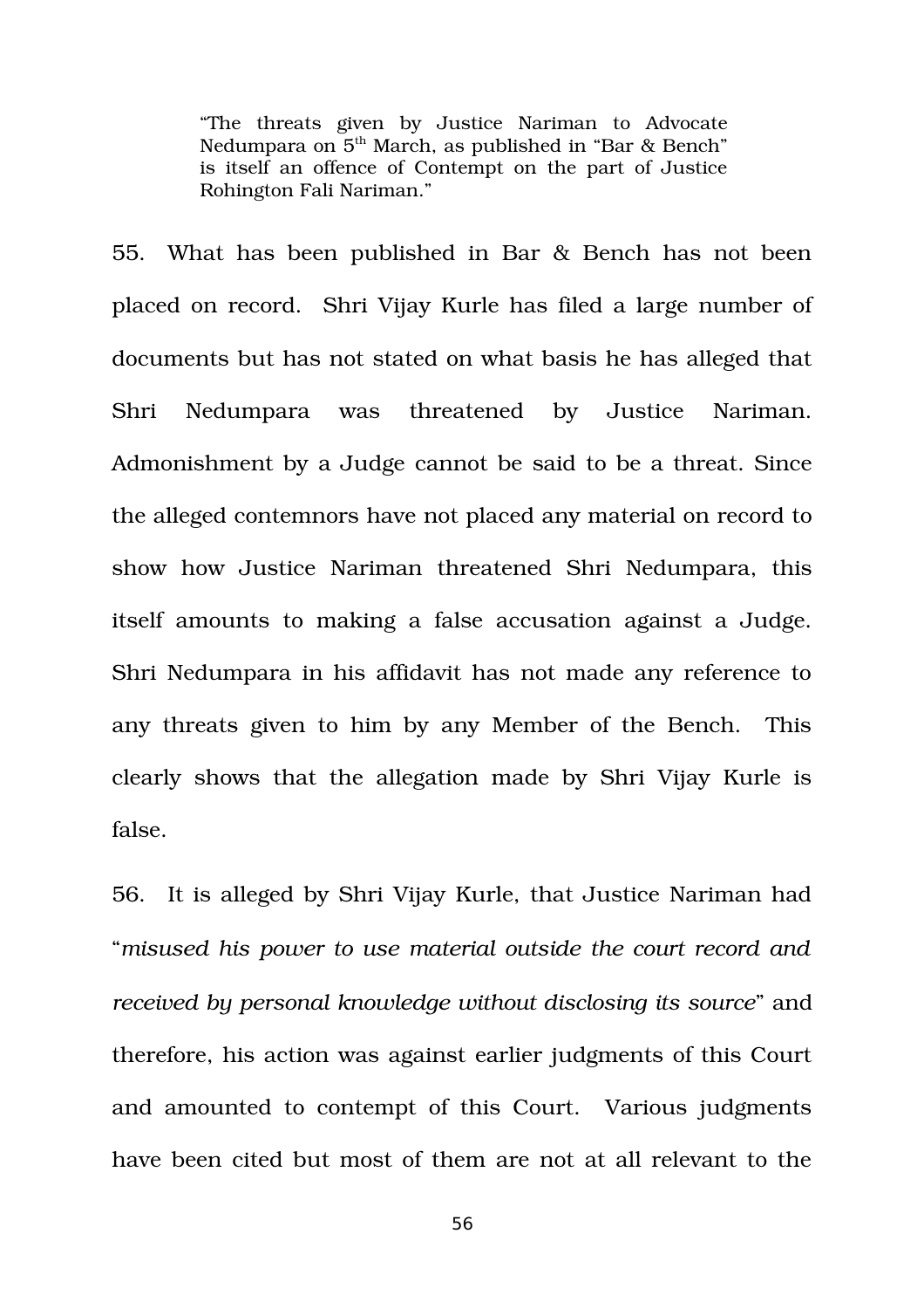> "The threats given by Justice Nariman to Advocate Nedumpara on 5th March, as published in "Bar & Bench" is itself an offence of Contempt on the part of Justice Rohington Fali Nariman."

55. What has been published in Bar & Bench has not been placed on record. Shri Vijay Kurle has filed a large number of documents but has not stated on what basis he has alleged that Shri Nedumpara was threatened by Justice Nariman. Admonishment by a Judge cannot be said to be a threat. Since the alleged contemnors have not placed any material on record to show how Justice Nariman threatened Shri Nedumpara, this itself amounts to making a false accusation against a Judge. Shri Nedumpara in his affidavit has not made any reference to any threats given to him by any Member of the Bench. This clearly shows that the allegation made by Shri Vijay Kurle is false.

56. It is alleged by Shri Vijay Kurle, that Justice Nariman had "*misused his power to use material outside the court record and received by personal knowledge without disclosing its source*" and therefore, his action was against earlier judgments of this Court and amounted to contempt of this Court. Various judgments have been cited but most of them are not at all relevant to the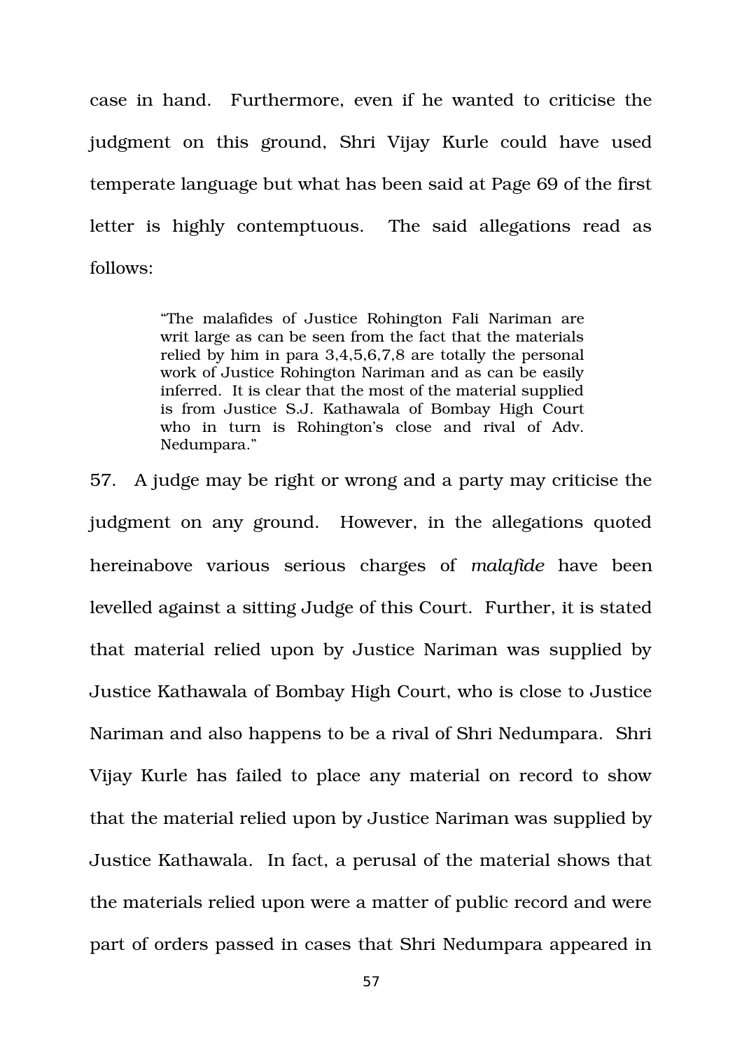case in hand. Furthermore, even if he wanted to criticise the judgment on this ground, Shri Vijay Kurle could have used temperate language but what has been said at Page 69 of the first letter is highly contemptuous. The said allegations read as follows:

> "The malafides of Justice Rohington Fali Nariman are writ large as can be seen from the fact that the materials relied by him in para 3,4,5,6,7,8 are totally the personal work of Justice Rohington Nariman and as can be easily inferred. It is clear that the most of the material supplied is from Justice S.J. Kathawala of Bombay High Court who in turn is Rohington's close and rival of Adv. Nedumpara."

57. A judge may be right or wrong and a party may criticise the judgment on any ground. However, in the allegations quoted hereinabove various serious charges of *malafide* have been levelled against a sitting Judge of this Court. Further, it is stated that material relied upon by Justice Nariman was supplied by Justice Kathawala of Bombay High Court, who is close to Justice Nariman and also happens to be a rival of Shri Nedumpara. Shri Vijay Kurle has failed to place any material on record to show that the material relied upon by Justice Nariman was supplied by Justice Kathawala. In fact, a perusal of the material shows that the materials relied upon were a matter of public record and were part of orders passed in cases that Shri Nedumpara appeared in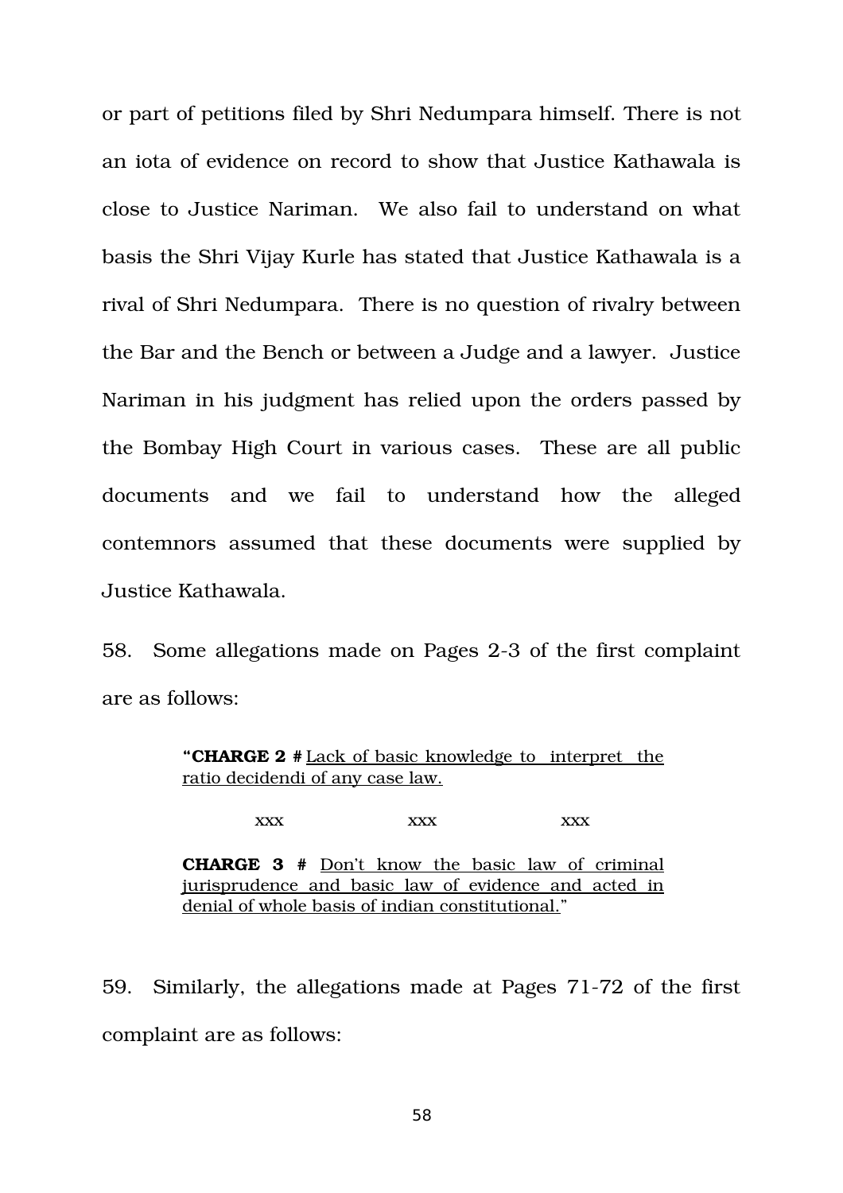or part of petitions filed by Shri Nedumpara himself. There is not an iota of evidence on record to show that Justice Kathawala is close to Justice Nariman. We also fail to understand on what basis the Shri Vijay Kurle has stated that Justice Kathawala is a rival of Shri Nedumpara. There is no question of rivalry between the Bar and the Bench or between a Judge and a lawyer. Justice Nariman in his judgment has relied upon the orders passed by the Bombay High Court in various cases. These are all public documents and we fail to understand how the alleged contemnors assumed that these documents were supplied by Justice Kathawala.

58. Some allegations made on Pages 2-3 of the first complaint are as follows:

> "**CHARGE 2 #** Lack of basic knowledge to interpret the ratio decidendi of any case law.
>
> xxx xxx xxx
>
> **CHARGE 3 #** Don't know the basic law of criminal jurisprudence and basic law of evidence and acted in denial of whole basis of indian constitutional."

59. Similarly, the allegations made at Pages 71-72 of the first complaint are as follows: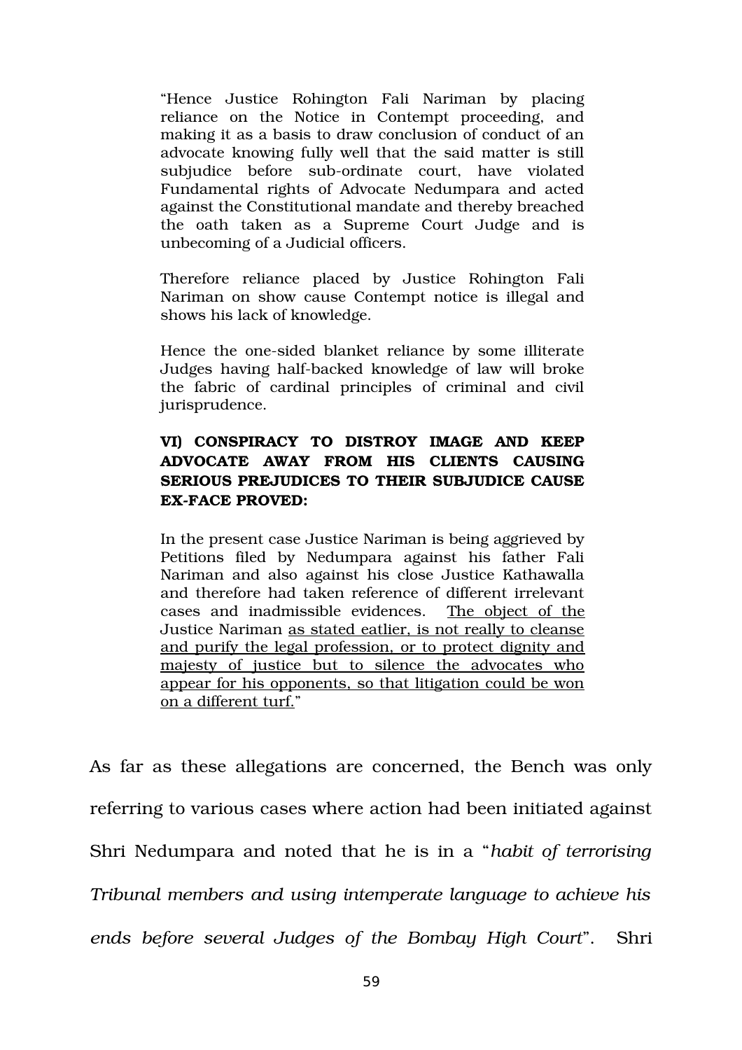> "Hence Justice Rohington Fali Nariman by placing reliance on the Notice in Contempt proceeding, and making it as a basis to draw conclusion of conduct of an advocate knowing fully well that the said matter is still subjudice before sub-ordinate court, have violated Fundamental rights of Advocate Nedumpara and acted against the Constitutional mandate and thereby breached the oath taken as a Supreme Court Judge and is unbecoming of a Judicial officers.
>
> Therefore reliance placed by Justice Rohington Fali Nariman on show cause Contempt notice is illegal and shows his lack of knowledge.
>
> Hence the one-sided blanket reliance by some illiterate Judges having half-backed knowledge of law will broke the fabric of cardinal principles of criminal and civil jurisprudence.
>
> **VI) CONSPIRACY TO DISTROY IMAGE AND KEEP ADVOCATE AWAY FROM HIS CLIENTS CAUSING SERIOUS PREJUDICES TO THEIR SUBJUDICE CAUSE EX-FACE PROVED:**
>
> In the present case Justice Nariman is being aggrieved by Petitions filed by Nedumpara against his father Fali Nariman and also against his close Justice Kathawalla and therefore had taken reference of different irrelevant cases and inadmissible evidences. <u>The object of the</u> Justice Nariman <u>as stated eatlier, is not really to cleanse and purify the legal profession, or to protect dignity and majesty of justice but to silence the advocates who appear for his opponents, so that litigation could be won on a different turf.</u>"

As far as these allegations are concerned, the Bench was only referring to various cases where action had been initiated against Shri Nedumpara and noted that he is in a "*habit of terrorising Tribunal members and using intemperate language to achieve his ends before several Judges of the Bombay High Court*". Shri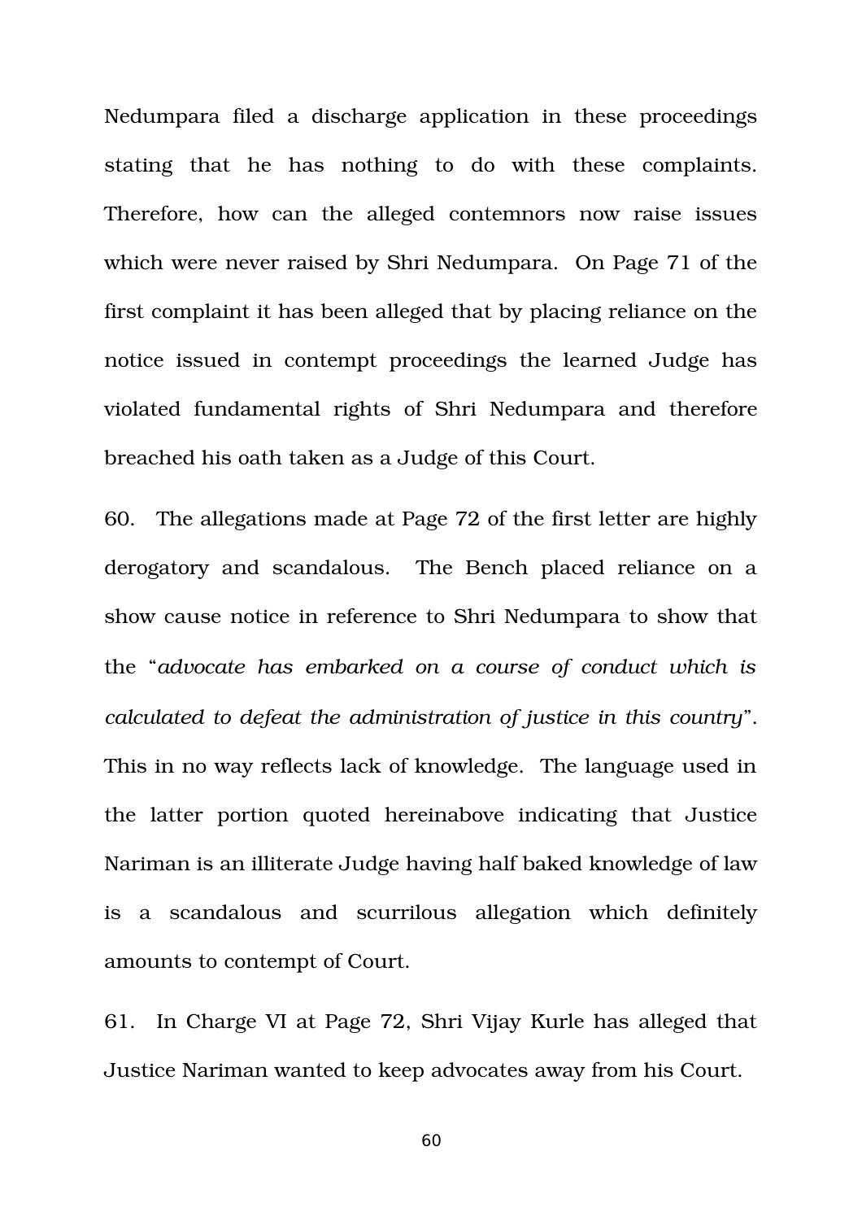Nedumpara filed a discharge application in these proceedings stating that he has nothing to do with these complaints. Therefore, how can the alleged contemnors now raise issues which were never raised by Shri Nedumpara. On Page 71 of the first complaint it has been alleged that by placing reliance on the notice issued in contempt proceedings the learned Judge has violated fundamental rights of Shri Nedumpara and therefore breached his oath taken as a Judge of this Court.

60. The allegations made at Page 72 of the first letter are highly derogatory and scandalous. The Bench placed reliance on a show cause notice in reference to Shri Nedumpara to show that the "*advocate has embarked on a course of conduct which is calculated to defeat the administration of justice in this country*". This in no way reflects lack of knowledge. The language used in the latter portion quoted hereinabove indicating that Justice Nariman is an illiterate Judge having half baked knowledge of law is a scandalous and scurrilous allegation which definitely amounts to contempt of Court.

61. In Charge VI at Page 72, Shri Vijay Kurle has alleged that Justice Nariman wanted to keep advocates away from his Court.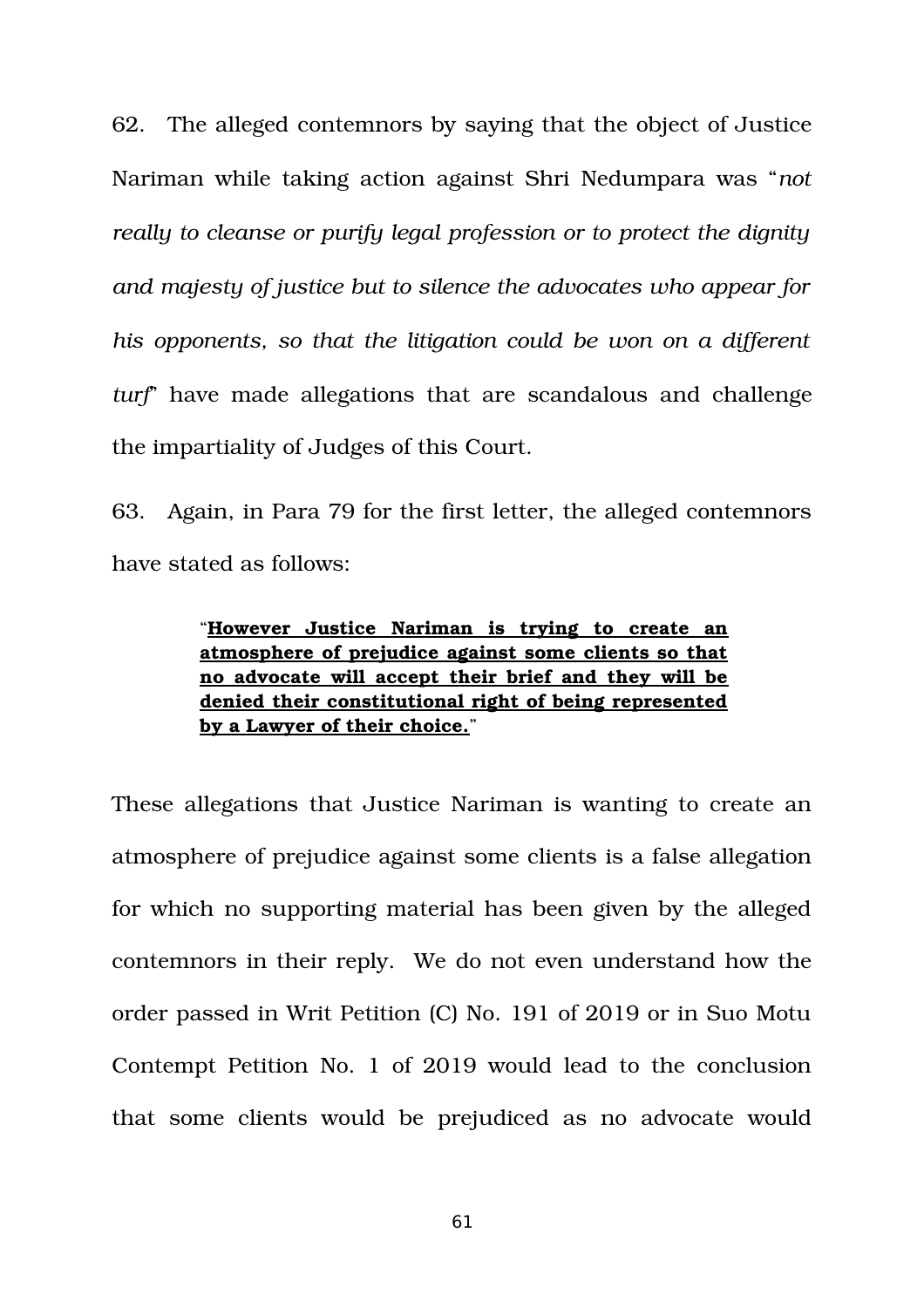62. The alleged contemnors by saying that the object of Justice Nariman while taking action against Shri Nedumpara was "*not really to cleanse or purify legal profession or to protect the dignity and majesty of justice but to silence the advocates who appear for his opponents, so that the litigation could be won on a different turf*" have made allegations that are scandalous and challenge the impartiality of Judges of this Court.

63. Again, in Para 79 for the first letter, the alleged contemnors have stated as follows:

> "**<u>However Justice Nariman is trying to create an atmosphere of prejudice against some clients so that no advocate will accept their brief and they will be denied their constitutional right of being represented by a Lawyer of their choice.</u>**"

These allegations that Justice Nariman is wanting to create an atmosphere of prejudice against some clients is a false allegation for which no supporting material has been given by the alleged contemnors in their reply. We do not even understand how the order passed in Writ Petition (C) No. 191 of 2019 or in Suo Motu Contempt Petition No. 1 of 2019 would lead to the conclusion that some clients would be prejudiced as no advocate would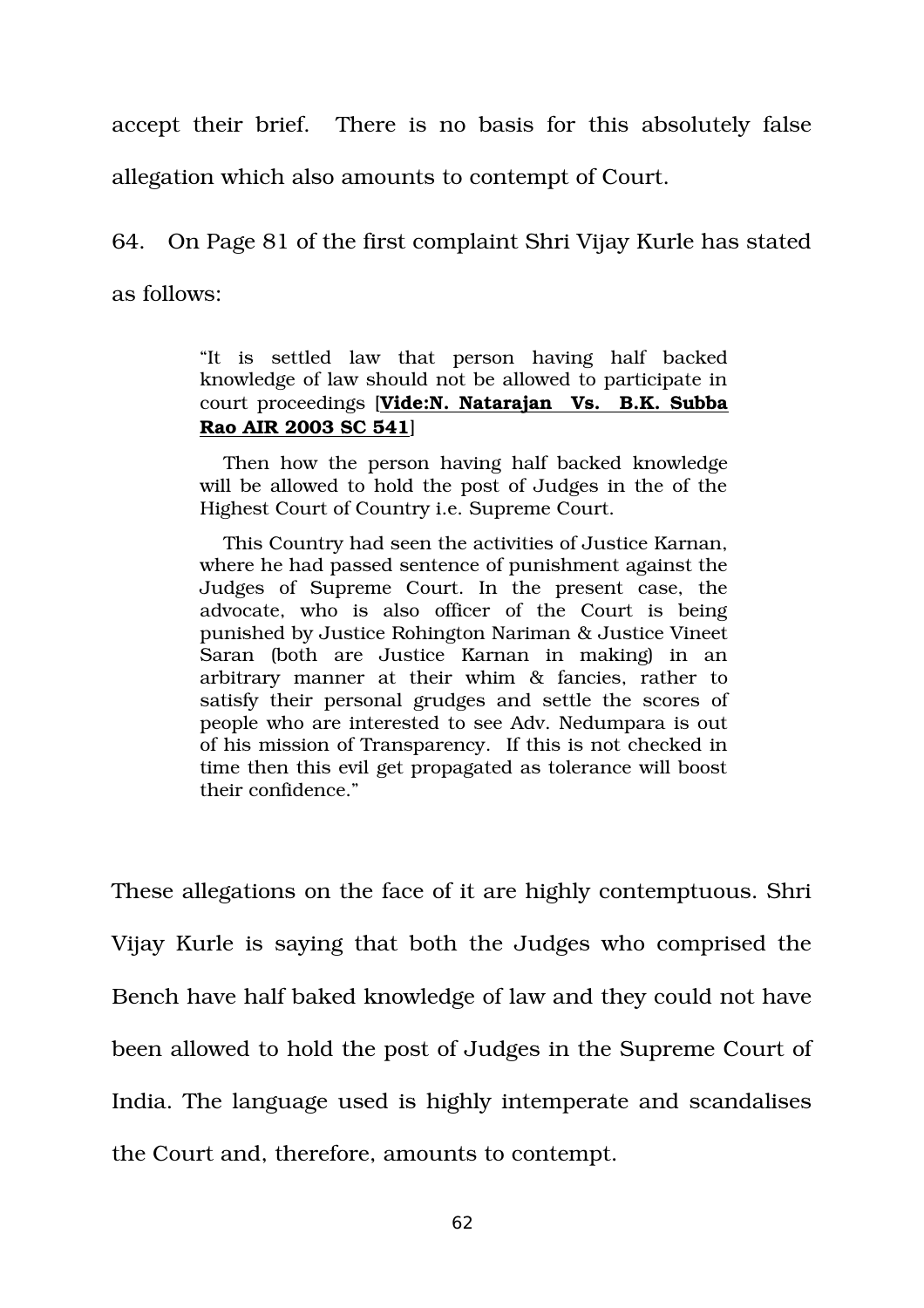accept their brief. There is no basis for this absolutely false allegation which also amounts to contempt of Court.

64. On Page 81 of the first complaint Shri Vijay Kurle has stated as follows:

> "It is settled law that person having half backed knowledge of law should not be allowed to participate in court proceedings [**Vide:N. Natarajan Vs. B.K. Subba Rao AIR 2003 SC 541**]
>
> Then how the person having half backed knowledge will be allowed to hold the post of Judges in the of the Highest Court of Country i.e. Supreme Court.
>
> This Country had seen the activities of Justice Karnan, where he had passed sentence of punishment against the Judges of Supreme Court. In the present case, the advocate, who is also officer of the Court is being punished by Justice Rohington Nariman & Justice Vineet Saran (both are Justice Karnan in making) in an arbitrary manner at their whim & fancies, rather to satisfy their personal grudges and settle the scores of people who are interested to see Adv. Nedumpara is out of his mission of Transparency. If this is not checked in time then this evil get propagated as tolerance will boost their confidence."

These allegations on the face of it are highly contemptuous. Shri Vijay Kurle is saying that both the Judges who comprised the Bench have half baked knowledge of law and they could not have been allowed to hold the post of Judges in the Supreme Court of India. The language used is highly intemperate and scandalises the Court and, therefore, amounts to contempt.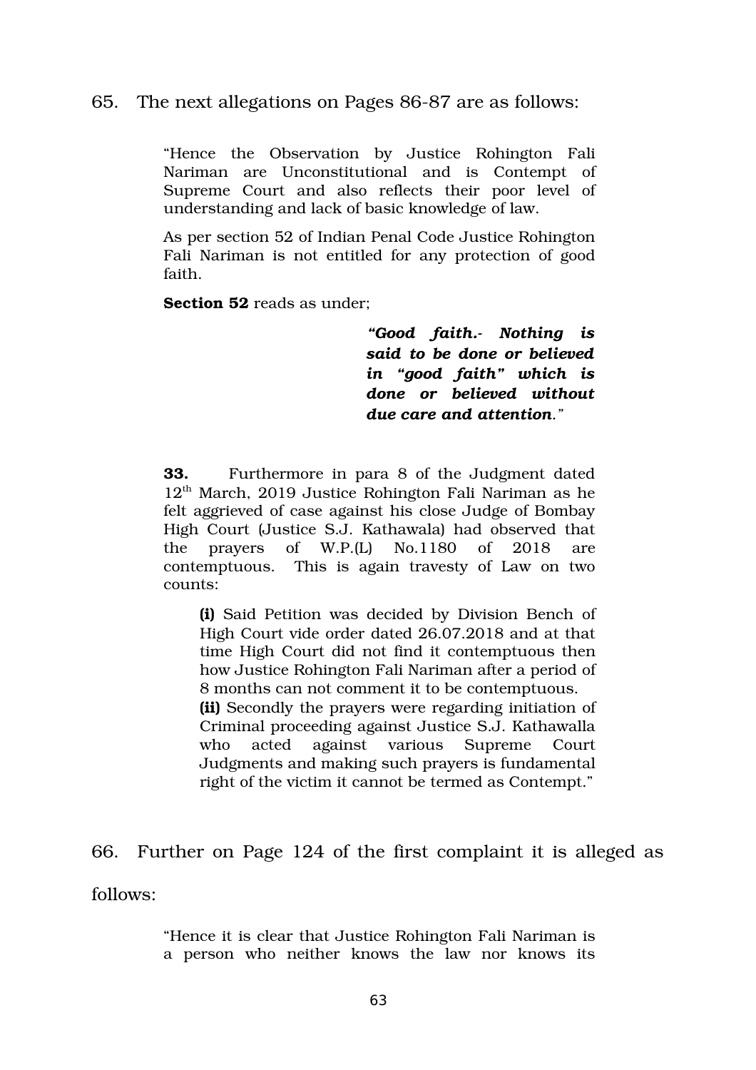65. The next allegations on Pages 86-87 are as follows:

> "Hence the Observation by Justice Rohington Fali Nariman are Unconstitutional and is Contempt of Supreme Court and also reflects their poor level of understanding and lack of basic knowledge of law.
>
> As per section 52 of Indian Penal Code Justice Rohington Fali Nariman is not entitled for any protection of good faith.
>
> **Section 52** reads as under;
>
> > ***"Good faith.- Nothing is said to be done or believed in "good faith" which is done or believed without due care and attention."***
>
> **33.** Furthermore in para 8 of the Judgment dated 12th March, 2019 Justice Rohington Fali Nariman as he felt aggrieved of case against his close Judge of Bombay High Court (Justice S.J. Kathawala) had observed that the prayers of W.P.(L) No.1180 of 2018 are contemptuous. This is again travesty of Law on two counts:
>
> **(i)** Said Petition was decided by Division Bench of High Court vide order dated 26.07.2018 and at that time High Court did not find it contemptuous then how Justice Rohington Fali Nariman after a period of 8 months can not comment it to be contemptuous.
> **(ii)** Secondly the prayers were regarding initiation of Criminal proceeding against Justice S.J. Kathawalla who acted against various Supreme Court Judgments and making such prayers is fundamental right of the victim it cannot be termed as Contempt."

66. Further on Page 124 of the first complaint it is alleged as follows:

> "Hence it is clear that Justice Rohington Fali Nariman is a person who neither knows the law nor knows its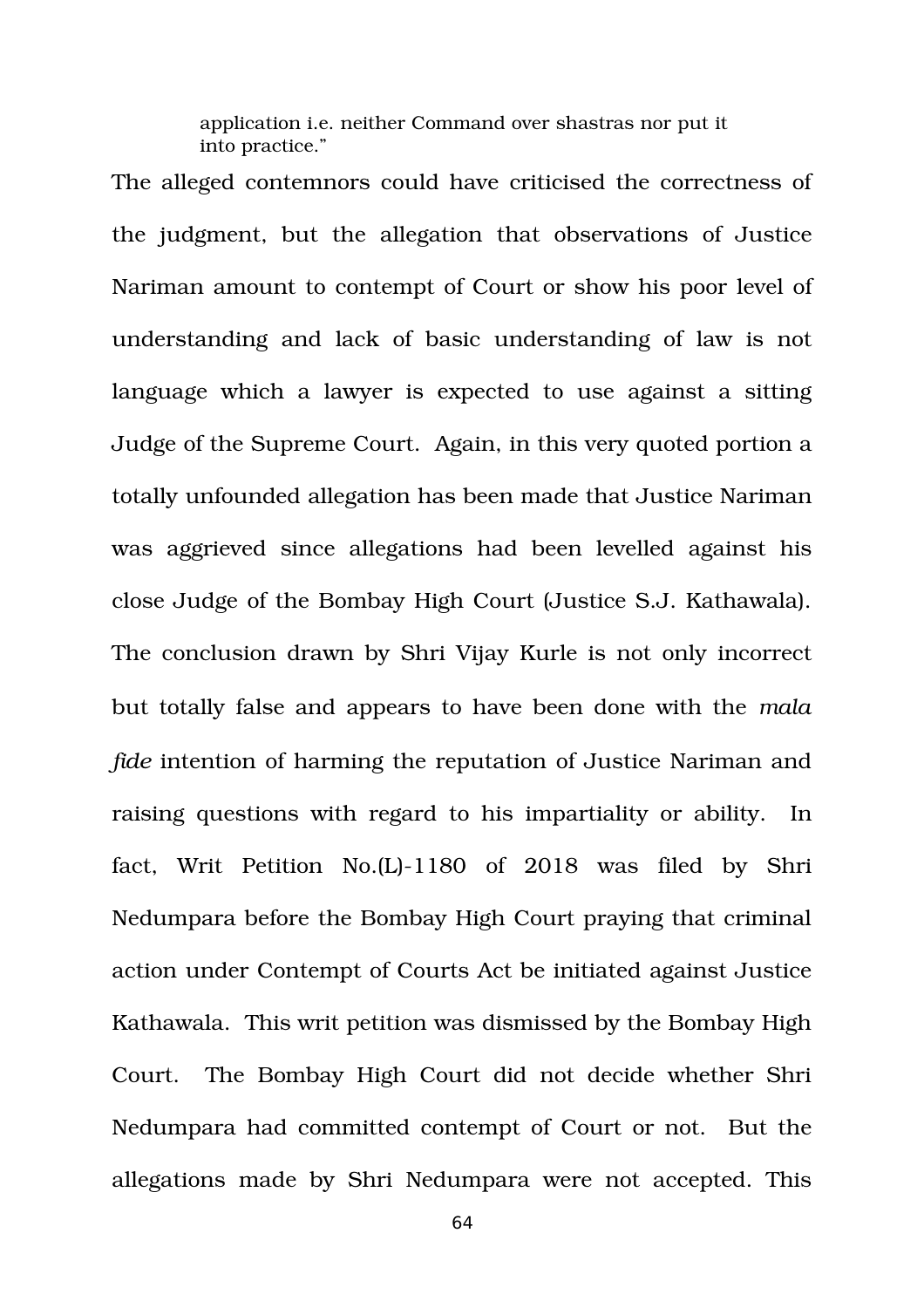> application i.e. neither Command over shastras nor put it into practice."

The alleged contemnors could have criticised the correctness of the judgment, but the allegation that observations of Justice Nariman amount to contempt of Court or show his poor level of understanding and lack of basic understanding of law is not language which a lawyer is expected to use against a sitting Judge of the Supreme Court. Again, in this very quoted portion a totally unfounded allegation has been made that Justice Nariman was aggrieved since allegations had been levelled against his close Judge of the Bombay High Court (Justice S.J. Kathawala). The conclusion drawn by Shri Vijay Kurle is not only incorrect but totally false and appears to have been done with the *mala fide* intention of harming the reputation of Justice Nariman and raising questions with regard to his impartiality or ability. In fact, Writ Petition No.(L)-1180 of 2018 was filed by Shri Nedumpara before the Bombay High Court praying that criminal action under Contempt of Courts Act be initiated against Justice Kathawala. This writ petition was dismissed by the Bombay High Court. The Bombay High Court did not decide whether Shri Nedumpara had committed contempt of Court or not. But the allegations made by Shri Nedumpara were not accepted. This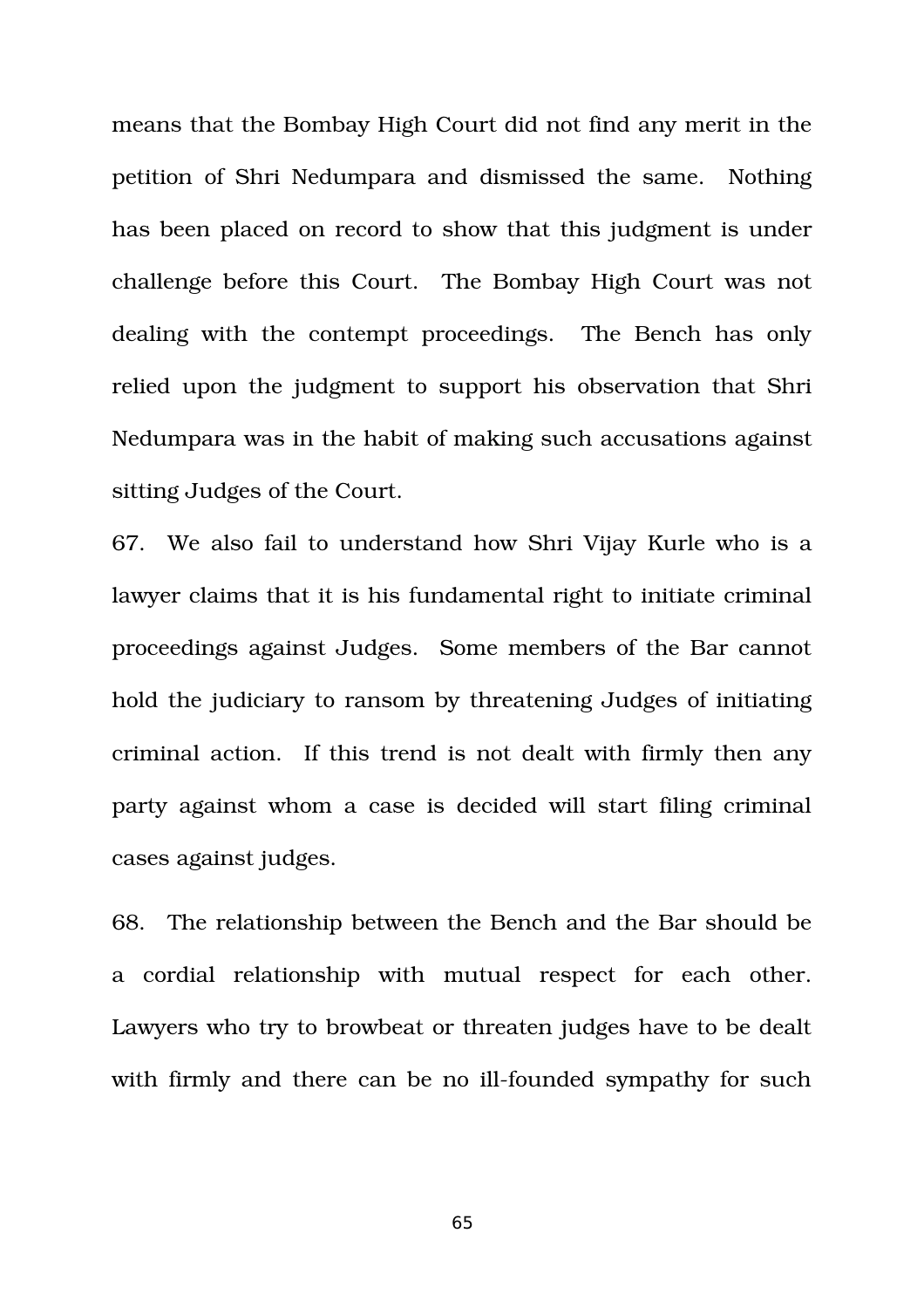means that the Bombay High Court did not find any merit in the petition of Shri Nedumpara and dismissed the same. Nothing has been placed on record to show that this judgment is under challenge before this Court. The Bombay High Court was not dealing with the contempt proceedings. The Bench has only relied upon the judgment to support his observation that Shri Nedumpara was in the habit of making such accusations against sitting Judges of the Court.

67. We also fail to understand how Shri Vijay Kurle who is a lawyer claims that it is his fundamental right to initiate criminal proceedings against Judges. Some members of the Bar cannot hold the judiciary to ransom by threatening Judges of initiating criminal action. If this trend is not dealt with firmly then any party against whom a case is decided will start filing criminal cases against judges.

68. The relationship between the Bench and the Bar should be a cordial relationship with mutual respect for each other. Lawyers who try to browbeat or threaten judges have to be dealt with firmly and there can be no ill-founded sympathy for such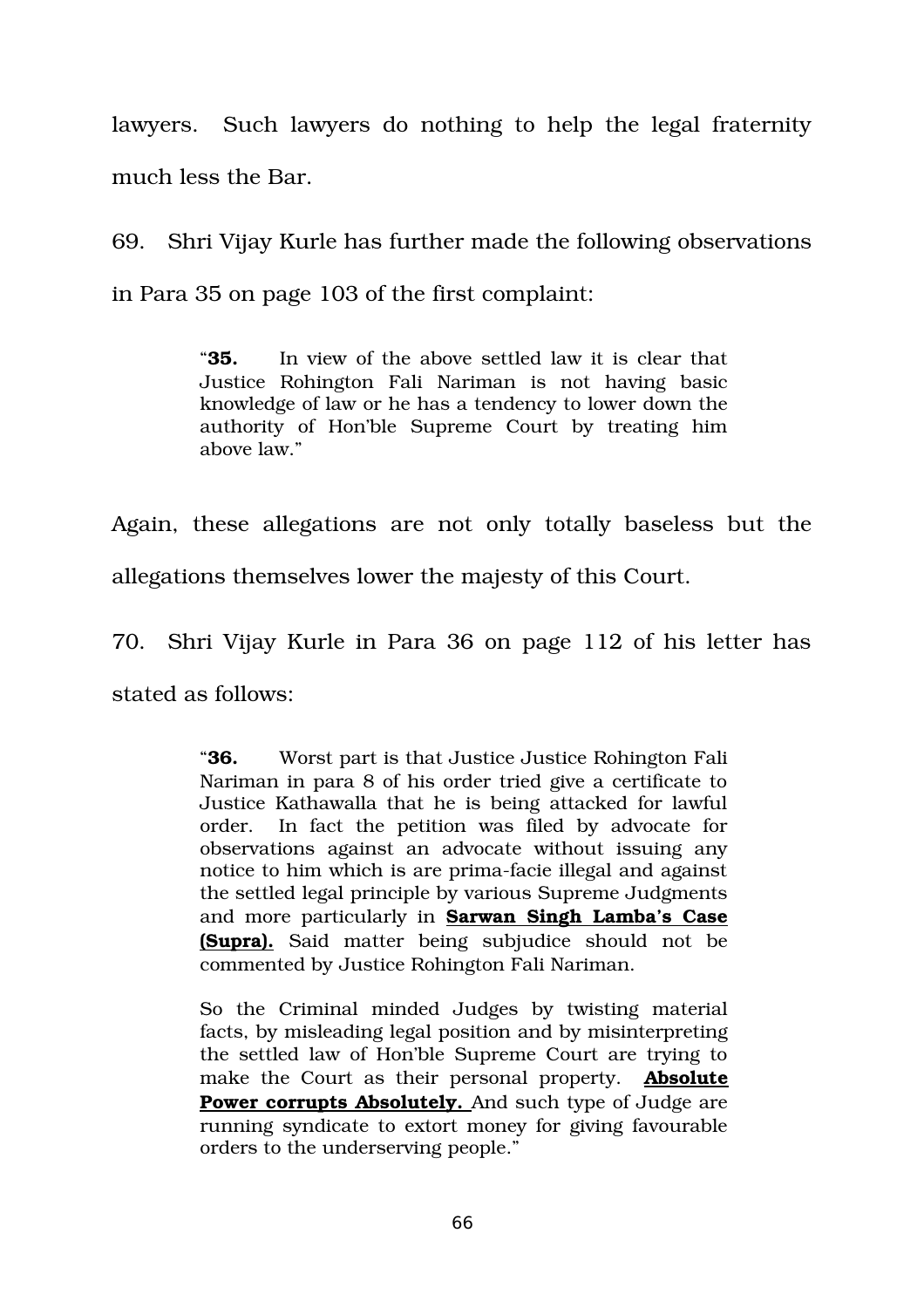lawyers. Such lawyers do nothing to help the legal fraternity much less the Bar.

69. Shri Vijay Kurle has further made the following observations in Para 35 on page 103 of the first complaint:

> "**35.** In view of the above settled law it is clear that Justice Rohington Fali Nariman is not having basic knowledge of law or he has a tendency to lower down the authority of Hon'ble Supreme Court by treating him above law."

Again, these allegations are not only totally baseless but the allegations themselves lower the majesty of this Court.

70. Shri Vijay Kurle in Para 36 on page 112 of his letter has stated as follows:

> "**36.** Worst part is that Justice Justice Rohington Fali Nariman in para 8 of his order tried give a certificate to Justice Kathawalla that he is being attacked for lawful order. In fact the petition was filed by advocate for observations against an advocate without issuing any notice to him which is are prima-facie illegal and against the settled legal principle by various Supreme Judgments and more particularly in **<u>Sarwan Singh Lamba's Case (Supra).</u>** Said matter being subjudice should not be commented by Justice Rohington Fali Nariman.
>
> So the Criminal minded Judges by twisting material facts, by misleading legal position and by misinterpreting the settled law of Hon'ble Supreme Court are trying to make the Court as their personal property. **<u>Absolute Power corrupts Absolutely.</u>** And such type of Judge are running syndicate to extort money for giving favourable orders to the underserving people."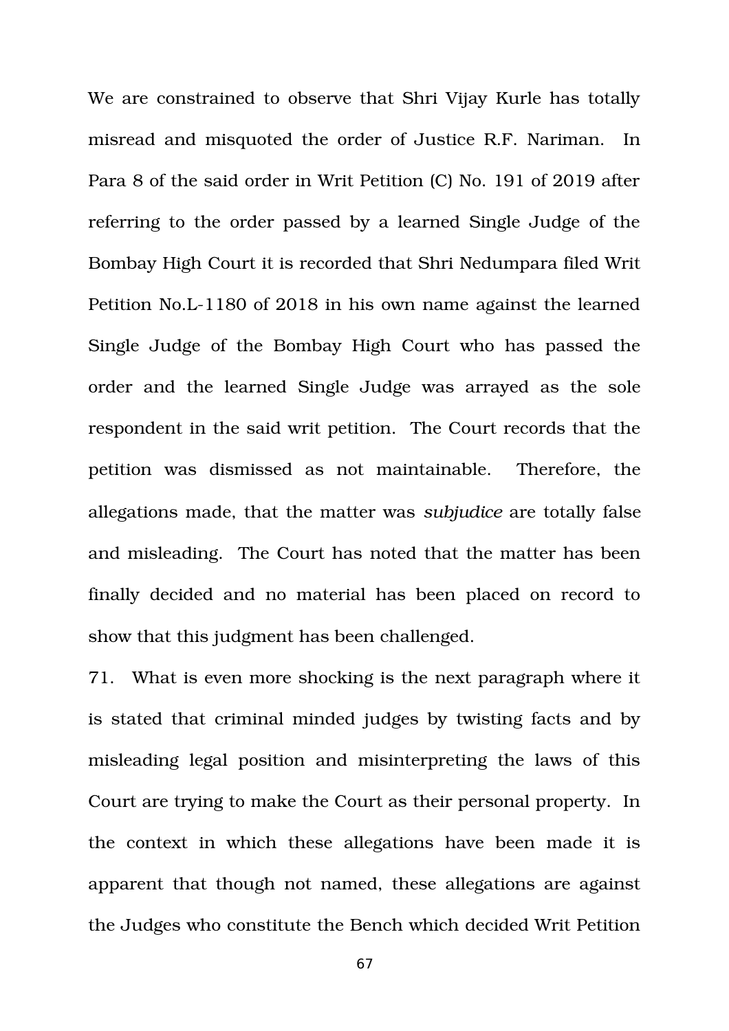We are constrained to observe that Shri Vijay Kurle has totally misread and misquoted the order of Justice R.F. Nariman. In Para 8 of the said order in Writ Petition (C) No. 191 of 2019 after referring to the order passed by a learned Single Judge of the Bombay High Court it is recorded that Shri Nedumpara filed Writ Petition No.L-1180 of 2018 in his own name against the learned Single Judge of the Bombay High Court who has passed the order and the learned Single Judge was arrayed as the sole respondent in the said writ petition. The Court records that the petition was dismissed as not maintainable. Therefore, the allegations made, that the matter was *subjudice* are totally false and misleading. The Court has noted that the matter has been finally decided and no material has been placed on record to show that this judgment has been challenged.

71. What is even more shocking is the next paragraph where it is stated that criminal minded judges by twisting facts and by misleading legal position and misinterpreting the laws of this Court are trying to make the Court as their personal property. In the context in which these allegations have been made it is apparent that though not named, these allegations are against the Judges who constitute the Bench which decided Writ Petition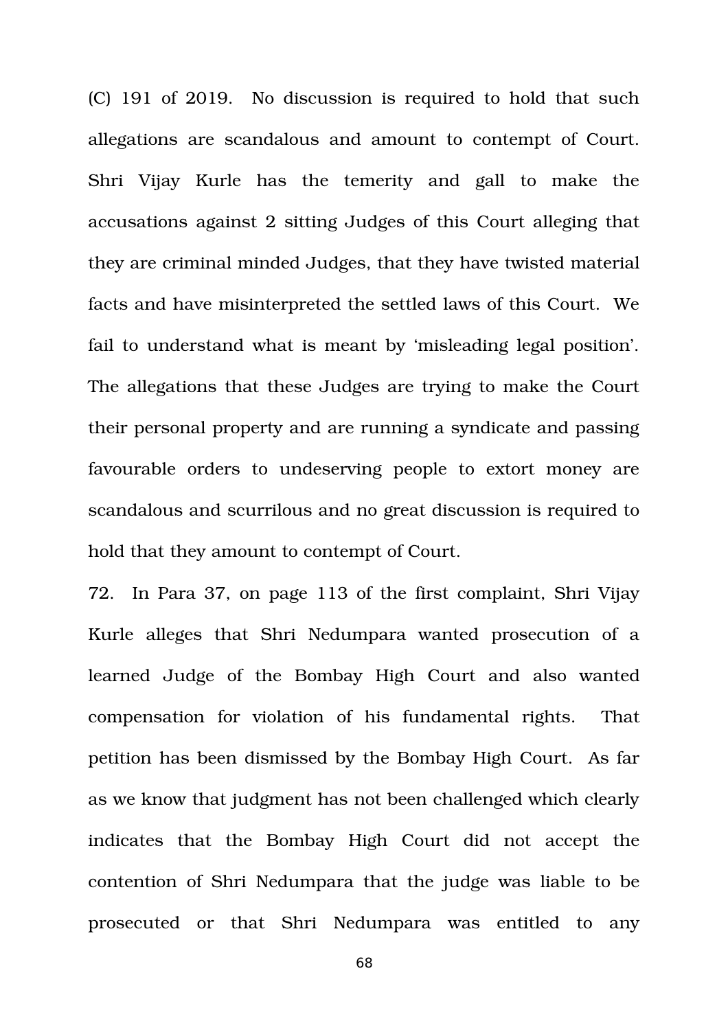(C) 191 of 2019. No discussion is required to hold that such allegations are scandalous and amount to contempt of Court. Shri Vijay Kurle has the temerity and gall to make the accusations against 2 sitting Judges of this Court alleging that they are criminal minded Judges, that they have twisted material facts and have misinterpreted the settled laws of this Court. We fail to understand what is meant by 'misleading legal position'. The allegations that these Judges are trying to make the Court their personal property and are running a syndicate and passing favourable orders to undeserving people to extort money are scandalous and scurrilous and no great discussion is required to hold that they amount to contempt of Court.

72. In Para 37, on page 113 of the first complaint, Shri Vijay Kurle alleges that Shri Nedumpara wanted prosecution of a learned Judge of the Bombay High Court and also wanted compensation for violation of his fundamental rights. That petition has been dismissed by the Bombay High Court. As far as we know that judgment has not been challenged which clearly indicates that the Bombay High Court did not accept the contention of Shri Nedumpara that the judge was liable to be prosecuted or that Shri Nedumpara was entitled to any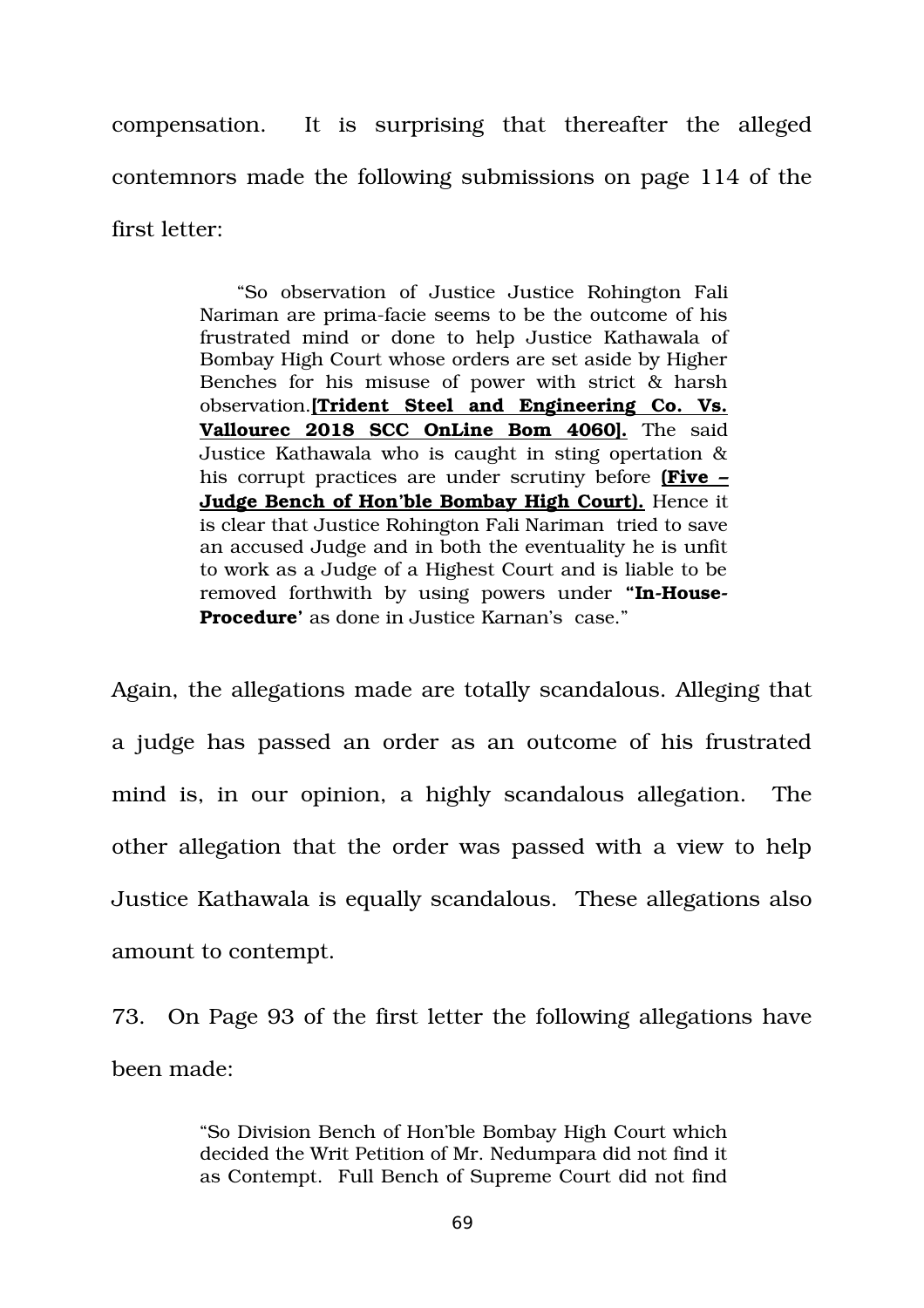compensation. It is surprising that thereafter the alleged contemnors made the following submissions on page 114 of the first letter:

> "So observation of Justice Justice Rohington Fali Nariman are prima-facie seems to be the outcome of his frustrated mind or done to help Justice Kathawala of Bombay High Court whose orders are set aside by Higher Benches for his misuse of power with strict & harsh observation.**[Trident Steel and Engineering Co. Vs. Vallourec 2018 SCC OnLine Bom 4060].** The said Justice Kathawala who is caught in sting opertation & his corrupt practices are under scrutiny before **(Five – Judge Bench of Hon'ble Bombay High Court).** Hence it is clear that Justice Rohington Fali Nariman tried to save an accused Judge and in both the eventuality he is unfit to work as a Judge of a Highest Court and is liable to be removed forthwith by using powers under **"In-House-Procedure'** as done in Justice Karnan's case."

Again, the allegations made are totally scandalous. Alleging that a judge has passed an order as an outcome of his frustrated mind is, in our opinion, a highly scandalous allegation. The other allegation that the order was passed with a view to help Justice Kathawala is equally scandalous. These allegations also amount to contempt.

73. On Page 93 of the first letter the following allegations have been made:

> "So Division Bench of Hon'ble Bombay High Court which decided the Writ Petition of Mr. Nedumpara did not find it as Contempt. Full Bench of Supreme Court did not find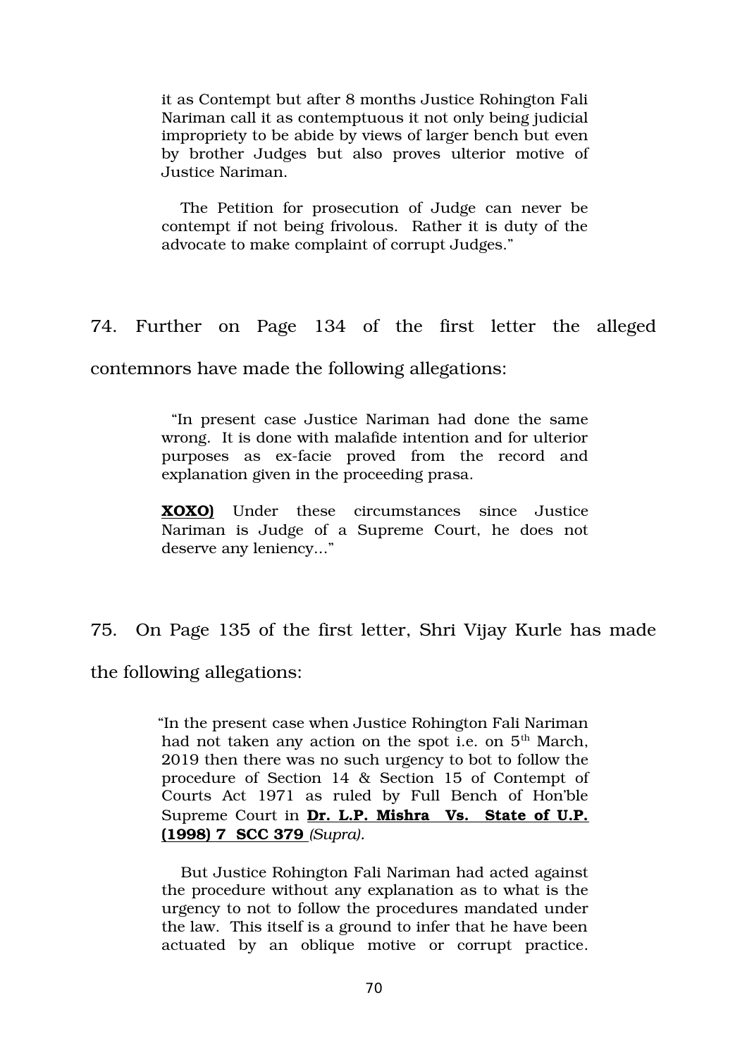> it as Contempt but after 8 months Justice Rohington Fali Nariman call it as contemptuous it not only being judicial impropriety to be abide by views of larger bench but even by brother Judges but also proves ulterior motive of Justice Nariman.
>
> The Petition for prosecution of Judge can never be contempt if not being frivolous. Rather it is duty of the advocate to make complaint of corrupt Judges."

74. Further on Page 134 of the first letter the alleged contemnors have made the following allegations:

> "In present case Justice Nariman had done the same wrong. It is done with malafide intention and for ulterior purposes as ex-facie proved from the record and explanation given in the proceeding prasa.
>
> **XOXO)** Under these circumstances since Justice Nariman is Judge of a Supreme Court, he does not deserve any leniency..."

75. On Page 135 of the first letter, Shri Vijay Kurle has made the following allegations:

> "In the present case when Justice Rohington Fali Nariman had not taken any action on the spot i.e. on 5th March, 2019 then there was no such urgency to bot to follow the procedure of Section 14 & Section 15 of Contempt of Courts Act 1971 as ruled by Full Bench of Hon'ble Supreme Court in **Dr. L.P. Mishra Vs. State of U.P. (1998) 7 SCC 379** *(Supra)*.
>
> But Justice Rohington Fali Nariman had acted against the procedure without any explanation as to what is the urgency to not to follow the procedures mandated under the law. This itself is a ground to infer that he have been actuated by an oblique motive or corrupt practice.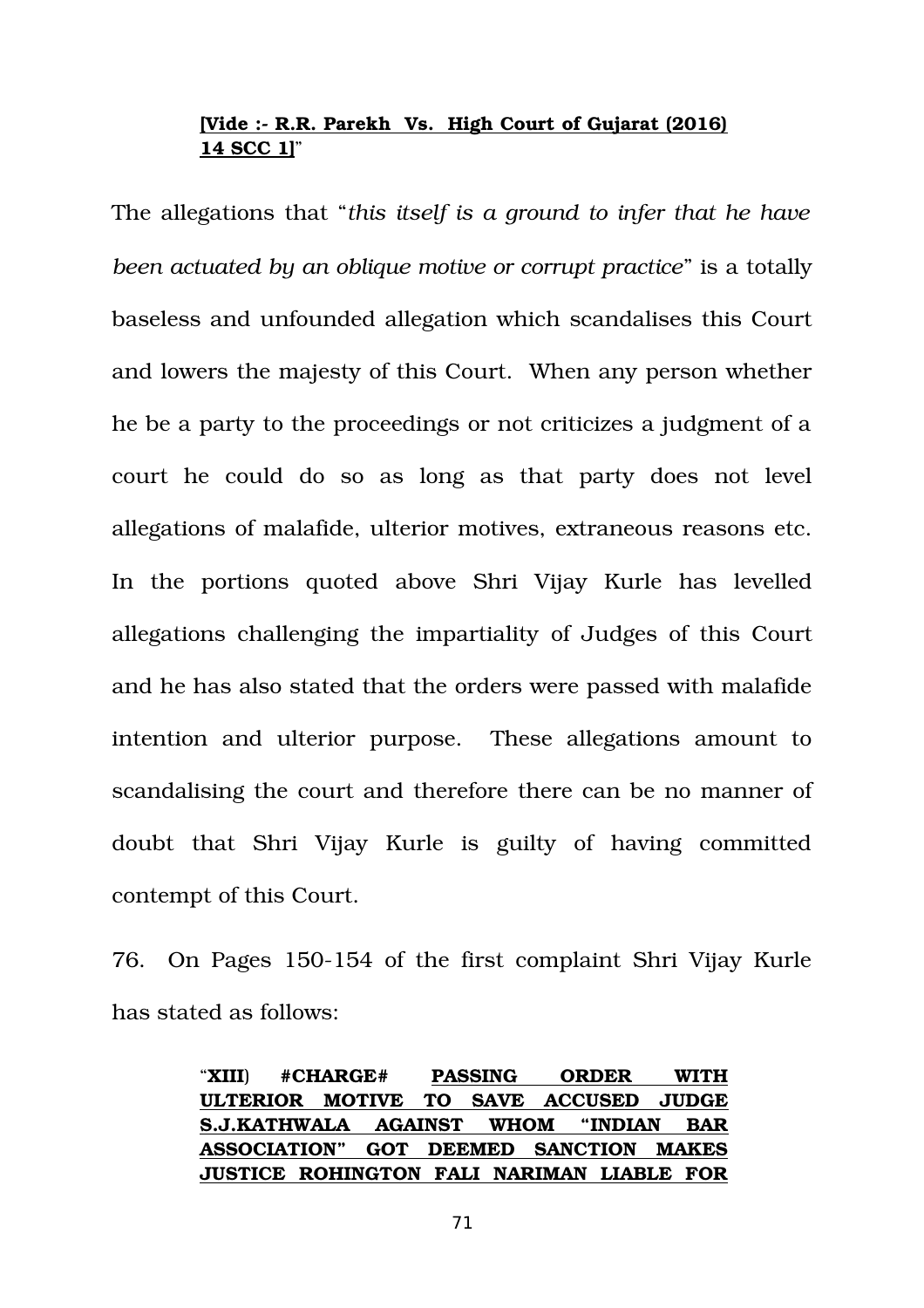**[Vide :- R.R. Parekh Vs. High Court of Gujarat (2016) 14 SCC 1]**"

The allegations that "*this itself is a ground to infer that he have been actuated by an oblique motive or corrupt practice*" is a totally baseless and unfounded allegation which scandalises this Court and lowers the majesty of this Court. When any person whether he be a party to the proceedings or not criticizes a judgment of a court he could do so as long as that party does not level allegations of malafide, ulterior motives, extraneous reasons etc. In the portions quoted above Shri Vijay Kurle has levelled allegations challenging the impartiality of Judges of this Court and he has also stated that the orders were passed with malafide intention and ulterior purpose. These allegations amount to scandalising the court and therefore there can be no manner of doubt that Shri Vijay Kurle is guilty of having committed contempt of this Court.

76. On Pages 150-154 of the first complaint Shri Vijay Kurle has stated as follows:

> "**XIII) #CHARGE# PASSING ORDER WITH ULTERIOR MOTIVE TO SAVE ACCUSED JUDGE S.J.KATHWALA AGAINST WHOM "INDIAN BAR ASSOCIATION" GOT DEEMED SANCTION MAKES JUSTICE ROHINGTON FALI NARIMAN LIABLE FOR**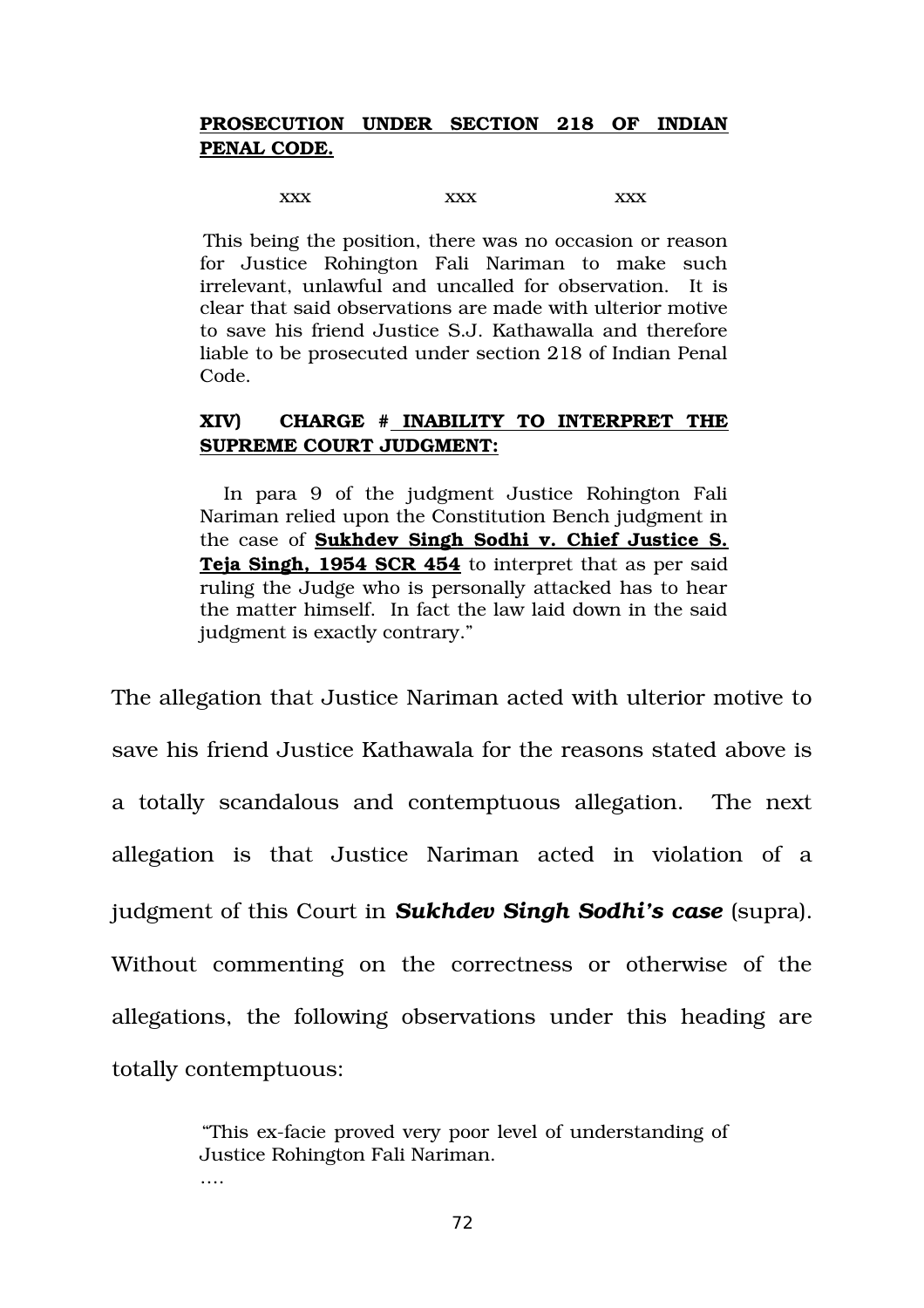> **PROSECUTION UNDER SECTION 218 OF INDIAN PENAL CODE.**
>
> xxx xxx xxx
>
> This being the position, there was no occasion or reason for Justice Rohington Fali Nariman to make such irrelevant, unlawful and uncalled for observation. It is clear that said observations are made with ulterior motive to save his friend Justice S.J. Kathawalla and therefore liable to be prosecuted under section 218 of Indian Penal Code.
>
> **XIV) CHARGE # INABILITY TO INTERPRET THE SUPREME COURT JUDGMENT:**
>
> In para 9 of the judgment Justice Rohington Fali Nariman relied upon the Constitution Bench judgment in the case of **Sukhdev Singh Sodhi v. Chief Justice S. Teja Singh, 1954 SCR 454** to interpret that as per said ruling the Judge who is personally attacked has to hear the matter himself. In fact the law laid down in the said judgment is exactly contrary."

The allegation that Justice Nariman acted with ulterior motive to save his friend Justice Kathawala for the reasons stated above is a totally scandalous and contemptuous allegation. The next allegation is that Justice Nariman acted in violation of a judgment of this Court in ***Sukhdev Singh Sodhi's case*** (supra). Without commenting on the correctness or otherwise of the allegations, the following observations under this heading are totally contemptuous:

> "This ex-facie proved very poor level of understanding of Justice Rohington Fali Nariman.
>
> ….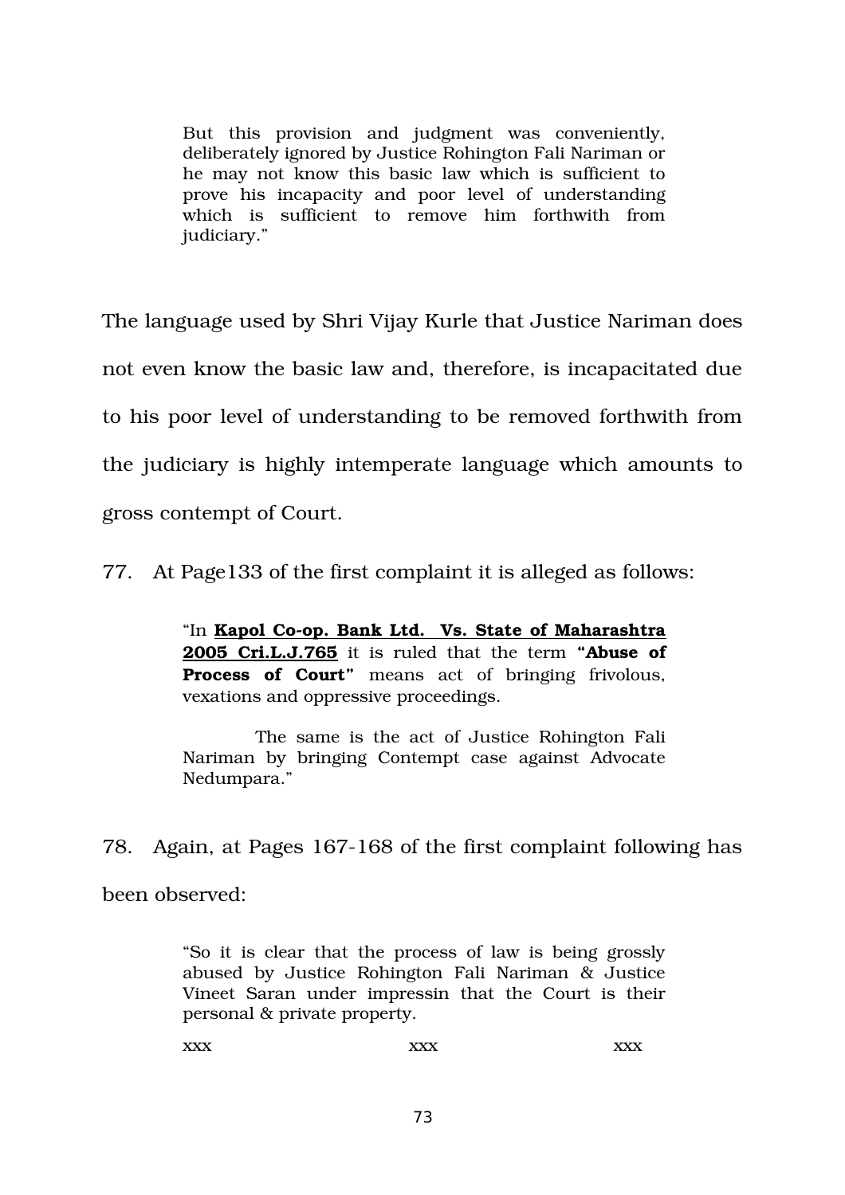> But this provision and judgment was conveniently, deliberately ignored by Justice Rohington Fali Nariman or he may not know this basic law which is sufficient to prove his incapacity and poor level of understanding which is sufficient to remove him forthwith from judiciary."

The language used by Shri Vijay Kurle that Justice Nariman does not even know the basic law and, therefore, is incapacitated due to his poor level of understanding to be removed forthwith from the judiciary is highly intemperate language which amounts to gross contempt of Court.

77. At Page133 of the first complaint it is alleged as follows:

> "In **Kapol Co-op. Bank Ltd. Vs. State of Maharashtra 2005 Cri.L.J.765** it is ruled that the term **"Abuse of Process of Court"** means act of bringing frivolous, vexations and oppressive proceedings.
>
> The same is the act of Justice Rohington Fali Nariman by bringing Contempt case against Advocate Nedumpara."

78. Again, at Pages 167-168 of the first complaint following has been observed:

> "So it is clear that the process of law is being grossly abused by Justice Rohington Fali Nariman & Justice Vineet Saran under impressin that the Court is their personal & private property.
>
> xxx xxx xxx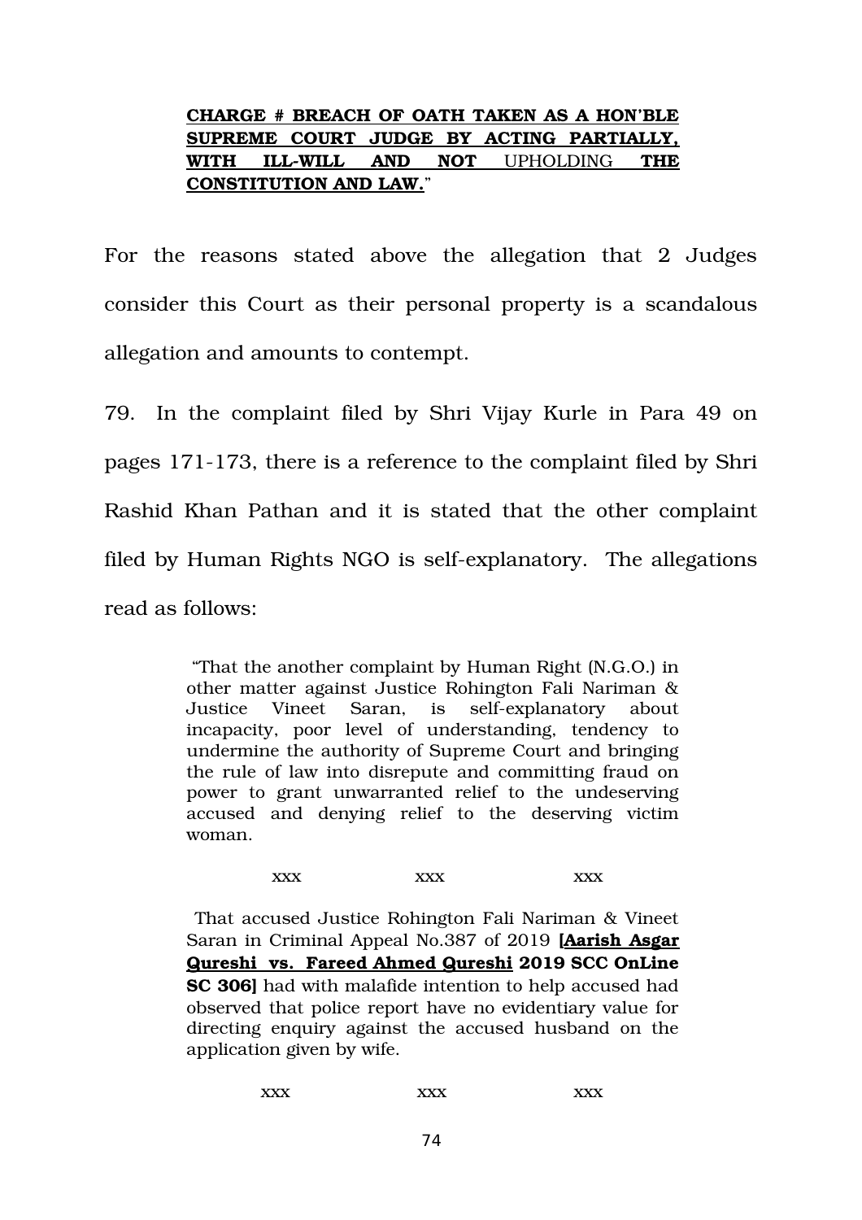> **<u>CHARGE # BREACH OF OATH TAKEN AS A HON'BLE SUPREME COURT JUDGE BY ACTING PARTIALLY, WITH ILL-WILL AND NOT</u>** <u>UPHOLDING</u> **<u>THE CONSTITUTION AND LAW.</u>**"

For the reasons stated above the allegation that 2 Judges consider this Court as their personal property is a scandalous allegation and amounts to contempt.

79. In the complaint filed by Shri Vijay Kurle in Para 49 on pages 171-173, there is a reference to the complaint filed by Shri Rashid Khan Pathan and it is stated that the other complaint filed by Human Rights NGO is self-explanatory. The allegations read as follows:

> "That the another complaint by Human Right (N.G.O.) in other matter against Justice Rohington Fali Nariman & Justice Vineet Saran, is self-explanatory about incapacity, poor level of understanding, tendency to undermine the authority of Supreme Court and bringing the rule of law into disrepute and committing fraud on power to grant unwarranted relief to the undeserving accused and denying relief to the deserving victim woman.
>
> xxx xxx xxx
>
> That accused Justice Rohington Fali Nariman & Vineet Saran in Criminal Appeal No.387 of 2019 **[<u>Aarish Asgar Qureshi vs. Fareed Ahmed Qureshi</u> 2019 SCC OnLine SC 306]** had with malafide intention to help accused had observed that police report have no evidentiary value for directing enquiry against the accused husband on the application given by wife.
>
> xxx xxx xxx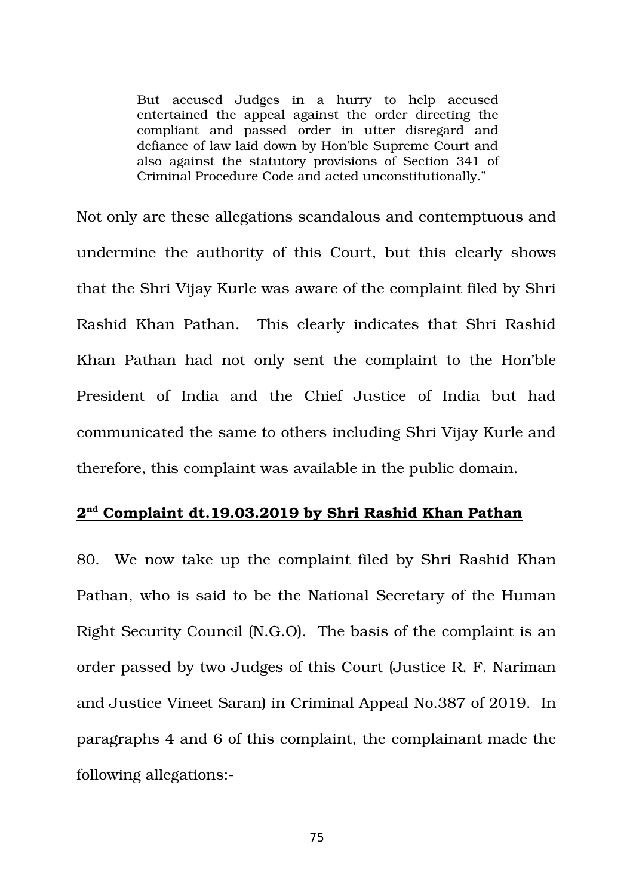> But accused Judges in a hurry to help accused entertained the appeal against the order directing the compliant and passed order in utter disregard and defiance of law laid down by Hon'ble Supreme Court and also against the statutory provisions of Section 341 of Criminal Procedure Code and acted unconstitutionally."

Not only are these allegations scandalous and contemptuous and undermine the authority of this Court, but this clearly shows that the Shri Vijay Kurle was aware of the complaint filed by Shri Rashid Khan Pathan. This clearly indicates that Shri Rashid Khan Pathan had not only sent the complaint to the Hon'ble President of India and the Chief Justice of India but had communicated the same to others including Shri Vijay Kurle and therefore, this complaint was available in the public domain.

**2nd Complaint dt.19.03.2019 by Shri Rashid Khan Pathan**

80. We now take up the complaint filed by Shri Rashid Khan Pathan, who is said to be the National Secretary of the Human Right Security Council (N.G.O). The basis of the complaint is an order passed by two Judges of this Court (Justice R. F. Nariman and Justice Vineet Saran) in Criminal Appeal No.387 of 2019. In paragraphs 4 and 6 of this complaint, the complainant made the following allegations:-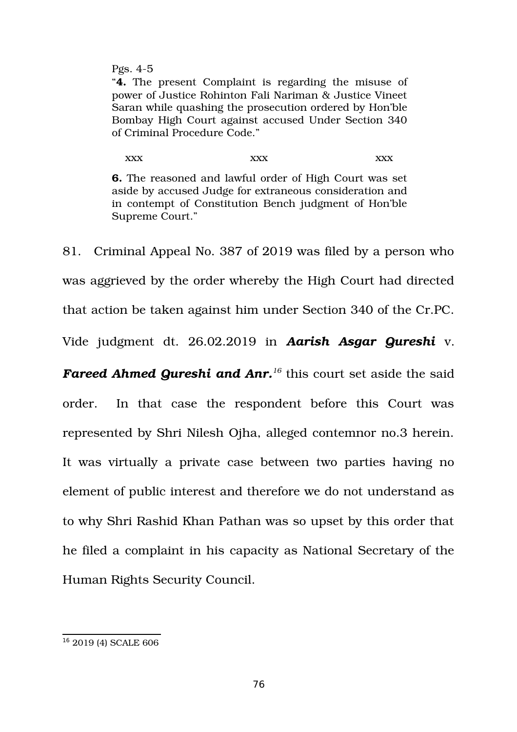> Pgs. 4-5
> "**4.** The present Complaint is regarding the misuse of power of Justice Rohinton Fali Nariman & Justice Vineet Saran while quashing the prosecution ordered by Hon'ble Bombay High Court against accused Under Section 340 of Criminal Procedure Code."
>
> xxx xxx xxx
>
> **6.** The reasoned and lawful order of High Court was set aside by accused Judge for extraneous consideration and in contempt of Constitution Bench judgment of Hon'ble Supreme Court."

81. Criminal Appeal No. 387 of 2019 was filed by a person who was aggrieved by the order whereby the High Court had directed that action be taken against him under Section 340 of the Cr.PC. Vide judgment dt. 26.02.2019 in ***Aarish Asgar Qureshi*** v. ***Fareed Ahmed Qureshi and Anr.***[16] this court set aside the said order. In that case the respondent before this Court was represented by Shri Nilesh Ojha, alleged contemnor no.3 herein. It was virtually a private case between two parties having no element of public interest and therefore we do not understand as to why Shri Rashid Khan Pathan was so upset by this order that he filed a complaint in his capacity as National Secretary of the Human Rights Security Council.

---

[16] 2019 (4) SCALE 606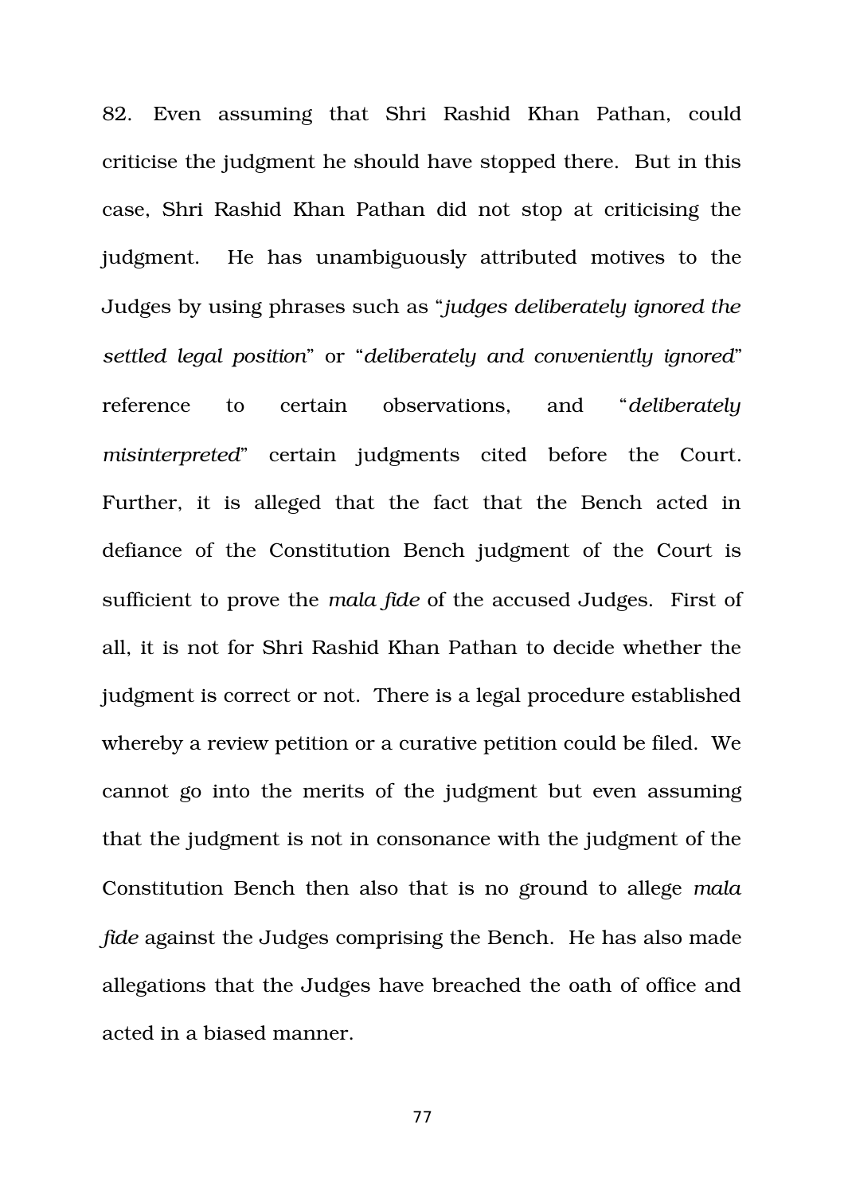82. Even assuming that Shri Rashid Khan Pathan, could criticise the judgment he should have stopped there. But in this case, Shri Rashid Khan Pathan did not stop at criticising the judgment. He has unambiguously attributed motives to the Judges by using phrases such as "*judges deliberately ignored the settled legal position*" or "*deliberately and conveniently ignored*" reference to certain observations, and "*deliberately misinterpreted*" certain judgments cited before the Court. Further, it is alleged that the fact that the Bench acted in defiance of the Constitution Bench judgment of the Court is sufficient to prove the *mala fide* of the accused Judges. First of all, it is not for Shri Rashid Khan Pathan to decide whether the judgment is correct or not. There is a legal procedure established whereby a review petition or a curative petition could be filed. We cannot go into the merits of the judgment but even assuming that the judgment is not in consonance with the judgment of the Constitution Bench then also that is no ground to allege *mala fide* against the Judges comprising the Bench. He has also made allegations that the Judges have breached the oath of office and acted in a biased manner.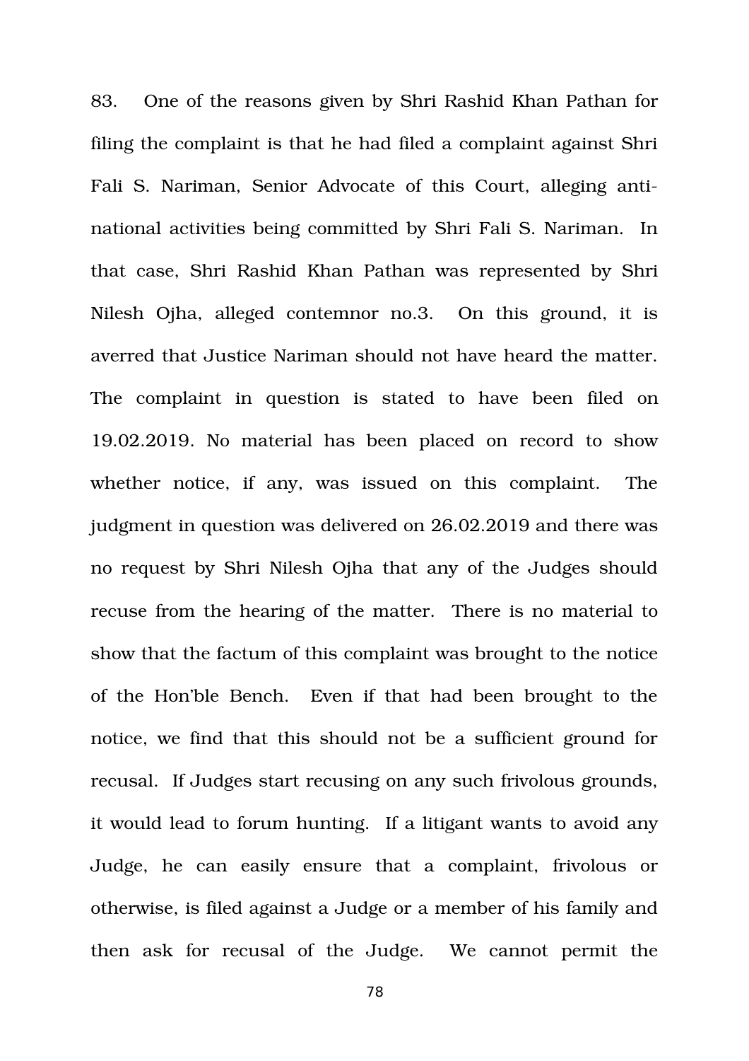83. One of the reasons given by Shri Rashid Khan Pathan for filing the complaint is that he had filed a complaint against Shri Fali S. Nariman, Senior Advocate of this Court, alleging anti-national activities being committed by Shri Fali S. Nariman. In that case, Shri Rashid Khan Pathan was represented by Shri Nilesh Ojha, alleged contemnor no.3. On this ground, it is averred that Justice Nariman should not have heard the matter. The complaint in question is stated to have been filed on 19.02.2019. No material has been placed on record to show whether notice, if any, was issued on this complaint. The judgment in question was delivered on 26.02.2019 and there was no request by Shri Nilesh Ojha that any of the Judges should recuse from the hearing of the matter. There is no material to show that the factum of this complaint was brought to the notice of the Hon'ble Bench. Even if that had been brought to the notice, we find that this should not be a sufficient ground for recusal. If Judges start recusing on any such frivolous grounds, it would lead to forum hunting. If a litigant wants to avoid any Judge, he can easily ensure that a complaint, frivolous or otherwise, is filed against a Judge or a member of his family and then ask for recusal of the Judge. We cannot permit the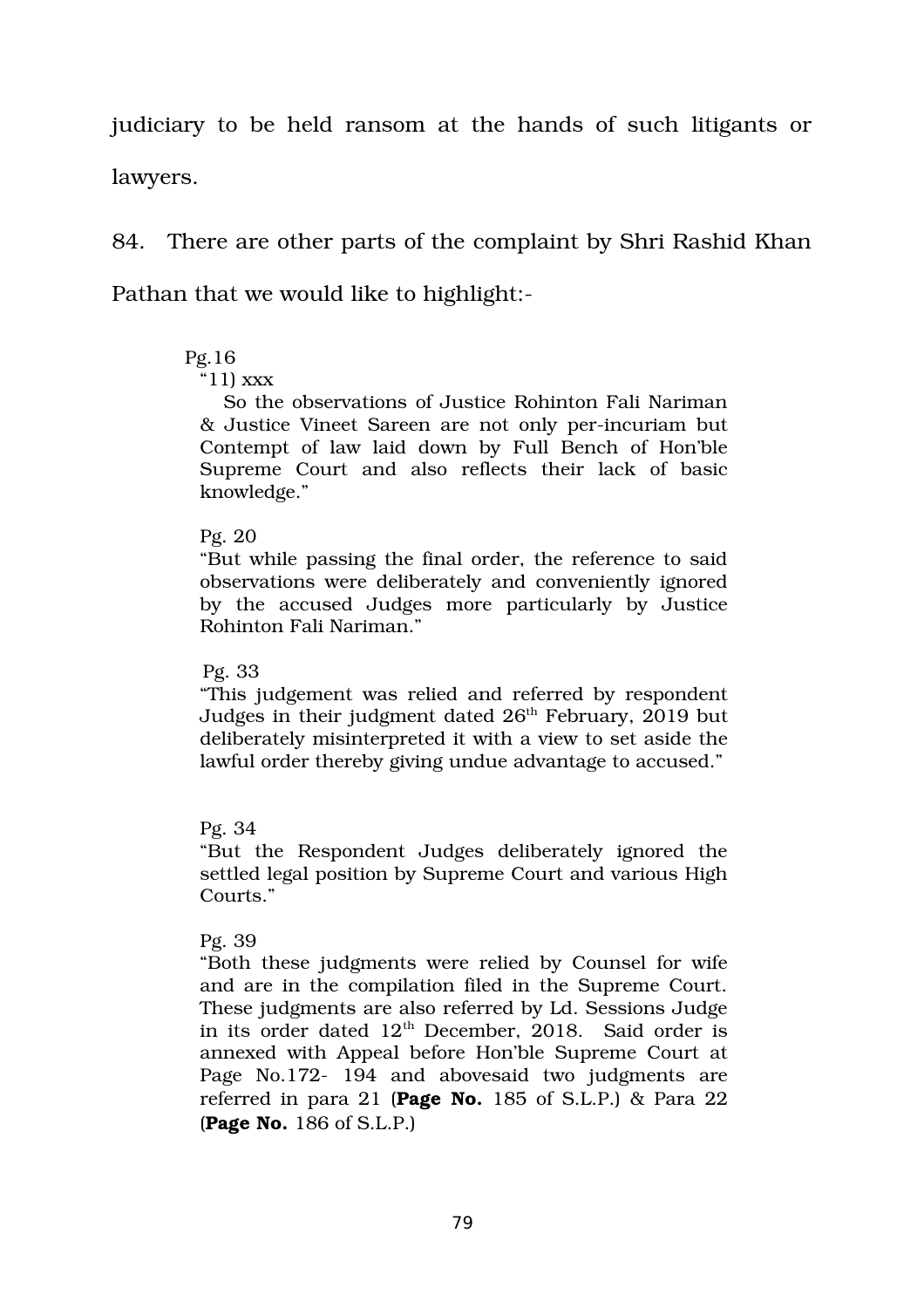judiciary to be held ransom at the hands of such litigants or lawyers.

84. There are other parts of the complaint by Shri Rashid Khan Pathan that we would like to highlight:-

> Pg.16
>
> "11) xxx
>
> So the observations of Justice Rohinton Fali Nariman & Justice Vineet Sareen are not only per-incuriam but Contempt of law laid down by Full Bench of Hon'ble Supreme Court and also reflects their lack of basic knowledge."
>
> Pg. 20
>
> "But while passing the final order, the reference to said observations were deliberately and conveniently ignored by the accused Judges more particularly by Justice Rohinton Fali Nariman."
>
> Pg. 33
>
> "This judgement was relied and referred by respondent Judges in their judgment dated 26th February, 2019 but deliberately misinterpreted it with a view to set aside the lawful order thereby giving undue advantage to accused."
>
> Pg. 34
>
> "But the Respondent Judges deliberately ignored the settled legal position by Supreme Court and various High Courts."
>
> Pg. 39
>
> "Both these judgments were relied by Counsel for wife and are in the compilation filed in the Supreme Court. These judgments are also referred by Ld. Sessions Judge in its order dated 12th December, 2018. Said order is annexed with Appeal before Hon'ble Supreme Court at Page No.172- 194 and abovesaid two judgments are referred in para 21 (**Page No.** 185 of S.L.P.) & Para 22 (**Page No.** 186 of S.L.P.)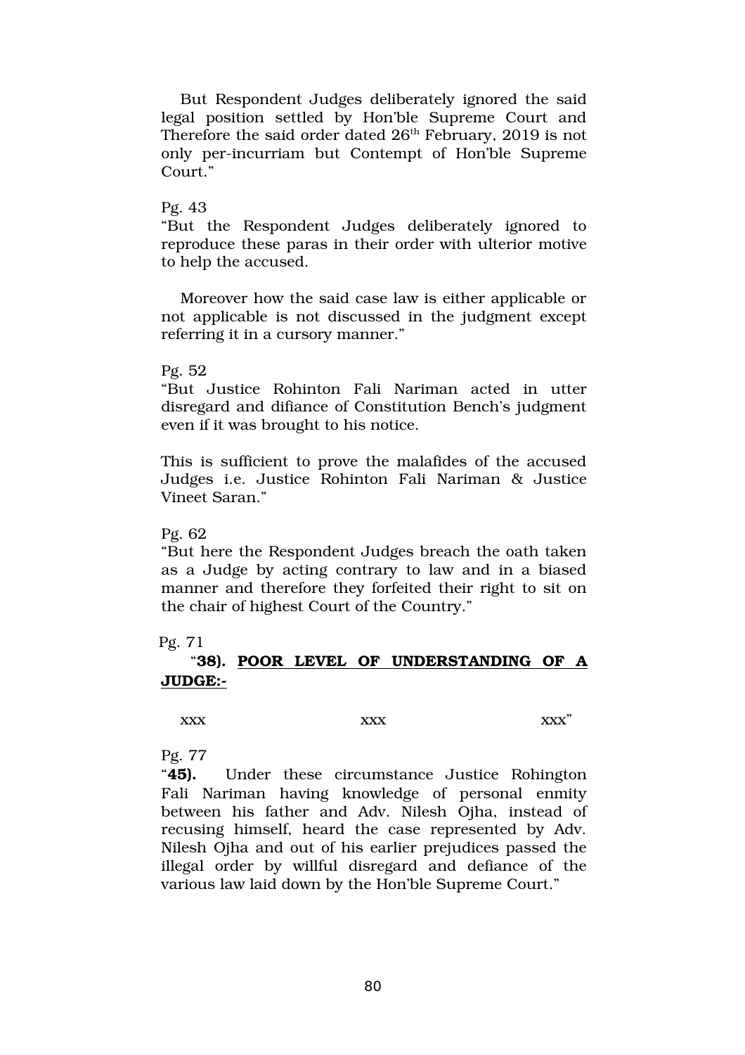But Respondent Judges deliberately ignored the said legal position settled by Hon'ble Supreme Court and Therefore the said order dated 26th February, 2019 is not only per-incurriam but Contempt of Hon'ble Supreme Court."

Pg. 43

"But the Respondent Judges deliberately ignored to reproduce these paras in their order with ulterior motive to help the accused.

Moreover how the said case law is either applicable or not applicable is not discussed in the judgment except referring it in a cursory manner."

Pg. 52

"But Justice Rohinton Fali Nariman acted in utter disregard and difiance of Constitution Bench's judgment even if it was brought to his notice.

This is sufficient to prove the malafides of the accused Judges i.e. Justice Rohinton Fali Nariman & Justice Vineet Saran."

Pg. 62

"But here the Respondent Judges breach the oath taken as a Judge by acting contrary to law and in a biased manner and therefore they forfeited their right to sit on the chair of highest Court of the Country."

Pg. 71

"**38). <u>POOR LEVEL OF UNDERSTANDING OF A JUDGE:-</u>**

xxx xxx xxx"

Pg. 77

"**45).** Under these circumstance Justice Rohington Fali Nariman having knowledge of personal enmity between his father and Adv. Nilesh Ojha, instead of recusing himself, heard the case represented by Adv. Nilesh Ojha and out of his earlier prejudices passed the illegal order by willful disregard and defiance of the various law laid down by the Hon'ble Supreme Court."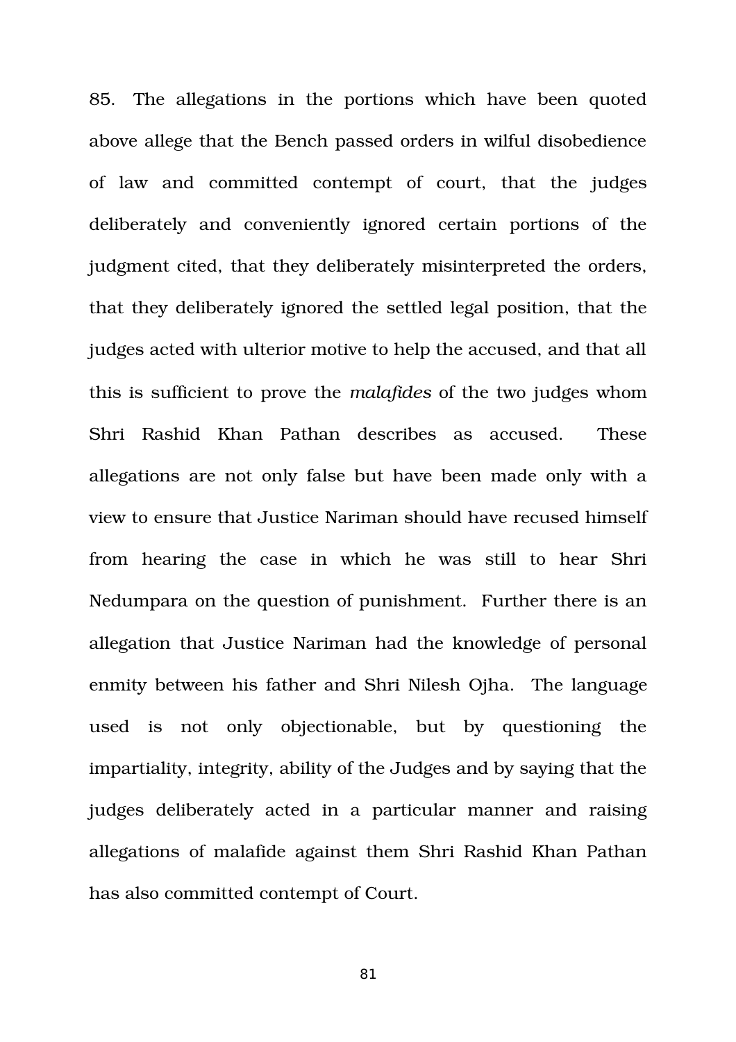85. The allegations in the portions which have been quoted above allege that the Bench passed orders in wilful disobedience of law and committed contempt of court, that the judges deliberately and conveniently ignored certain portions of the judgment cited, that they deliberately misinterpreted the orders, that they deliberately ignored the settled legal position, that the judges acted with ulterior motive to help the accused, and that all this is sufficient to prove the *malafides* of the two judges whom Shri Rashid Khan Pathan describes as accused. These allegations are not only false but have been made only with a view to ensure that Justice Nariman should have recused himself from hearing the case in which he was still to hear Shri Nedumpara on the question of punishment. Further there is an allegation that Justice Nariman had the knowledge of personal enmity between his father and Shri Nilesh Ojha. The language used is not only objectionable, but by questioning the impartiality, integrity, ability of the Judges and by saying that the judges deliberately acted in a particular manner and raising allegations of malafide against them Shri Rashid Khan Pathan has also committed contempt of Court.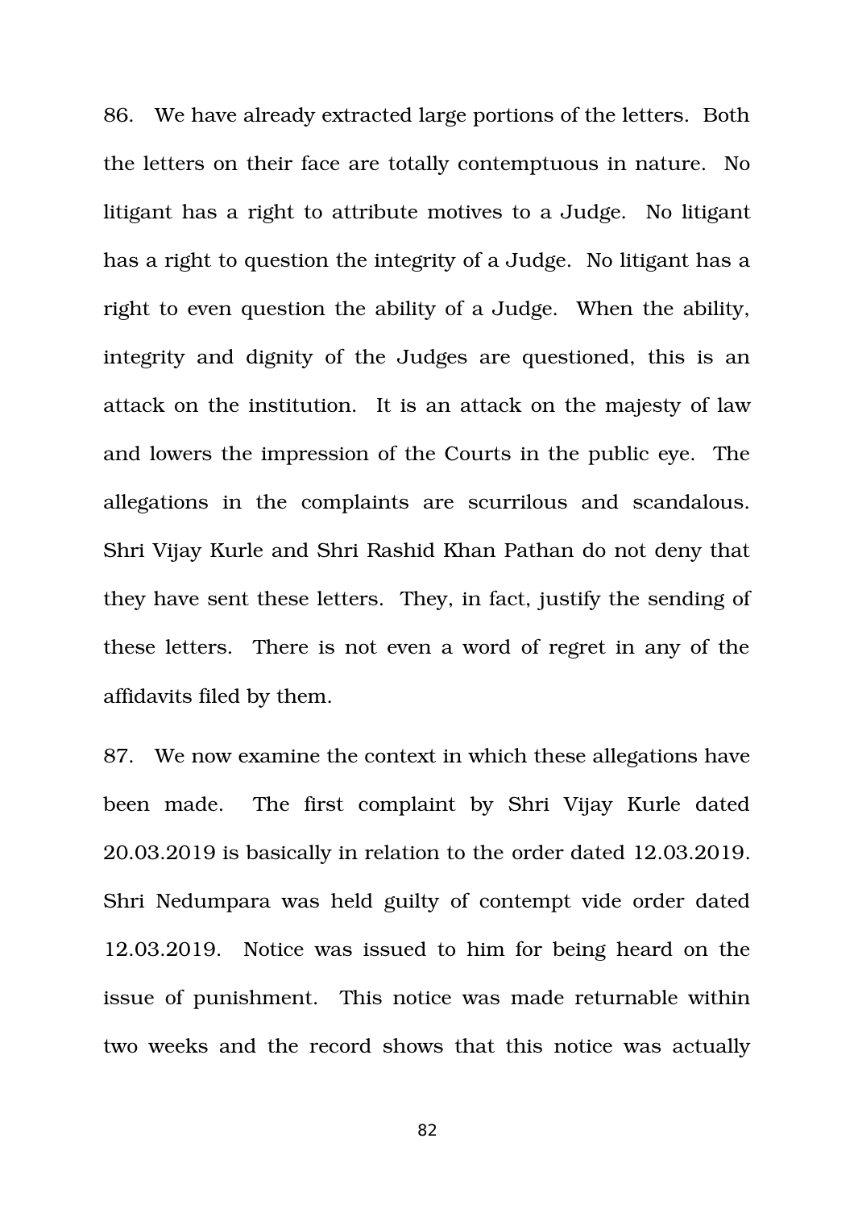86. We have already extracted large portions of the letters. Both the letters on their face are totally contemptuous in nature. No litigant has a right to attribute motives to a Judge. No litigant has a right to question the integrity of a Judge. No litigant has a right to even question the ability of a Judge. When the ability, integrity and dignity of the Judges are questioned, this is an attack on the institution. It is an attack on the majesty of law and lowers the impression of the Courts in the public eye. The allegations in the complaints are scurrilous and scandalous. Shri Vijay Kurle and Shri Rashid Khan Pathan do not deny that they have sent these letters. They, in fact, justify the sending of these letters. There is not even a word of regret in any of the affidavits filed by them.

87. We now examine the context in which these allegations have been made. The first complaint by Shri Vijay Kurle dated 20.03.2019 is basically in relation to the order dated 12.03.2019. Shri Nedumpara was held guilty of contempt vide order dated 12.03.2019. Notice was issued to him for being heard on the issue of punishment. This notice was made returnable within two weeks and the record shows that this notice was actually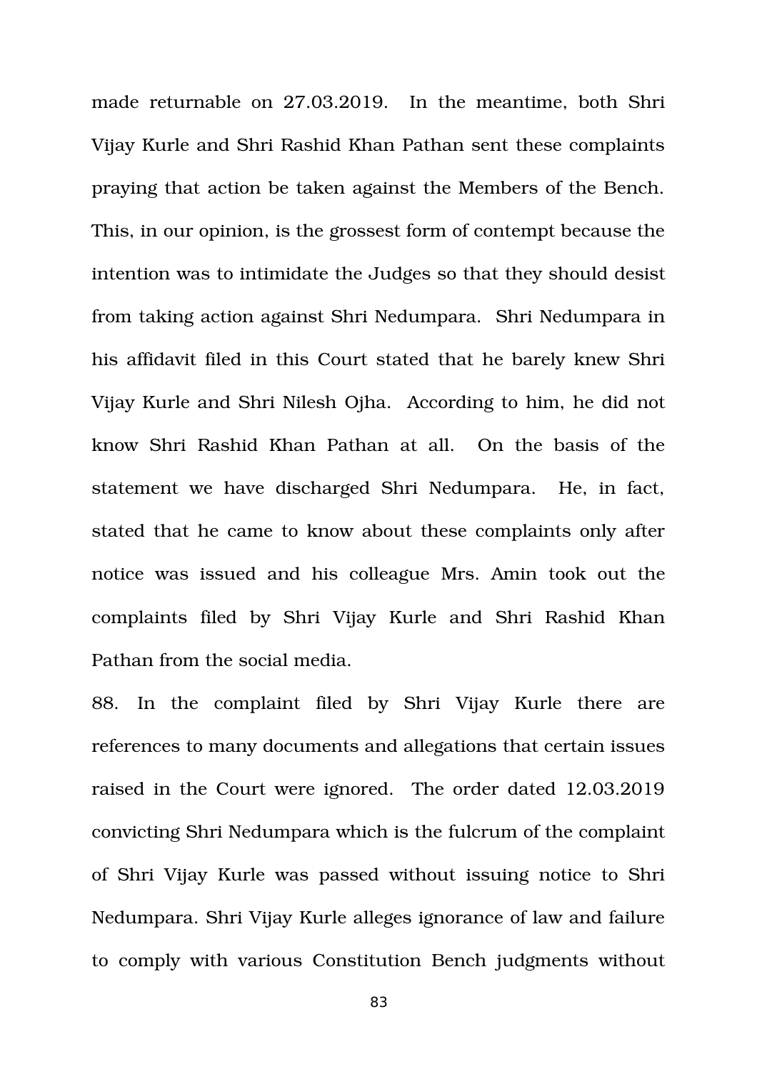made returnable on 27.03.2019. In the meantime, both Shri Vijay Kurle and Shri Rashid Khan Pathan sent these complaints praying that action be taken against the Members of the Bench. This, in our opinion, is the grossest form of contempt because the intention was to intimidate the Judges so that they should desist from taking action against Shri Nedumpara. Shri Nedumpara in his affidavit filed in this Court stated that he barely knew Shri Vijay Kurle and Shri Nilesh Ojha. According to him, he did not know Shri Rashid Khan Pathan at all. On the basis of the statement we have discharged Shri Nedumpara. He, in fact, stated that he came to know about these complaints only after notice was issued and his colleague Mrs. Amin took out the complaints filed by Shri Vijay Kurle and Shri Rashid Khan Pathan from the social media.

88. In the complaint filed by Shri Vijay Kurle there are references to many documents and allegations that certain issues raised in the Court were ignored. The order dated 12.03.2019 convicting Shri Nedumpara which is the fulcrum of the complaint of Shri Vijay Kurle was passed without issuing notice to Shri Nedumpara. Shri Vijay Kurle alleges ignorance of law and failure to comply with various Constitution Bench judgments without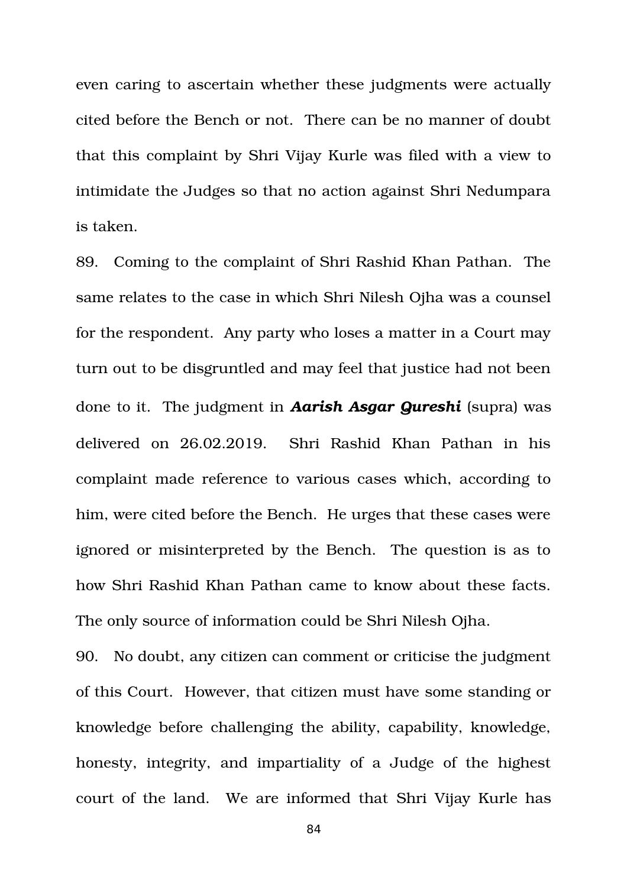even caring to ascertain whether these judgments were actually cited before the Bench or not. There can be no manner of doubt that this complaint by Shri Vijay Kurle was filed with a view to intimidate the Judges so that no action against Shri Nedumpara is taken.

89. Coming to the complaint of Shri Rashid Khan Pathan. The same relates to the case in which Shri Nilesh Ojha was a counsel for the respondent. Any party who loses a matter in a Court may turn out to be disgruntled and may feel that justice had not been done to it. The judgment in ***Aarish Asgar Qureshi*** (supra) was delivered on 26.02.2019. Shri Rashid Khan Pathan in his complaint made reference to various cases which, according to him, were cited before the Bench. He urges that these cases were ignored or misinterpreted by the Bench. The question is as to how Shri Rashid Khan Pathan came to know about these facts. The only source of information could be Shri Nilesh Ojha.

90. No doubt, any citizen can comment or criticise the judgment of this Court. However, that citizen must have some standing or knowledge before challenging the ability, capability, knowledge, honesty, integrity, and impartiality of a Judge of the highest court of the land. We are informed that Shri Vijay Kurle has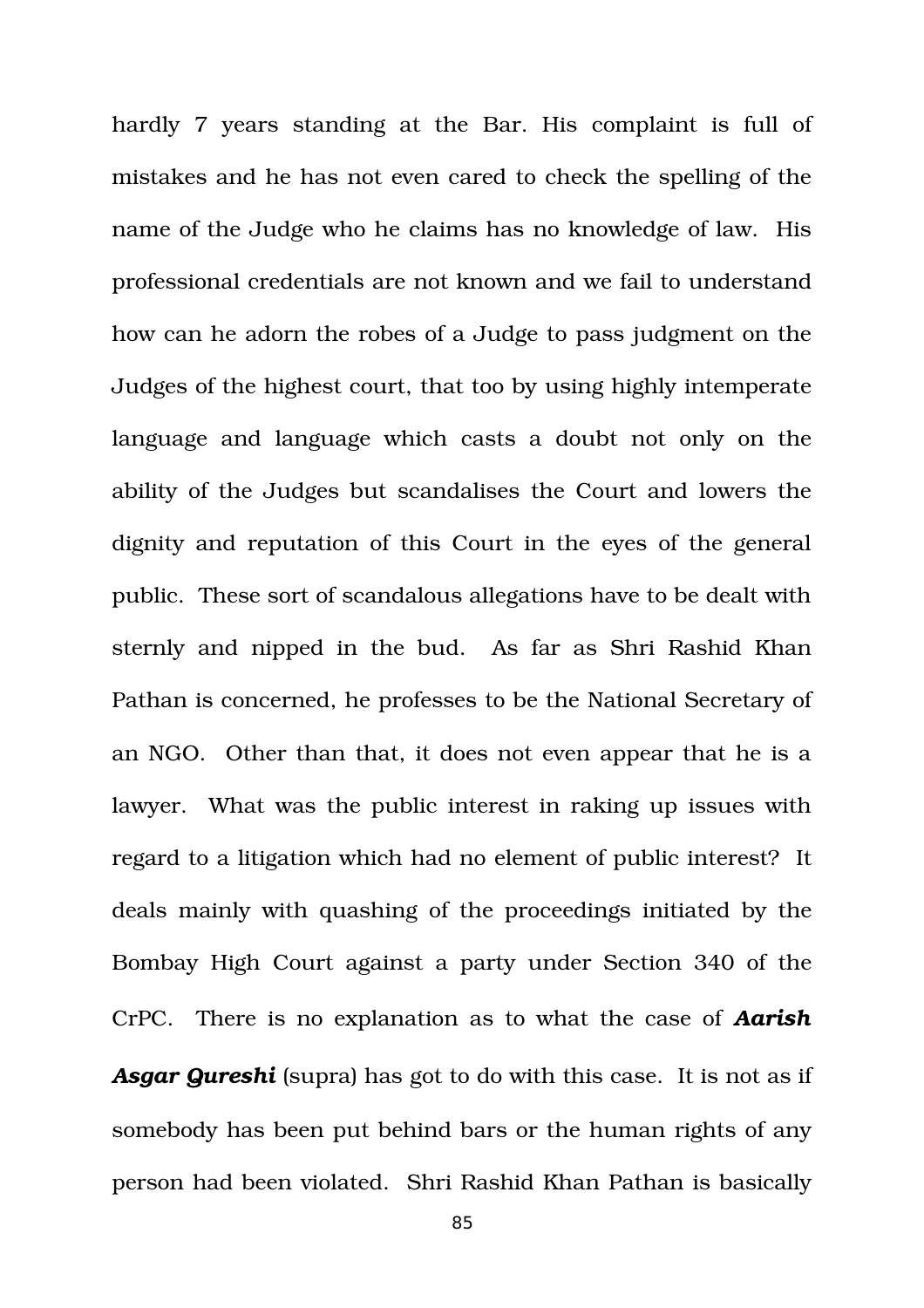hardly 7 years standing at the Bar. His complaint is full of mistakes and he has not even cared to check the spelling of the name of the Judge who he claims has no knowledge of law. His professional credentials are not known and we fail to understand how can he adorn the robes of a Judge to pass judgment on the Judges of the highest court, that too by using highly intemperate language and language which casts a doubt not only on the ability of the Judges but scandalises the Court and lowers the dignity and reputation of this Court in the eyes of the general public. These sort of scandalous allegations have to be dealt with sternly and nipped in the bud. As far as Shri Rashid Khan Pathan is concerned, he professes to be the National Secretary of an NGO. Other than that, it does not even appear that he is a lawyer. What was the public interest in raking up issues with regard to a litigation which had no element of public interest? It deals mainly with quashing of the proceedings initiated by the Bombay High Court against a party under Section 340 of the CrPC. There is no explanation as to what the case of ***Aarish Asgar Qureshi*** (supra) has got to do with this case. It is not as if somebody has been put behind bars or the human rights of any person had been violated. Shri Rashid Khan Pathan is basically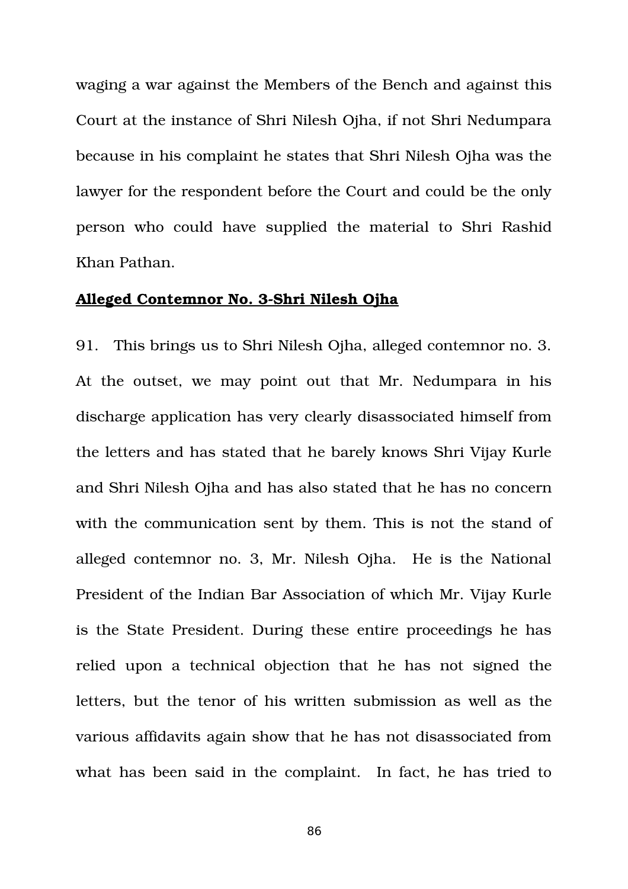waging a war against the Members of the Bench and against this Court at the instance of Shri Nilesh Ojha, if not Shri Nedumpara because in his complaint he states that Shri Nilesh Ojha was the lawyer for the respondent before the Court and could be the only person who could have supplied the material to Shri Rashid Khan Pathan.

**Alleged Contemnor No. 3-Shri Nilesh Ojha**

91. This brings us to Shri Nilesh Ojha, alleged contemnor no. 3. At the outset, we may point out that Mr. Nedumpara in his discharge application has very clearly disassociated himself from the letters and has stated that he barely knows Shri Vijay Kurle and Shri Nilesh Ojha and has also stated that he has no concern with the communication sent by them. This is not the stand of alleged contemnor no. 3, Mr. Nilesh Ojha. He is the National President of the Indian Bar Association of which Mr. Vijay Kurle is the State President. During these entire proceedings he has relied upon a technical objection that he has not signed the letters, but the tenor of his written submission as well as the various affidavits again show that he has not disassociated from what has been said in the complaint. In fact, he has tried to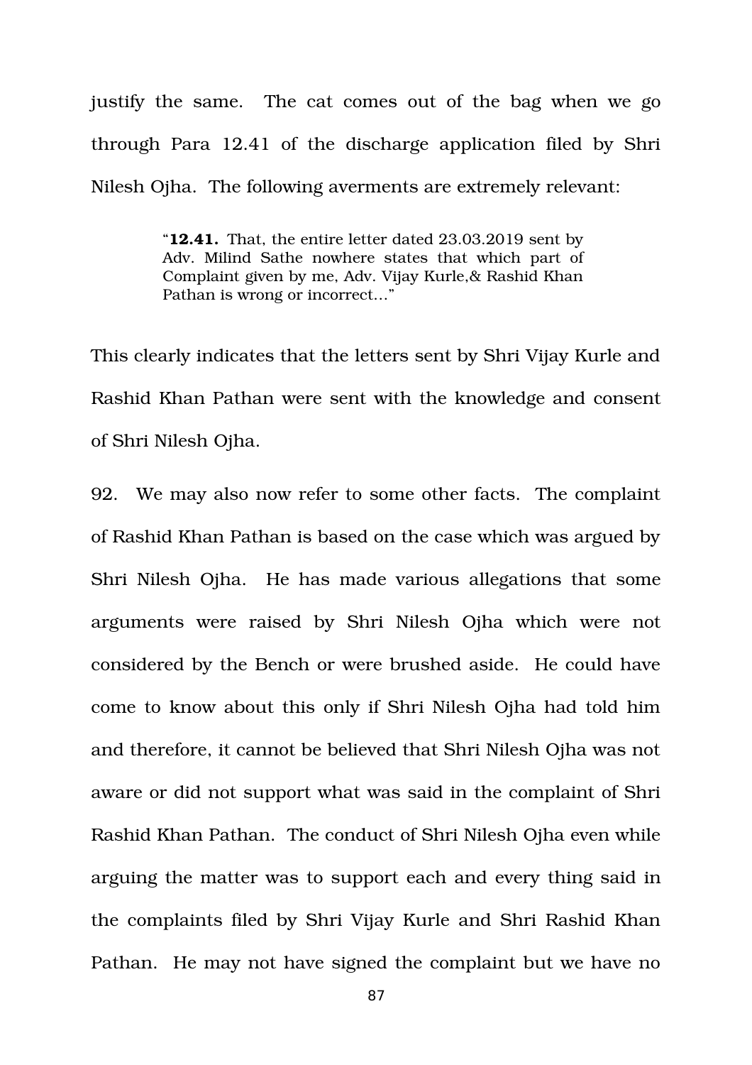justify the same. The cat comes out of the bag when we go through Para 12.41 of the discharge application filed by Shri Nilesh Ojha. The following averments are extremely relevant:

> "**12.41.** That, the entire letter dated 23.03.2019 sent by Adv. Milind Sathe nowhere states that which part of Complaint given by me, Adv. Vijay Kurle,& Rashid Khan Pathan is wrong or incorrect..."

This clearly indicates that the letters sent by Shri Vijay Kurle and Rashid Khan Pathan were sent with the knowledge and consent of Shri Nilesh Ojha.

92. We may also now refer to some other facts. The complaint of Rashid Khan Pathan is based on the case which was argued by Shri Nilesh Ojha. He has made various allegations that some arguments were raised by Shri Nilesh Ojha which were not considered by the Bench or were brushed aside. He could have come to know about this only if Shri Nilesh Ojha had told him and therefore, it cannot be believed that Shri Nilesh Ojha was not aware or did not support what was said in the complaint of Shri Rashid Khan Pathan. The conduct of Shri Nilesh Ojha even while arguing the matter was to support each and every thing said in the complaints filed by Shri Vijay Kurle and Shri Rashid Khan Pathan. He may not have signed the complaint but we have no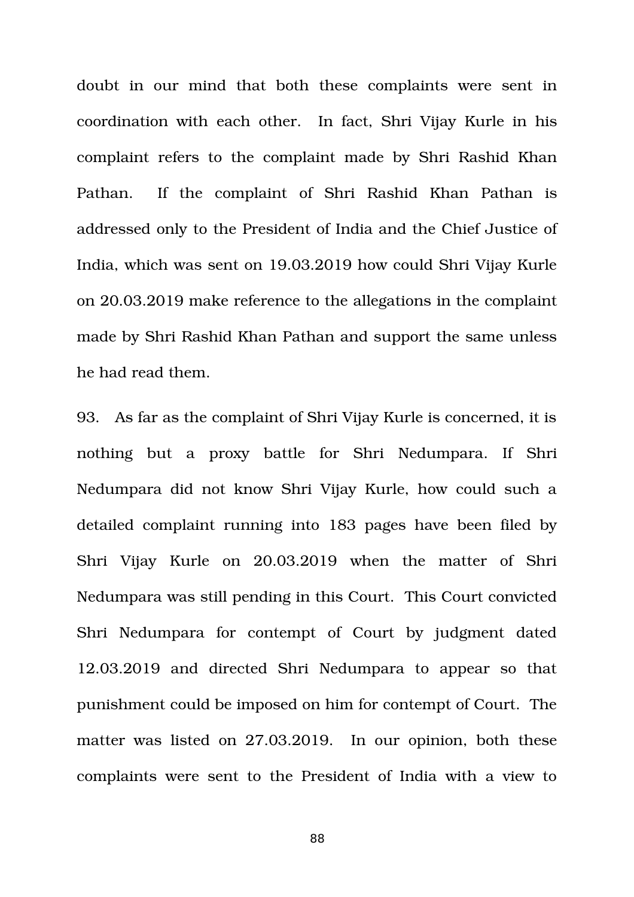doubt in our mind that both these complaints were sent in coordination with each other. In fact, Shri Vijay Kurle in his complaint refers to the complaint made by Shri Rashid Khan Pathan. If the complaint of Shri Rashid Khan Pathan is addressed only to the President of India and the Chief Justice of India, which was sent on 19.03.2019 how could Shri Vijay Kurle on 20.03.2019 make reference to the allegations in the complaint made by Shri Rashid Khan Pathan and support the same unless he had read them.

93. As far as the complaint of Shri Vijay Kurle is concerned, it is nothing but a proxy battle for Shri Nedumpara. If Shri Nedumpara did not know Shri Vijay Kurle, how could such a detailed complaint running into 183 pages have been filed by Shri Vijay Kurle on 20.03.2019 when the matter of Shri Nedumpara was still pending in this Court. This Court convicted Shri Nedumpara for contempt of Court by judgment dated 12.03.2019 and directed Shri Nedumpara to appear so that punishment could be imposed on him for contempt of Court. The matter was listed on 27.03.2019. In our opinion, both these complaints were sent to the President of India with a view to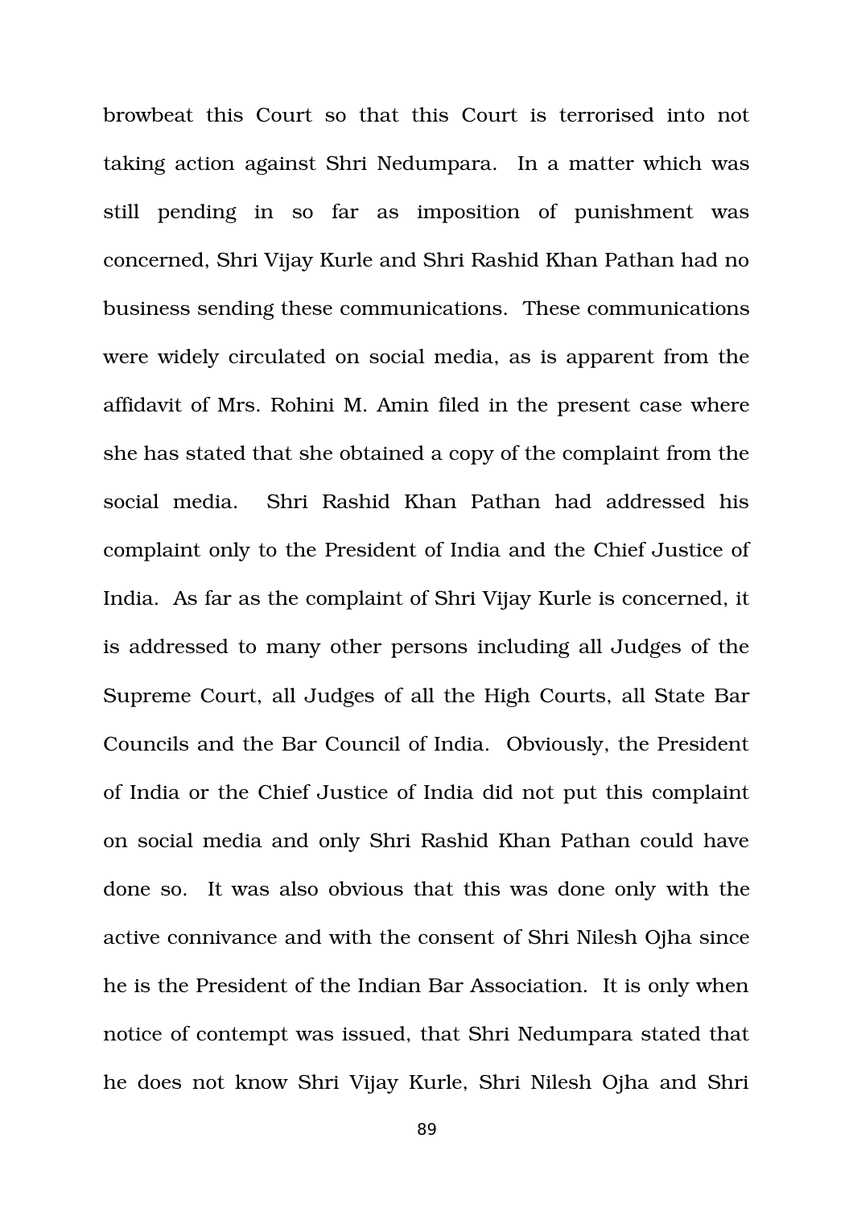browbeat this Court so that this Court is terrorised into not taking action against Shri Nedumpara. In a matter which was still pending in so far as imposition of punishment was concerned, Shri Vijay Kurle and Shri Rashid Khan Pathan had no business sending these communications. These communications were widely circulated on social media, as is apparent from the affidavit of Mrs. Rohini M. Amin filed in the present case where she has stated that she obtained a copy of the complaint from the social media. Shri Rashid Khan Pathan had addressed his complaint only to the President of India and the Chief Justice of India. As far as the complaint of Shri Vijay Kurle is concerned, it is addressed to many other persons including all Judges of the Supreme Court, all Judges of all the High Courts, all State Bar Councils and the Bar Council of India. Obviously, the President of India or the Chief Justice of India did not put this complaint on social media and only Shri Rashid Khan Pathan could have done so. It was also obvious that this was done only with the active connivance and with the consent of Shri Nilesh Ojha since he is the President of the Indian Bar Association. It is only when notice of contempt was issued, that Shri Nedumpara stated that he does not know Shri Vijay Kurle, Shri Nilesh Ojha and Shri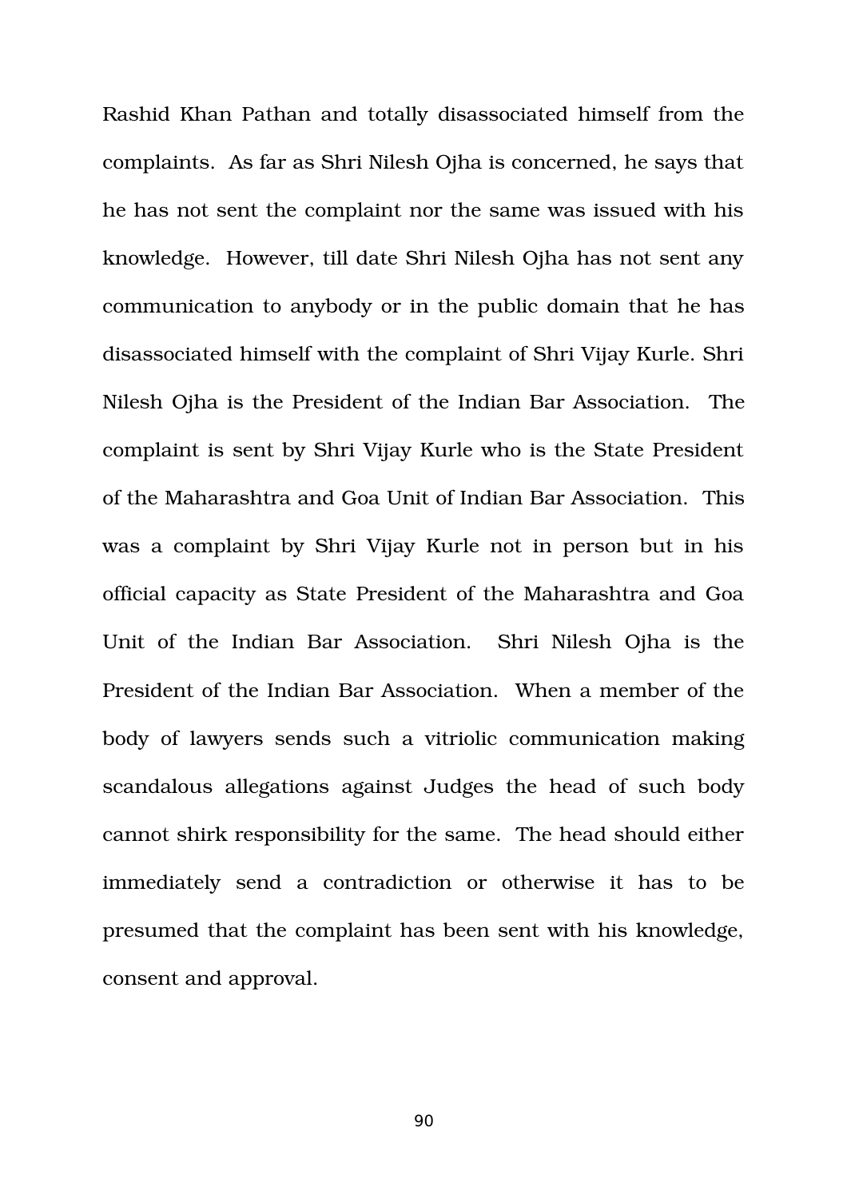Rashid Khan Pathan and totally disassociated himself from the complaints. As far as Shri Nilesh Ojha is concerned, he says that he has not sent the complaint nor the same was issued with his knowledge. However, till date Shri Nilesh Ojha has not sent any communication to anybody or in the public domain that he has disassociated himself with the complaint of Shri Vijay Kurle. Shri Nilesh Ojha is the President of the Indian Bar Association. The complaint is sent by Shri Vijay Kurle who is the State President of the Maharashtra and Goa Unit of Indian Bar Association. This was a complaint by Shri Vijay Kurle not in person but in his official capacity as State President of the Maharashtra and Goa Unit of the Indian Bar Association. Shri Nilesh Ojha is the President of the Indian Bar Association. When a member of the body of lawyers sends such a vitriolic communication making scandalous allegations against Judges the head of such body cannot shirk responsibility for the same. The head should either immediately send a contradiction or otherwise it has to be presumed that the complaint has been sent with his knowledge, consent and approval.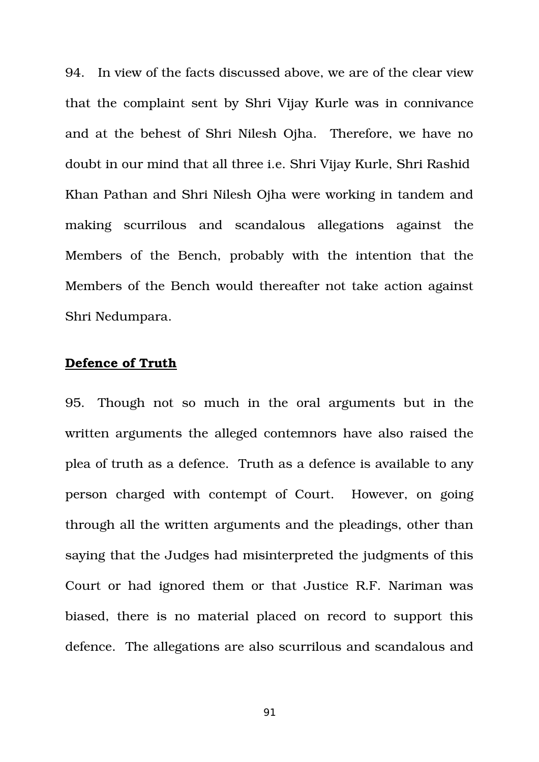94. In view of the facts discussed above, we are of the clear view that the complaint sent by Shri Vijay Kurle was in connivance and at the behest of Shri Nilesh Ojha. Therefore, we have no doubt in our mind that all three i.e. Shri Vijay Kurle, Shri Rashid Khan Pathan and Shri Nilesh Ojha were working in tandem and making scurrilous and scandalous allegations against the Members of the Bench, probably with the intention that the Members of the Bench would thereafter not take action against Shri Nedumpara.

**Defence of Truth**

95. Though not so much in the oral arguments but in the written arguments the alleged contemnors have also raised the plea of truth as a defence. Truth as a defence is available to any person charged with contempt of Court. However, on going through all the written arguments and the pleadings, other than saying that the Judges had misinterpreted the judgments of this Court or had ignored them or that Justice R.F. Nariman was biased, there is no material placed on record to support this defence. The allegations are also scurrilous and scandalous and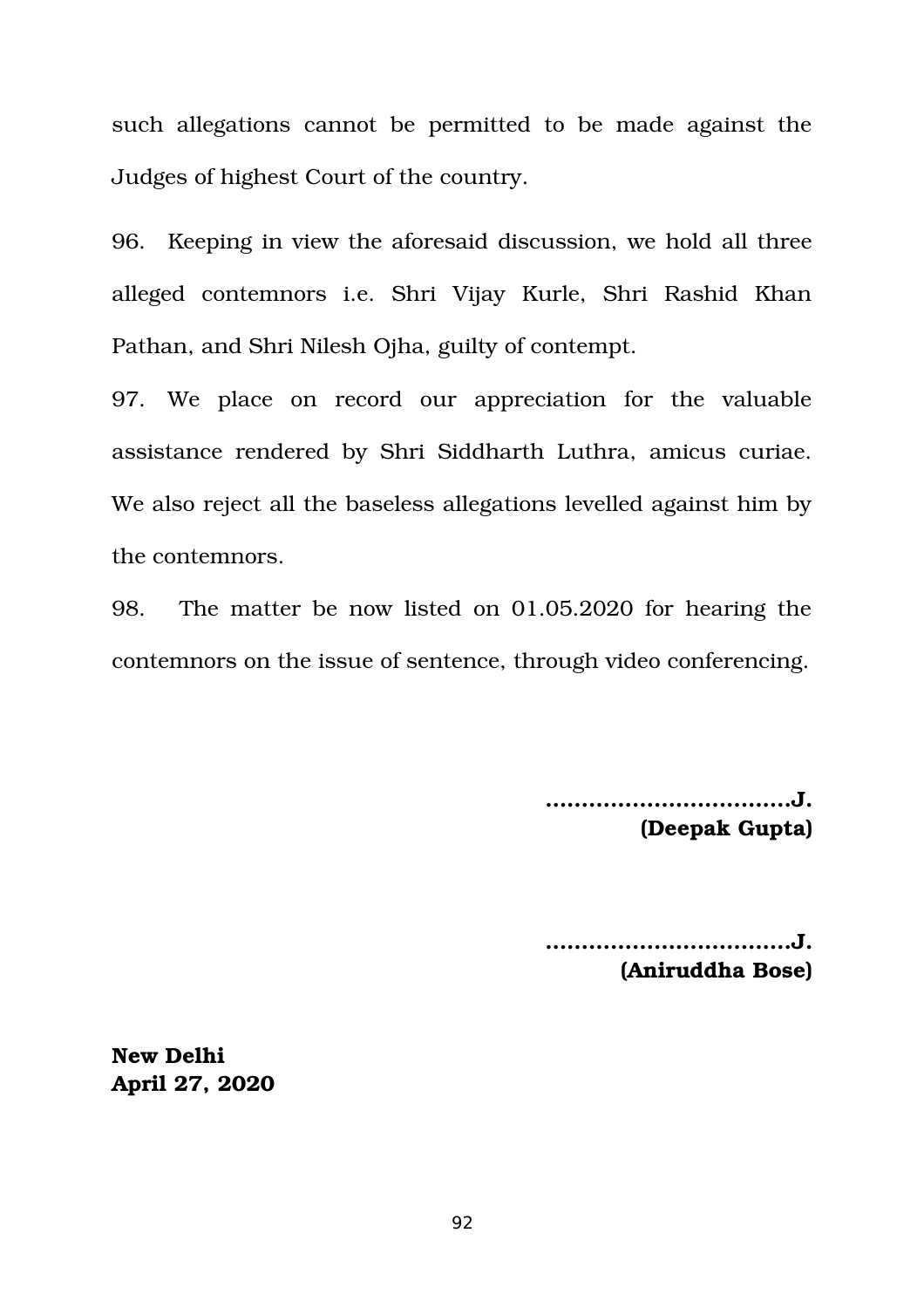such allegations cannot be permitted to be made against the Judges of highest Court of the country.

96. Keeping in view the aforesaid discussion, we hold all three alleged contemnors i.e. Shri Vijay Kurle, Shri Rashid Khan Pathan, and Shri Nilesh Ojha, guilty of contempt.

97. We place on record our appreciation for the valuable assistance rendered by Shri Siddharth Luthra, amicus curiae. We also reject all the baseless allegations levelled against him by the contemnors.

98. The matter be now listed on 01.05.2020 for hearing the contemnors on the issue of sentence, through video conferencing.

**…………………………….J.**
**(Deepak Gupta)**

**…………………………….J.**
**(Aniruddha Bose)**

**New Delhi**
**April 27, 2020**